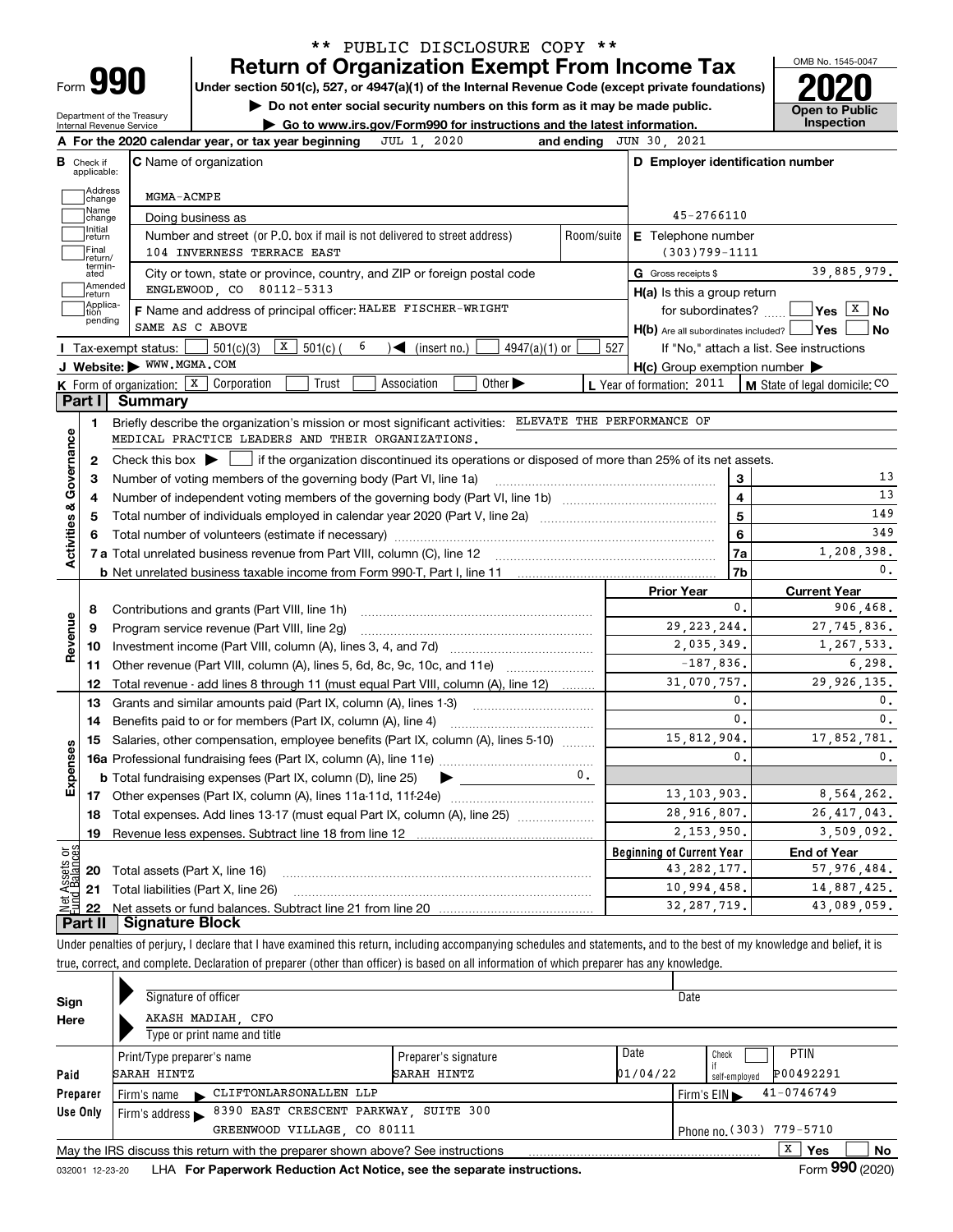\*\* PUBLIC DISCLOSURE COPY \*\*

# Form 990 — Return of Organization Exempt From Income Tax

Under section 501(c), 527, or 4947(a)(1) of the Internal Revenue Code (except private foundations)

▶ Do not enter social security numbers on this form as it may be made public.

▶ Go to www.irs.gov/Form990 for instructions and the latest information.

Department of the Treasury, Internal Revenue Service

OMB No. 1545-0047

**2020**

**Open to Public Inspection**

**A** For the 2020 calendar year, or tax year beginning JUL 1, 2020 and ending JUN 30, 2021

**B** Check if applicable: Address change, Name change, Initial return, Final return/terminated, Amended return, Application pending

**C** Name of organization: MGMA-ACMPE

Doing business as

Number and street (or P.O. box if mail is not delivered to street address): 104 INVERNESS TERRACE EAST — Room/suite

City or town, state or province, country, and ZIP or foreign postal code: ENGLEWOOD, CO 80112-5313

**F** Name and address of principal officer: HALEE FISCHER-WRIGHT, SAME AS C ABOVE

**D** Employer identification number: 45-2766110

**E** Telephone number: (303)799-1111

**G** Gross receipts $ 39,885,979.

**H(a)** Is this a group return for subordinates? Yes [ ] No [X]

**H(b)** Are all subordinates included? Yes [ ] No [ ] If "No," attach a list. See instructions

**H(c)** Group exemption number ▶

**I** Tax-exempt status: [ ] 501(c)(3) [X] 501(c) ( 6 ) ◀ (insert no.) [ ] 4947(a)(1) or [ ] 527

**J** Website: ▶ WWW.MGMA.COM

**K** Form of organization: [X] Corporation [ ] Trust [ ] Association [ ] Other ▶

**L** Year of formation: 2011 **M** State of legal domicile: CO

## Part I Summary

**Activities & Governance**

1. Briefly describe the organization's mission or most significant activities: ELEVATE THE PERFORMANCE OF MEDICAL PRACTICE LEADERS AND THEIR ORGANIZATIONS.
2. Check this box ▶ [ ] if the organization discontinued its operations or disposed of more than 25% of its net assets.

| Line | Description | | Value |
|---|---|---|---|
| 3 | Number of voting members of the governing body (Part VI, line 1a) | 3 | 13 |
| 4 | Number of independent voting members of the governing body (Part VI, line 1b) | 4 | 13 |
| 5 | Total number of individuals employed in calendar year 2020 (Part V, line 2a) | 5 | 149 |
| 6 | Total number of volunteers (estimate if necessary) | 6 | 349 |
| 7a | Total unrelated business revenue from Part VIII, column (C), line 12 | 7a | 1,208,398. |
| 7b | Net unrelated business taxable income from Form 990-T, Part I, line 11 | 7b | 0. |

| Line | Description | Prior Year | Current Year |
|---|---|---|---|
| | **Revenue** | | |
| 8 | Contributions and grants (Part VIII, line 1h) | 0. | 906,468. |
| 9 | Program service revenue (Part VIII, line 2g) | 29,223,244. | 27,745,836. |
| 10 | Investment income (Part VIII, column (A), lines 3, 4, and 7d) | 2,035,349. | 1,267,533. |
| 11 | Other revenue (Part VIII, column (A), lines 5, 6d, 8c, 9c, 10c, and 11e) | -187,836. | 6,298. |
| 12 | Total revenue - add lines 8 through 11 (must equal Part VIII, column (A), line 12) | 31,070,757. | 29,926,135. |
| | **Expenses** | | |
| 13 | Grants and similar amounts paid (Part IX, column (A), lines 1-3) | 0. | 0. |
| 14 | Benefits paid to or for members (Part IX, column (A), line 4) | 0. | 0. |
| 15 | Salaries, other compensation, employee benefits (Part IX, column (A), lines 5-10) | 15,812,904. | 17,852,781. |
| 16a | Professional fundraising fees (Part IX, column (A), line 11e) | 0. | 0. |
| b | Total fundraising expenses (Part IX, column (D), line 25) ▶ 0. | | |
| 17 | Other expenses (Part IX, column (A), lines 11a-11d, 11f-24e) | 13,103,903. | 8,564,262. |
| 18 | Total expenses. Add lines 13-17 (must equal Part IX, column (A), line 25) | 28,916,807. | 26,417,043. |
| 19 | Revenue less expenses. Subtract line 18 from line 12 | 2,153,950. | 3,509,092. |
| | **Net Assets or Fund Balances** | **Beginning of Current Year** | **End of Year** |
| 20 | Total assets (Part X, line 16) | 43,282,177. | 57,976,484. |
| 21 | Total liabilities (Part X, line 26) | 10,994,458. | 14,887,425. |
| 22 | Net assets or fund balances. Subtract line 21 from line 20 | 32,287,719. | 43,089,059. |

## Part II Signature Block

Under penalties of perjury, I declare that I have examined this return, including accompanying schedules and statements, and to the best of my knowledge and belief, it is true, correct, and complete. Declaration of preparer (other than officer) is based on all information of which preparer has any knowledge.

**Sign Here**

Signature of officer — Date

AKASH MADIAH, CFO

Type or print name and title

**Paid Preparer Use Only**

| Print/Type preparer's name | Preparer's signature | Date | Check if self-employed | PTIN |
|---|---|---|---|---|
| SARAH HINTZ | SARAH HINTZ | 01/04/22 | [ ] | P00492291 |

Firm's name ▶ CLIFTONLARSONALLEN LLP — Firm's EIN ▶ 41-0746749

Firm's address ▶ 8390 EAST CRESCENT PARKWAY, SUITE 300, GREENWOOD VILLAGE, CO 80111 — Phone no. (303) 779-5710

May the IRS discuss this return with the preparer shown above? See instructions [X] Yes [ ] No

032001 12-23-20 LHA For Paperwork Reduction Act Notice, see the separate instructions. Form **990** (2020)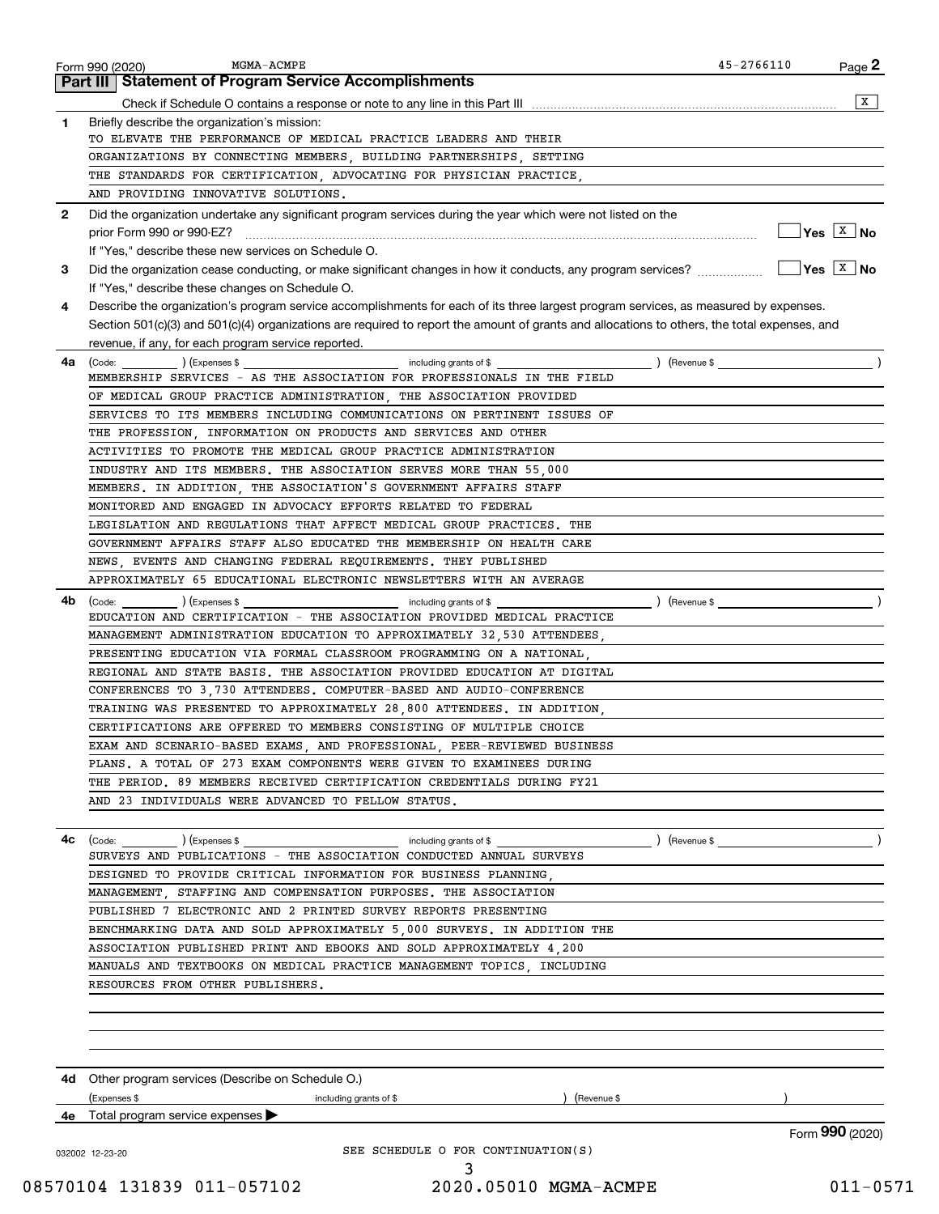Form 990 (2020) MGMA-ACMPE 45-2766110 Page 2

## Part III Statement of Program Service Accomplishments

Check if Schedule O contains a response or note to any line in this Part III .......... [X]

**1** Briefly describe the organization's mission:

TO ELEVATE THE PERFORMANCE OF MEDICAL PRACTICE LEADERS AND THEIR ORGANIZATIONS BY CONNECTING MEMBERS, BUILDING PARTNERSHIPS, SETTING THE STANDARDS FOR CERTIFICATION, ADVOCATING FOR PHYSICIAN PRACTICE, AND PROVIDING INNOVATIVE SOLUTIONS.

**2** Did the organization undertake any significant program services during the year which were not listed on the prior Form 990 or 990-EZ? .......... [ ] Yes [X] No

If "Yes," describe these new services on Schedule O.

**3** Did the organization cease conducting, or make significant changes in how it conducts, any program services? .......... [ ] Yes [X] No

If "Yes," describe these changes on Schedule O.

**4** Describe the organization's program service accomplishments for each of its three largest program services, as measured by expenses. Section 501(c)(3) and 501(c)(4) organizations are required to report the amount of grants and allocations to others, the total expenses, and revenue, if any, for each program service reported.

**4a** (Code: ) (Expenses $ including grants of $ ) (Revenue $ )

MEMBERSHIP SERVICES - AS THE ASSOCIATION FOR PROFESSIONALS IN THE FIELD OF MEDICAL GROUP PRACTICE ADMINISTRATION, THE ASSOCIATION PROVIDED SERVICES TO ITS MEMBERS INCLUDING COMMUNICATIONS ON PERTINENT ISSUES OF THE PROFESSION, INFORMATION ON PRODUCTS AND SERVICES AND OTHER ACTIVITIES TO PROMOTE THE MEDICAL GROUP PRACTICE ADMINISTRATION INDUSTRY AND ITS MEMBERS. THE ASSOCIATION SERVES MORE THAN 55,000 MEMBERS. IN ADDITION, THE ASSOCIATION'S GOVERNMENT AFFAIRS STAFF MONITORED AND ENGAGED IN ADVOCACY EFFORTS RELATED TO FEDERAL LEGISLATION AND REGULATIONS THAT AFFECT MEDICAL GROUP PRACTICES. THE GOVERNMENT AFFAIRS STAFF ALSO EDUCATED THE MEMBERSHIP ON HEALTH CARE NEWS, EVENTS AND CHANGING FEDERAL REQUIREMENTS. THEY PUBLISHED APPROXIMATELY 65 EDUCATIONAL ELECTRONIC NEWSLETTERS WITH AN AVERAGE

**4b** (Code: ) (Expenses $ including grants of $ ) (Revenue $ )

EDUCATION AND CERTIFICATION - THE ASSOCIATION PROVIDED MEDICAL PRACTICE MANAGEMENT ADMINISTRATION EDUCATION TO APPROXIMATELY 32,530 ATTENDEES, PRESENTING EDUCATION VIA FORMAL CLASSROOM PROGRAMMING ON A NATIONAL, REGIONAL AND STATE BASIS. THE ASSOCIATION PROVIDED EDUCATION AT DIGITAL CONFERENCES TO 3,730 ATTENDEES. COMPUTER-BASED AND AUDIO-CONFERENCE TRAINING WAS PRESENTED TO APPROXIMATELY 28,800 ATTENDEES. IN ADDITION, CERTIFICATIONS ARE OFFERED TO MEMBERS CONSISTING OF MULTIPLE CHOICE EXAM AND SCENARIO-BASED EXAMS, AND PROFESSIONAL, PEER-REVIEWED BUSINESS PLANS. A TOTAL OF 273 EXAM COMPONENTS WERE GIVEN TO EXAMINEES DURING THE PERIOD. 89 MEMBERS RECEIVED CERTIFICATION CREDENTIALS DURING FY21 AND 23 INDIVIDUALS WERE ADVANCED TO FELLOW STATUS.

**4c** (Code: ) (Expenses $ including grants of $ ) (Revenue $ )

SURVEYS AND PUBLICATIONS - THE ASSOCIATION CONDUCTED ANNUAL SURVEYS DESIGNED TO PROVIDE CRITICAL INFORMATION FOR BUSINESS PLANNING, MANAGEMENT, STAFFING AND COMPENSATION PURPOSES. THE ASSOCIATION PUBLISHED 7 ELECTRONIC AND 2 PRINTED SURVEY REPORTS PRESENTING BENCHMARKING DATA AND SOLD APPROXIMATELY 5,000 SURVEYS. IN ADDITION THE ASSOCIATION PUBLISHED PRINT AND EBOOKS AND SOLD APPROXIMATELY 4,200 MANUALS AND TEXTBOOKS ON MEDICAL PRACTICE MANAGEMENT TOPICS, INCLUDING RESOURCES FROM OTHER PUBLISHERS.

**4d** Other program services (Describe on Schedule O.)

(Expenses $ including grants of $ ) (Revenue $ )

**4e** Total program service expenses ▶

SEE SCHEDULE O FOR CONTINUATION(S)

Form 990 (2020)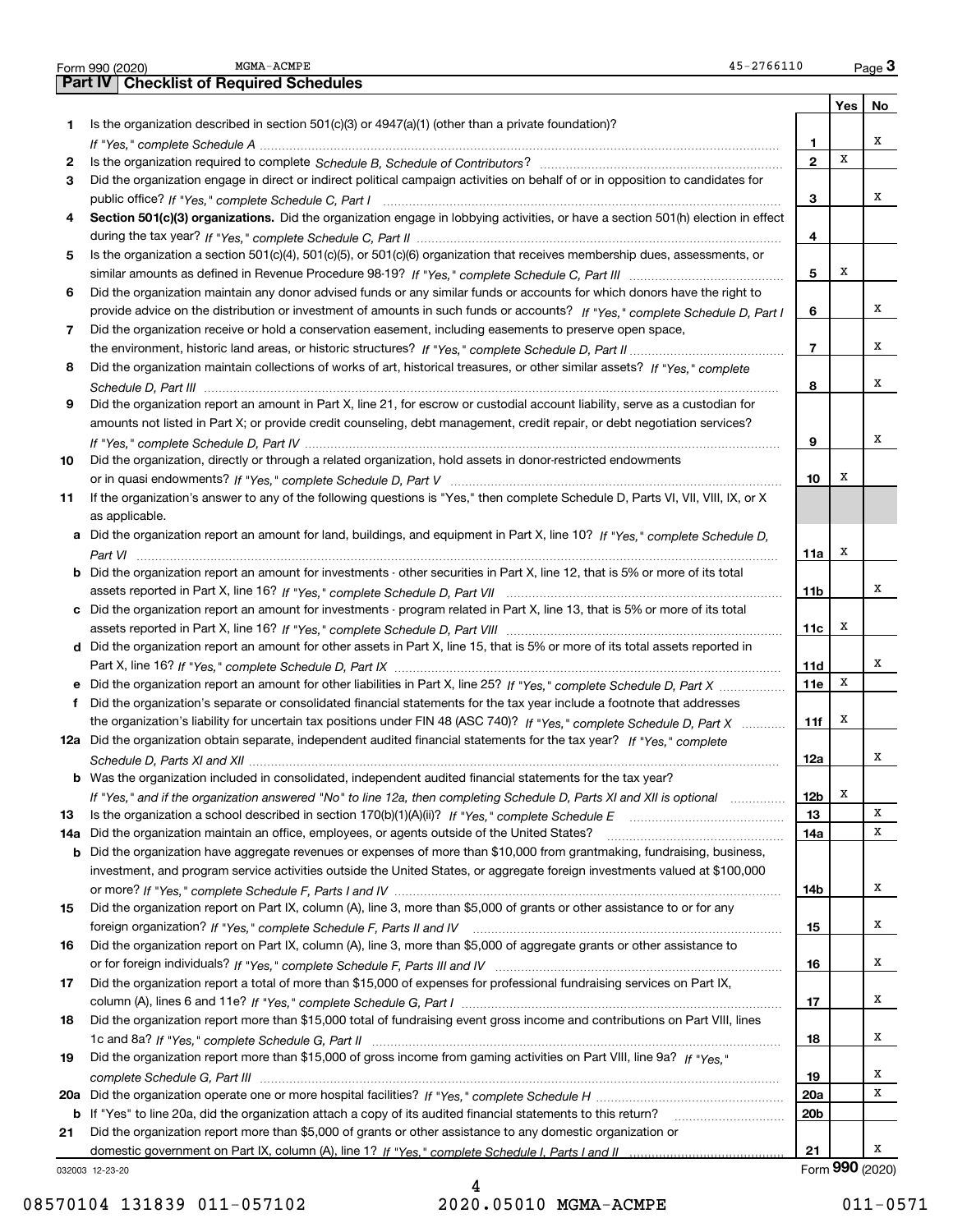Form 990 (2020) MGMA-ACMPE 45-2766110 Page 3

## Part IV Checklist of Required Schedules

| | | | Yes | No |
|---|---|---|---|---|
| 1 | Is the organization described in section 501(c)(3) or 4947(a)(1) (other than a private foundation)? *If "Yes," complete Schedule A* | 1 | | X |
| 2 | Is the organization required to complete *Schedule B, Schedule of Contributors*? | 2 | X | |
| 3 | Did the organization engage in direct or indirect political campaign activities on behalf of or in opposition to candidates for public office? *If "Yes," complete Schedule C, Part I* | 3 | | X |
| 4 | **Section 501(c)(3) organizations.** Did the organization engage in lobbying activities, or have a section 501(h) election in effect during the tax year? *If "Yes," complete Schedule C, Part II* | 4 | | |
| 5 | Is the organization a section 501(c)(4), 501(c)(5), or 501(c)(6) organization that receives membership dues, assessments, or similar amounts as defined in Revenue Procedure 98-19? *If "Yes," complete Schedule C, Part III* | 5 | X | |
| 6 | Did the organization maintain any donor advised funds or any similar funds or accounts for which donors have the right to provide advice on the distribution or investment of amounts in such funds or accounts? *If "Yes," complete Schedule D, Part I* | 6 | | X |
| 7 | Did the organization receive or hold a conservation easement, including easements to preserve open space, the environment, historic land areas, or historic structures? *If "Yes," complete Schedule D, Part II* | 7 | | X |
| 8 | Did the organization maintain collections of works of art, historical treasures, or other similar assets? *If "Yes," complete Schedule D, Part III* | 8 | | X |
| 9 | Did the organization report an amount in Part X, line 21, for escrow or custodial account liability, serve as a custodian for amounts not listed in Part X; or provide credit counseling, debt management, credit repair, or debt negotiation services? *If "Yes," complete Schedule D, Part IV* | 9 | | X |
| 10 | Did the organization, directly or through a related organization, hold assets in donor-restricted endowments or in quasi endowments? *If "Yes," complete Schedule D, Part V* | 10 | X | |
| 11 | If the organization's answer to any of the following questions is "Yes," then complete Schedule D, Parts VI, VII, VIII, IX, or X as applicable. | | | |
| a | Did the organization report an amount for land, buildings, and equipment in Part X, line 10? *If "Yes," complete Schedule D, Part VI* | 11a | X | |
| b | Did the organization report an amount for investments - other securities in Part X, line 12, that is 5% or more of its total assets reported in Part X, line 16? *If "Yes," complete Schedule D, Part VII* | 11b | | X |
| c | Did the organization report an amount for investments - program related in Part X, line 13, that is 5% or more of its total assets reported in Part X, line 16? *If "Yes," complete Schedule D, Part VIII* | 11c | X | |
| d | Did the organization report an amount for other assets in Part X, line 15, that is 5% or more of its total assets reported in Part X, line 16? *If "Yes," complete Schedule D, Part IX* | 11d | | X |
| e | Did the organization report an amount for other liabilities in Part X, line 25? *If "Yes," complete Schedule D, Part X* | 11e | X | |
| f | Did the organization's separate or consolidated financial statements for the tax year include a footnote that addresses the organization's liability for uncertain tax positions under FIN 48 (ASC 740)? *If "Yes," complete Schedule D, Part X* | 11f | X | |
| 12a | Did the organization obtain separate, independent audited financial statements for the tax year? *If "Yes," complete Schedule D, Parts XI and XII* | 12a | | X |
| b | Was the organization included in consolidated, independent audited financial statements for the tax year? *If "Yes," and if the organization answered "No" to line 12a, then completing Schedule D, Parts XI and XII is optional* | 12b | X | |
| 13 | Is the organization a school described in section 170(b)(1)(A)(ii)? *If "Yes," complete Schedule E* | 13 | | X |
| 14a | Did the organization maintain an office, employees, or agents outside of the United States? | 14a | | X |
| b | Did the organization have aggregate revenues or expenses of more than $10,000 from grantmaking, fundraising, business, investment, and program service activities outside the United States, or aggregate foreign investments valued at $100,000 or more? *If "Yes," complete Schedule F, Parts I and IV* | 14b | | X |
| 15 | Did the organization report on Part IX, column (A), line 3, more than $5,000 of grants or other assistance to or for any foreign organization? *If "Yes," complete Schedule F, Parts II and IV* | 15 | | X |
| 16 | Did the organization report on Part IX, column (A), line 3, more than $5,000 of aggregate grants or other assistance to or for foreign individuals? *If "Yes," complete Schedule F, Parts III and IV* | 16 | | X |
| 17 | Did the organization report a total of more than $15,000 of expenses for professional fundraising services on Part IX, column (A), lines 6 and 11e? *If "Yes," complete Schedule G, Part I* | 17 | | X |
| 18 | Did the organization report more than $15,000 total of fundraising event gross income and contributions on Part VIII, lines 1c and 8a? *If "Yes," complete Schedule G, Part II* | 18 | | X |
| 19 | Did the organization report more than $15,000 of gross income from gaming activities on Part VIII, line 9a? *If "Yes," complete Schedule G, Part III* | 19 | | X |
| 20a | Did the organization operate one or more hospital facilities? *If "Yes," complete Schedule H* | 20a | | X |
| b | If "Yes" to line 20a, did the organization attach a copy of its audited financial statements to this return? | 20b | | |
| 21 | Did the organization report more than $5,000 of grants or other assistance to any domestic organization or domestic government on Part IX, column (A), line 1? *If "Yes," complete Schedule I, Parts I and II* | 21 | | X |

032003 12-23-20 Form **990** (2020)

08570104 131839 011-057102 2020.05010 MGMA-ACMPE 011-0571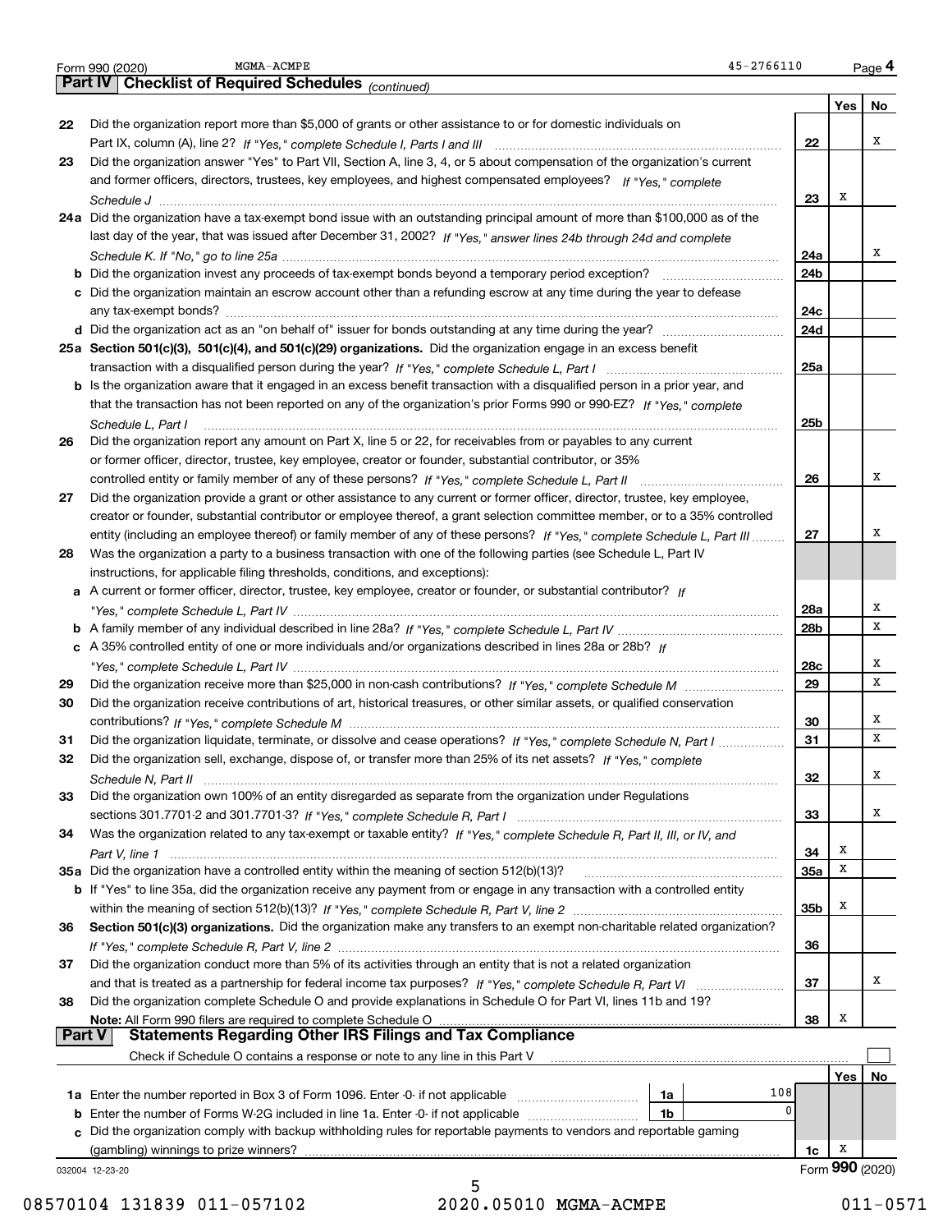Form 990 (2020) MGMA-ACMPE 45-2766110 Page 4

## Part IV Checklist of Required Schedules *(continued)*

| | | | Yes | No |
|---|---|---|---|---|
| 22 | Did the organization report more than $5,000 of grants or other assistance to or for domestic individuals on Part IX, column (A), line 2? *If "Yes," complete Schedule I, Parts I and III* | 22 | | X |
| 23 | Did the organization answer "Yes" to Part VII, Section A, line 3, 4, or 5 about compensation of the organization's current and former officers, directors, trustees, key employees, and highest compensated employees? *If "Yes," complete Schedule J* | 23 | X | |
| 24a | Did the organization have a tax-exempt bond issue with an outstanding principal amount of more than $100,000 as of the last day of the year, that was issued after December 31, 2002? *If "Yes," answer lines 24b through 24d and complete Schedule K. If "No," go to line 25a* | 24a | | X |
| b | Did the organization invest any proceeds of tax-exempt bonds beyond a temporary period exception? | 24b | | |
| c | Did the organization maintain an escrow account other than a refunding escrow at any time during the year to defease any tax-exempt bonds? | 24c | | |
| d | Did the organization act as an "on behalf of" issuer for bonds outstanding at any time during the year? | 24d | | |
| 25a | **Section 501(c)(3), 501(c)(4), and 501(c)(29) organizations.** Did the organization engage in an excess benefit transaction with a disqualified person during the year? *If "Yes," complete Schedule L, Part I* | 25a | | |
| b | Is the organization aware that it engaged in an excess benefit transaction with a disqualified person in a prior year, and that the transaction has not been reported on any of the organization's prior Forms 990 or 990-EZ? *If "Yes," complete Schedule L, Part I* | 25b | | |
| 26 | Did the organization report any amount on Part X, line 5 or 22, for receivables from or payables to any current or former officer, director, trustee, key employee, creator or founder, substantial contributor, or 35% controlled entity or family member of any of these persons? *If "Yes," complete Schedule L, Part II* | 26 | | X |
| 27 | Did the organization provide a grant or other assistance to any current or former officer, director, trustee, key employee, creator or founder, substantial contributor or employee thereof, a grant selection committee member, or to a 35% controlled entity (including an employee thereof) or family member of any of these persons? *If "Yes," complete Schedule L, Part III* | 27 | | X |
| 28 | Was the organization a party to a business transaction with one of the following parties (see Schedule L, Part IV instructions, for applicable filing thresholds, conditions, and exceptions): | | | |
| a | A current or former officer, director, trustee, key employee, creator or founder, or substantial contributor? *If "Yes," complete Schedule L, Part IV* | 28a | | X |
| b | A family member of any individual described in line 28a? *If "Yes," complete Schedule L, Part IV* | 28b | | X |
| c | A 35% controlled entity of one or more individuals and/or organizations described in lines 28a or 28b? *If "Yes," complete Schedule L, Part IV* | 28c | | X |
| 29 | Did the organization receive more than $25,000 in non-cash contributions? *If "Yes," complete Schedule M* | 29 | | X |
| 30 | Did the organization receive contributions of art, historical treasures, or other similar assets, or qualified conservation contributions? *If "Yes," complete Schedule M* | 30 | | X |
| 31 | Did the organization liquidate, terminate, or dissolve and cease operations? *If "Yes," complete Schedule N, Part I* | 31 | | X |
| 32 | Did the organization sell, exchange, dispose of, or transfer more than 25% of its net assets? *If "Yes," complete Schedule N, Part II* | 32 | | X |
| 33 | Did the organization own 100% of an entity disregarded as separate from the organization under Regulations sections 301.7701-2 and 301.7701-3? *If "Yes," complete Schedule R, Part I* | 33 | | X |
| 34 | Was the organization related to any tax-exempt or taxable entity? *If "Yes," complete Schedule R, Part II, III, or IV, and Part V, line 1* | 34 | X | |
| 35a | Did the organization have a controlled entity within the meaning of section 512(b)(13)? | 35a | X | |
| b | If "Yes" to line 35a, did the organization receive any payment from or engage in any transaction with a controlled entity within the meaning of section 512(b)(13)? *If "Yes," complete Schedule R, Part V, line 2* | 35b | X | |
| 36 | **Section 501(c)(3) organizations.** Did the organization make any transfers to an exempt non-charitable related organization? *If "Yes," complete Schedule R, Part V, line 2* | 36 | | |
| 37 | Did the organization conduct more than 5% of its activities through an entity that is not a related organization and that is treated as a partnership for federal income tax purposes? *If "Yes," complete Schedule R, Part VI* | 37 | | X |
| 38 | Did the organization complete Schedule O and provide explanations in Schedule O for Part VI, lines 11b and 19? **Note:** All Form 990 filers are required to complete Schedule O | 38 | X | |

## Part V Statements Regarding Other IRS Filings and Tax Compliance

Check if Schedule O contains a response or note to any line in this Part V ☐

| | | | | | Yes | No |
|---|---|---|---|---|---|---|
| 1a | Enter the number reported in Box 3 of Form 1096. Enter -0- if not applicable | 1a | 108 | | | |
| b | Enter the number of Forms W-2G included in line 1a. Enter -0- if not applicable | 1b | 0 | | | |
| c | Did the organization comply with backup withholding rules for reportable payments to vendors and reportable gaming (gambling) winnings to prize winners? | | | 1c | X | |

032004 12-23-20 Form **990** (2020)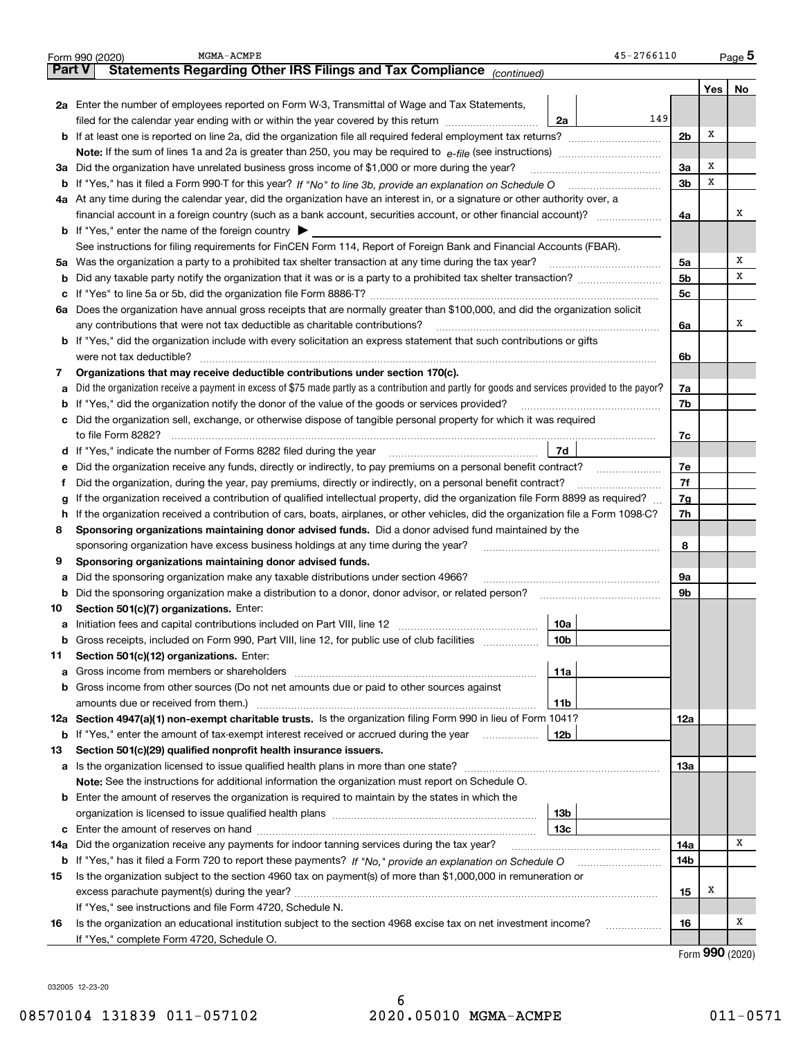Form 990 (2020) MGMA-ACMPE 45-2766110 Page **5**

## Part V Statements Regarding Other IRS Filings and Tax Compliance *(continued)*

| | | | | Yes | No |
|---|---|---|---|---|---|
| **2a** | Enter the number of employees reported on Form W-3, Transmittal of Wage and Tax Statements, filed for the calendar year ending with or within the year covered by this return | 2a | 149 | | |
| **b** | If at least one is reported on line 2a, did the organization file all required federal employment tax returns? | | 2b | X | |
| | **Note:** If the sum of lines 1a and 2a is greater than 250, you may be required to *e-file* (see instructions) | | | | |
| **3a** | Did the organization have unrelated business gross income of $1,000 or more during the year? | | 3a | X | |
| **b** | If "Yes," has it filed a Form 990-T for this year? *If "No" to line 3b, provide an explanation on Schedule O* | | 3b | X | |
| **4a** | At any time during the calendar year, did the organization have an interest in, or a signature or other authority over, a financial account in a foreign country (such as a bank account, securities account, or other financial account)? | | 4a | | X |
| **b** | If "Yes," enter the name of the foreign country ▶ | | | | |
| | See instructions for filing requirements for FinCEN Form 114, Report of Foreign Bank and Financial Accounts (FBAR). | | | | |
| **5a** | Was the organization a party to a prohibited tax shelter transaction at any time during the tax year? | | 5a | | X |
| **b** | Did any taxable party notify the organization that it was or is a party to a prohibited tax shelter transaction? | | 5b | | X |
| **c** | If "Yes" to line 5a or 5b, did the organization file Form 8886-T? | | 5c | | |
| **6a** | Does the organization have annual gross receipts that are normally greater than $100,000, and did the organization solicit any contributions that were not tax deductible as charitable contributions? | | 6a | | X |
| **b** | If "Yes," did the organization include with every solicitation an express statement that such contributions or gifts were not tax deductible? | | 6b | | |
| **7** | **Organizations that may receive deductible contributions under section 170(c).** | | | | |
| **a** | Did the organization receive a payment in excess of $75 made partly as a contribution and partly for goods and services provided to the payor? | | 7a | | |
| **b** | If "Yes," did the organization notify the donor of the value of the goods or services provided? | | 7b | | |
| **c** | Did the organization sell, exchange, or otherwise dispose of tangible personal property for which it was required to file Form 8282? | | 7c | | |
| **d** | If "Yes," indicate the number of Forms 8282 filed during the year | 7d | | | |
| **e** | Did the organization receive any funds, directly or indirectly, to pay premiums on a personal benefit contract? | | 7e | | |
| **f** | Did the organization, during the year, pay premiums, directly or indirectly, on a personal benefit contract? | | 7f | | |
| **g** | If the organization received a contribution of qualified intellectual property, did the organization file Form 8899 as required? | | 7g | | |
| **h** | If the organization received a contribution of cars, boats, airplanes, or other vehicles, did the organization file a Form 1098-C? | | 7h | | |
| **8** | **Sponsoring organizations maintaining donor advised funds.** Did a donor advised fund maintained by the sponsoring organization have excess business holdings at any time during the year? | | 8 | | |
| **9** | **Sponsoring organizations maintaining donor advised funds.** | | | | |
| **a** | Did the sponsoring organization make any taxable distributions under section 4966? | | 9a | | |
| **b** | Did the sponsoring organization make a distribution to a donor, donor advisor, or related person? | | 9b | | |
| **10** | **Section 501(c)(7) organizations.** Enter: | | | | |
| **a** | Initiation fees and capital contributions included on Part VIII, line 12 | 10a | | | |
| **b** | Gross receipts, included on Form 990, Part VIII, line 12, for public use of club facilities | 10b | | | |
| **11** | **Section 501(c)(12) organizations.** Enter: | | | | |
| **a** | Gross income from members or shareholders | 11a | | | |
| **b** | Gross income from other sources (Do not net amounts due or paid to other sources against amounts due or received from them.) | 11b | | | |
| **12a** | **Section 4947(a)(1) non-exempt charitable trusts.** Is the organization filing Form 990 in lieu of Form 1041? | | 12a | | |
| **b** | If "Yes," enter the amount of tax-exempt interest received or accrued during the year | 12b | | | |
| **13** | **Section 501(c)(29) qualified nonprofit health insurance issuers.** | | | | |
| **a** | Is the organization licensed to issue qualified health plans in more than one state? | | 13a | | |
| | **Note:** See the instructions for additional information the organization must report on Schedule O. | | | | |
| **b** | Enter the amount of reserves the organization is required to maintain by the states in which the organization is licensed to issue qualified health plans | 13b | | | |
| **c** | Enter the amount of reserves on hand | 13c | | | |
| **14a** | Did the organization receive any payments for indoor tanning services during the tax year? | | 14a | | X |
| **b** | If "Yes," has it filed a Form 720 to report these payments? *If "No," provide an explanation on Schedule O* | | 14b | | |
| **15** | Is the organization subject to the section 4960 tax on payment(s) of more than $1,000,000 in remuneration or excess parachute payment(s) during the year? | | 15 | X | |
| | If "Yes," see instructions and file Form 4720, Schedule N. | | | | |
| **16** | Is the organization an educational institution subject to the section 4968 excise tax on net investment income? | | 16 | | X |
| | If "Yes," complete Form 4720, Schedule O. | | | | |

Form **990** (2020)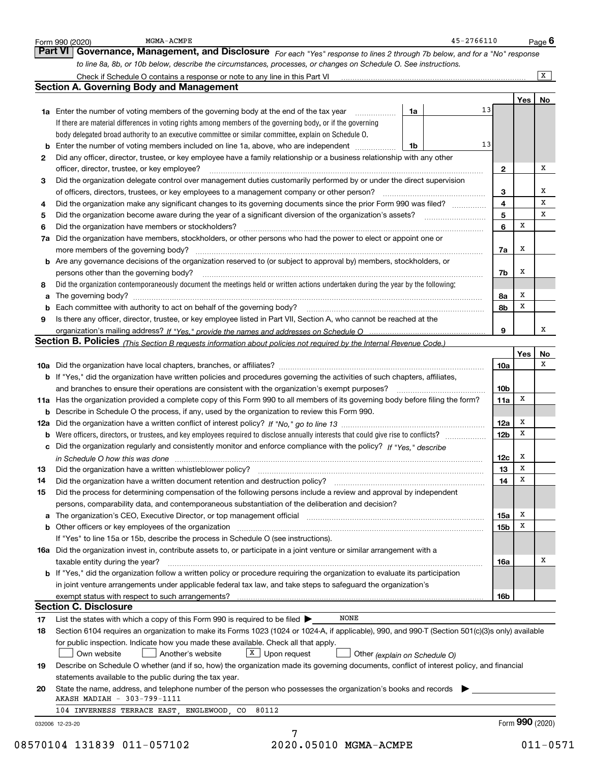Form 990 (2020) MGMA-ACMPE 45-2766110

## Part VI Governance, Management, and Disclosure

*For each "Yes" response to lines 2 through 7b below, and for a "No" response to line 8a, 8b, or 10b below, describe the circumstances, processes, or changes on Schedule O. See instructions.*

Check if Schedule O contains a response or note to any line in this Part VI [X]

### Section A. Governing Body and Management

| | | | | Yes | No |
|---|---|---|---|---|---|
| **1a** | Enter the number of voting members of the governing body at the end of the tax year | 1a | 13 | | |
| | If there are material differences in voting rights among members of the governing body, or if the governing body delegated broad authority to an executive committee or similar committee, explain on Schedule O. | | | | |
| **b** | Enter the number of voting members included on line 1a, above, who are independent | 1b | 13 | | |
| **2** | Did any officer, director, trustee, or key employee have a family relationship or a business relationship with any other officer, director, trustee, or key employee? | 2 | | | X |
| **3** | Did the organization delegate control over management duties customarily performed by or under the direct supervision of officers, directors, trustees, or key employees to a management company or other person? | 3 | | | X |
| **4** | Did the organization make any significant changes to its governing documents since the prior Form 990 was filed? | 4 | | | X |
| **5** | Did the organization become aware during the year of a significant diversion of the organization's assets? | 5 | | | X |
| **6** | Did the organization have members or stockholders? | 6 | | X | |
| **7a** | Did the organization have members, stockholders, or other persons who had the power to elect or appoint one or more members of the governing body? | 7a | | X | |
| **b** | Are any governance decisions of the organization reserved to (or subject to approval by) members, stockholders, or persons other than the governing body? | 7b | | X | |
| **8** | Did the organization contemporaneously document the meetings held or written actions undertaken during the year by the following: | | | | |
| **a** | The governing body? | 8a | | X | |
| **b** | Each committee with authority to act on behalf of the governing body? | 8b | | X | |
| **9** | Is there any officer, director, trustee, or key employee listed in Part VII, Section A, who cannot be reached at the organization's mailing address? *If "Yes," provide the names and addresses on Schedule O* | 9 | | | X |

### Section B. Policies *(This Section B requests information about policies not required by the Internal Revenue Code.)*

| | | | Yes | No |
|---|---|---|---|---|
| **10a** | Did the organization have local chapters, branches, or affiliates? | 10a | | X |
| **b** | If "Yes," did the organization have written policies and procedures governing the activities of such chapters, affiliates, and branches to ensure their operations are consistent with the organization's exempt purposes? | 10b | | |
| **11a** | Has the organization provided a complete copy of this Form 990 to all members of its governing body before filing the form? | 11a | X | |
| **b** | Describe in Schedule O the process, if any, used by the organization to review this Form 990. | | | |
| **12a** | Did the organization have a written conflict of interest policy? *If "No," go to line 13* | 12a | X | |
| **b** | Were officers, directors, or trustees, and key employees required to disclose annually interests that could give rise to conflicts? | 12b | X | |
| **c** | Did the organization regularly and consistently monitor and enforce compliance with the policy? *If "Yes," describe in Schedule O how this was done* | 12c | X | |
| **13** | Did the organization have a written whistleblower policy? | 13 | X | |
| **14** | Did the organization have a written document retention and destruction policy? | 14 | X | |
| **15** | Did the process for determining compensation of the following persons include a review and approval by independent persons, comparability data, and contemporaneous substantiation of the deliberation and decision? | | | |
| **a** | The organization's CEO, Executive Director, or top management official | 15a | X | |
| **b** | Other officers or key employees of the organization | 15b | X | |
| | If "Yes" to line 15a or 15b, describe the process in Schedule O (see instructions). | | | |
| **16a** | Did the organization invest in, contribute assets to, or participate in a joint venture or similar arrangement with a taxable entity during the year? | 16a | | X |
| **b** | If "Yes," did the organization follow a written policy or procedure requiring the organization to evaluate its participation in joint venture arrangements under applicable federal tax law, and take steps to safeguard the organization's exempt status with respect to such arrangements? | 16b | | |

### Section C. Disclosure

**17** List the states with which a copy of this Form 990 is required to be filed ▶ NONE

**18** Section 6104 requires an organization to make its Forms 1023 (1024 or 1024-A, if applicable), 990, and 990-T (Section 501(c)(3)s only) available for public inspection. Indicate how you made these available. Check all that apply.

[ ] Own website [ ] Another's website [X] Upon request [ ] Other *(explain on Schedule O)*

**19** Describe on Schedule O whether (and if so, how) the organization made its governing documents, conflict of interest policy, and financial statements available to the public during the tax year.

**20** State the name, address, and telephone number of the person who possesses the organization's books and records ▶

AKASH MADIAH - 303-799-1111

104 INVERNESS TERRACE EAST, ENGLEWOOD, CO 80112

032006 12-23-20 Form **990** (2020)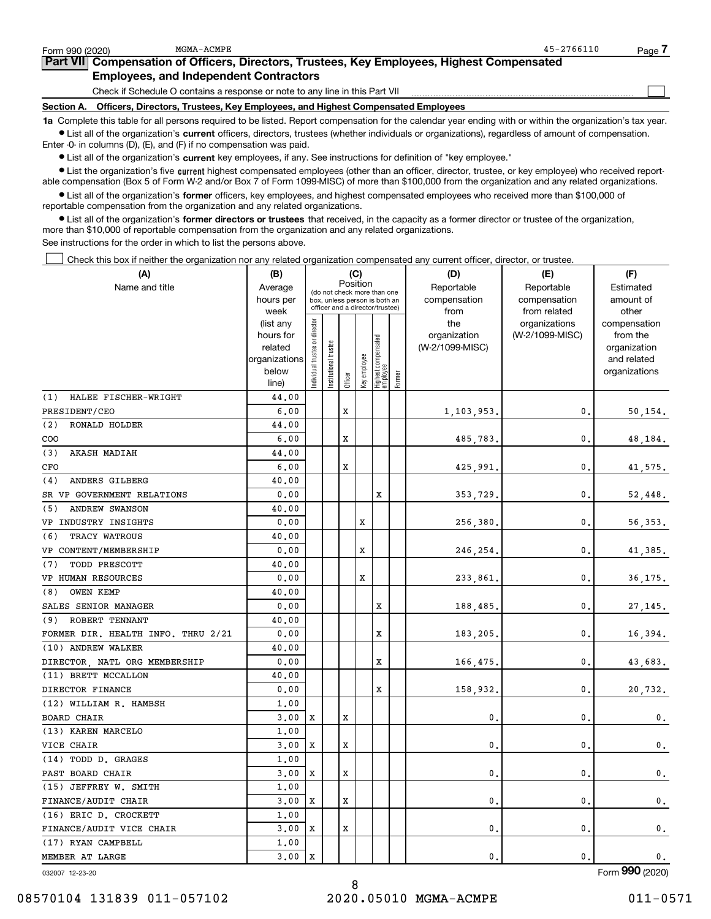Form 990 (2020) MGMA-ACMPE 45-2766110

## Part VII Compensation of Officers, Directors, Trustees, Key Employees, Highest Compensated Employees, and Independent Contractors

Check if Schedule O contains a response or note to any line in this Part VII ☐

### Section A. Officers, Directors, Trustees, Key Employees, and Highest Compensated Employees

**1a** Complete this table for all persons required to be listed. Report compensation for the calendar year ending with or within the organization's tax year.

- List all of the organization's **current** officers, directors, trustees (whether individuals or organizations), regardless of amount of compensation. Enter -0- in columns (D), (E), and (F) if no compensation was paid.
- List all of the organization's **current** key employees, if any. See instructions for definition of "key employee."
- List the organization's five **current** highest compensated employees (other than an officer, director, trustee, or key employee) who received reportable compensation (Box 5 of Form W-2 and/or Box 7 of Form 1099-MISC) of more than $100,000 from the organization and any related organizations.
- List all of the organization's **former** officers, key employees, and highest compensated employees who received more than $100,000 of reportable compensation from the organization and any related organizations.
- List all of the organization's **former directors or trustees** that received, in the capacity as a former director or trustee of the organization, more than $10,000 of reportable compensation from the organization and any related organizations.

See instructions for the order in which to list the persons above.

☐ Check this box if neither the organization nor any related organization compensated any current officer, director, or trustee.

| (A) Name and title | (B) Average hours per week (list any hours for related organizations below line) | (C) Position: Individual trustee or director | Institutional trustee | Officer | Key employee | Highest compensated employee | Former | (D) Reportable compensation from the organization (W-2/1099-MISC) | (E) Reportable compensation from related organizations (W-2/1099-MISC) | (F) Estimated amount of other compensation from the organization and related organizations |
|---|---|---|---|---|---|---|---|---|---|---|
| (1) HALEE FISCHER-WRIGHT<br>PRESIDENT/CEO | 44.00<br>6.00 | | | X | | | | 1,103,953. | 0. | 50,154. |
| (2) RONALD HOLDER<br>COO | 44.00<br>6.00 | | | X | | | | 485,783. | 0. | 48,184. |
| (3) AKASH MADIAH<br>CFO | 44.00<br>6.00 | | | X | | | | 425,991. | 0. | 41,575. |
| (4) ANDERS GILBERG<br>SR VP GOVERNMENT RELATIONS | 40.00<br>0.00 | | | | | X | | 353,729. | 0. | 52,448. |
| (5) ANDREW SWANSON<br>VP INDUSTRY INSIGHTS | 40.00<br>0.00 | | | | X | | | 256,380. | 0. | 56,353. |
| (6) TRACY WATROUS<br>VP CONTENT/MEMBERSHIP | 40.00<br>0.00 | | | | X | | | 246,254. | 0. | 41,385. |
| (7) TODD PRESCOTT<br>VP HUMAN RESOURCES | 40.00<br>0.00 | | | | X | | | 233,861. | 0. | 36,175. |
| (8) OWEN KEMP<br>SALES SENIOR MANAGER | 40.00<br>0.00 | | | | | X | | 188,485. | 0. | 27,145. |
| (9) ROBERT TENNANT<br>FORMER DIR. HEALTH INFO. THRU 2/21 | 40.00<br>0.00 | | | | | X | | 183,205. | 0. | 16,394. |
| (10) ANDREW WALKER<br>DIRECTOR, NATL ORG MEMBERSHIP | 40.00<br>0.00 | | | | | X | | 166,475. | 0. | 43,683. |
| (11) BRETT MCCALLON<br>DIRECTOR FINANCE | 40.00<br>0.00 | | | | | X | | 158,932. | 0. | 20,732. |
| (12) WILLIAM R. HAMBSH<br>BOARD CHAIR | 1.00<br>3.00 | X | | X | | | | 0. | 0. | 0. |
| (13) KAREN MARCELO<br>VICE CHAIR | 1.00<br>3.00 | X | | X | | | | 0. | 0. | 0. |
| (14) TODD D. GRAGES<br>PAST BOARD CHAIR | 1.00<br>3.00 | X | | X | | | | 0. | 0. | 0. |
| (15) JEFFREY W. SMITH<br>FINANCE/AUDIT CHAIR | 1.00<br>3.00 | X | | X | | | | 0. | 0. | 0. |
| (16) ERIC D. CROCKETT<br>FINANCE/AUDIT VICE CHAIR | 1.00<br>3.00 | X | | X | | | | 0. | 0. | 0. |
| (17) RYAN CAMPBELL<br>MEMBER AT LARGE | 1.00<br>3.00 | X | | | | | | 0. | 0. | 0. |

032007 12-23-20 Form 990 (2020)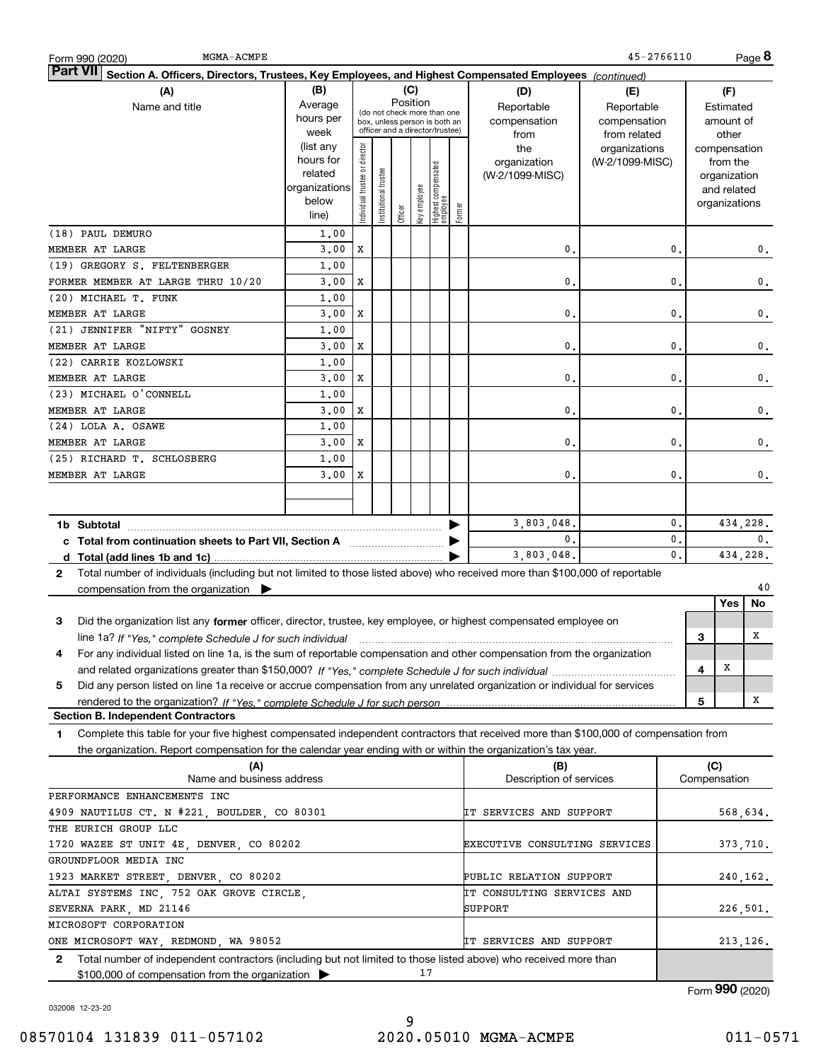Form 990 (2020) MGMA-ACMPE 45-2766110

## Part VII Section A. Officers, Directors, Trustees, Key Employees, and Highest Compensated Employees *(continued)*

| (A) Name and title | (B) Average hours per week (list any hours for related organizations below line) | (C) Position: Individual trustee or director | Institutional trustee | Officer | Key employee | Highest compensated employee | Former | (D) Reportable compensation from the organization (W-2/1099-MISC) | (E) Reportable compensation from related organizations (W-2/1099-MISC) | (F) Estimated amount of other compensation from the organization and related organizations |
|---|---|---|---|---|---|---|---|---|---|---|
| (18) PAUL DEMURO<br>MEMBER AT LARGE | 1.00<br>3.00 | X | | | | | | 0. | 0. | 0. |
| (19) GREGORY S. FELTENBERGER<br>FORMER MEMBER AT LARGE THRU 10/20 | 1.00<br>3.00 | X | | | | | | 0. | 0. | 0. |
| (20) MICHAEL T. FUNK<br>MEMBER AT LARGE | 1.00<br>3.00 | X | | | | | | 0. | 0. | 0. |
| (21) JENNIFER "NIFTY" GOSNEY<br>MEMBER AT LARGE | 1.00<br>3.00 | X | | | | | | 0. | 0. | 0. |
| (22) CARRIE KOZLOWSKI<br>MEMBER AT LARGE | 1.00<br>3.00 | X | | | | | | 0. | 0. | 0. |
| (23) MICHAEL O'CONNELL<br>MEMBER AT LARGE | 1.00<br>3.00 | X | | | | | | 0. | 0. | 0. |
| (24) LOLA A. OSAWE<br>MEMBER AT LARGE | 1.00<br>3.00 | X | | | | | | 0. | 0. | 0. |
| (25) RICHARD T. SCHLOSBERG<br>MEMBER AT LARGE | 1.00<br>3.00 | X | | | | | | 0. | 0. | 0. |
| **1b Subtotal** | | | | | | | | 3,803,048. | 0. | 434,228. |
| **c Total from continuation sheets to Part VII, Section A** | | | | | | | | 0. | 0. | 0. |
| **d Total (add lines 1b and 1c)** | | | | | | | | 3,803,048. | 0. | 434,228. |

**2** Total number of individuals (including but not limited to those listed above) who received more than $100,000 of reportable compensation from the organization ▶ 40

| | | Yes | No |
|---|---|---|---|
| **3** Did the organization list any **former** officer, director, trustee, key employee, or highest compensated employee on line 1a? *If "Yes," complete Schedule J for such individual* | 3 | | X |
| **4** For any individual listed on line 1a, is the sum of reportable compensation and other compensation from the organization and related organizations greater than $150,000? *If "Yes," complete Schedule J for such individual* | 4 | X | |
| **5** Did any person listed on line 1a receive or accrue compensation from any unrelated organization or individual for services rendered to the organization? *If "Yes," complete Schedule J for such person* | 5 | | X |

### Section B. Independent Contractors

**1** Complete this table for your five highest compensated independent contractors that received more than $100,000 of compensation from the organization. Report compensation for the calendar year ending with or within the organization's tax year.

| (A) Name and business address | (B) Description of services | (C) Compensation |
|---|---|---|
| PERFORMANCE ENHANCEMENTS INC<br>4909 NAUTILUS CT. N #221, BOULDER, CO 80301 | IT SERVICES AND SUPPORT | 568,634. |
| THE EURICH GROUP LLC<br>1720 WAZEE ST UNIT 4E, DENVER, CO 80202 | EXECUTIVE CONSULTING SERVICES | 373,710. |
| GROUNDFLOOR MEDIA INC<br>1923 MARKET STREET, DENVER, CO 80202 | PUBLIC RELATION SUPPORT | 240,162. |
| ALTAI SYSTEMS INC, 752 OAK GROVE CIRCLE,<br>SEVERNA PARK, MD 21146 | IT CONSULTING SERVICES AND SUPPORT | 226,501. |
| MICROSOFT CORPORATION<br>ONE MICROSOFT WAY, REDMOND, WA 98052 | IT SERVICES AND SUPPORT | 213,126. |

**2** Total number of independent contractors (including but not limited to those listed above) who received more than $100,000 of compensation from the organization ▶ 17

Form **990** (2020)

032008 12-23-20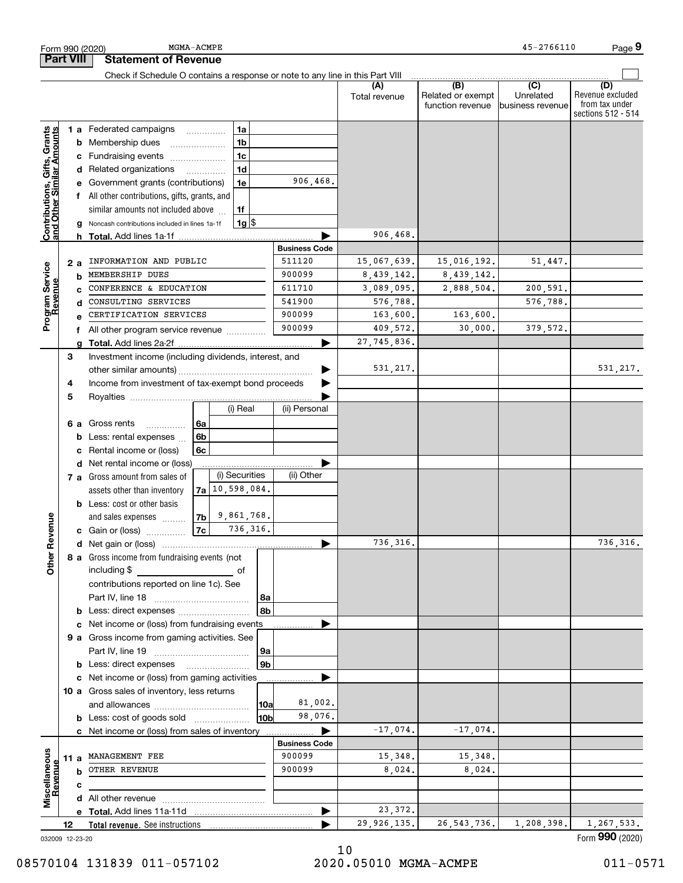Form 990 (2020) MGMA-ACMPE 45-2766110

## Part VIII Statement of Revenue

Check if Schedule O contains a response or note to any line in this Part VIII

| | | | | (A) Total revenue | (B) Related or exempt function revenue | (C) Unrelated business revenue | (D) Revenue excluded from tax under sections 512 - 514 |
|---|---|---|---|---|---|---|---|
| **Contributions, Gifts, Grants and Other Similar Amounts** | 1 a Federated campaigns | 1a | | | | | |
| | b Membership dues | 1b | | | | | |
| | c Fundraising events | 1c | | | | | |
| | d Related organizations | 1d | | | | | |
| | e Government grants (contributions) | 1e | 906,468. | | | | |
| | f All other contributions, gifts, grants, and similar amounts not included above | 1f | | | | | |
| | g Noncash contributions included in lines 1a-1f | 1g | $ | | | | |
| | h **Total.** Add lines 1a-1f | | | 906,468. | | | |
| **Program Service Revenue** | | | **Business Code** | | | | |
| | 2 a INFORMATION AND PUBLIC | | 511120 | 15,067,639. | 15,016,192. | 51,447. | |
| | b MEMBERSHIP DUES | | 900099 | 8,439,142. | 8,439,142. | | |
| | c CONFERENCE & EDUCATION | | 611710 | 3,089,095. | 2,888,504. | 200,591. | |
| | d CONSULTING SERVICES | | 541900 | 576,788. | | 576,788. | |
| | e CERTIFICATION SERVICES | | 900099 | 163,600. | 163,600. | | |
| | f All other program service revenue | | 900099 | 409,572. | 30,000. | 379,572. | |
| | g **Total.** Add lines 2a-2f | | | 27,745,836. | | | |
| **Other Revenue** | 3 Investment income (including dividends, interest, and other similar amounts) | | | 531,217. | | | 531,217. |
| | 4 Income from investment of tax-exempt bond proceeds | | | | | | |
| | 5 Royalties | | | | | | |
| | | | (i) Real / (ii) Personal | | | | |
| | 6 a Gross rents | 6a | | | | | |
| | b Less: rental expenses | 6b | | | | | |
| | c Rental income or (loss) | 6c | | | | | |
| | d Net rental income or (loss) | | | | | | |
| | | | (i) Securities / (ii) Other | | | | |
| | 7 a Gross amount from sales of assets other than inventory | 7a | 10,598,084. | | | | |
| | b Less: cost or other basis and sales expenses | 7b | 9,861,768. | | | | |
| | c Gain or (loss) | 7c | 736,316. | | | | |
| | d Net gain or (loss) | | | 736,316. | | | 736,316. |
| | 8 a Gross income from fundraising events (not including $ of contributions reported on line 1c). See Part IV, line 18 | 8a | | | | | |
| | b Less: direct expenses | 8b | | | | | |
| | c Net income or (loss) from fundraising events | | | | | | |
| | 9 a Gross income from gaming activities. See Part IV, line 19 | 9a | | | | | |
| | b Less: direct expenses | 9b | | | | | |
| | c Net income or (loss) from gaming activities | | | | | | |
| | 10 a Gross sales of inventory, less returns and allowances | 10a | 81,002. | | | | |
| | b Less: cost of goods sold | 10b | 98,076. | | | | |
| | c Net income or (loss) from sales of inventory | | | -17,074. | -17,074. | | |
| **Miscellaneous Revenue** | | | **Business Code** | | | | |
| | 11 a MANAGEMENT FEE | | 900099 | 15,348. | 15,348. | | |
| | b OTHER REVENUE | | 900099 | 8,024. | 8,024. | | |
| | c | | | | | | |
| | d All other revenue | | | | | | |
| | e **Total.** Add lines 11a-11d | | | 23,372. | | | |
| | 12 **Total revenue.** See instructions | | | 29,926,135. | 26,543,736. | 1,208,398. | 1,267,533. |

032009 12-23-20 Form **990** (2020)

10

08570104 131839 011-057102 2020.05010 MGMA-ACMPE 011-0571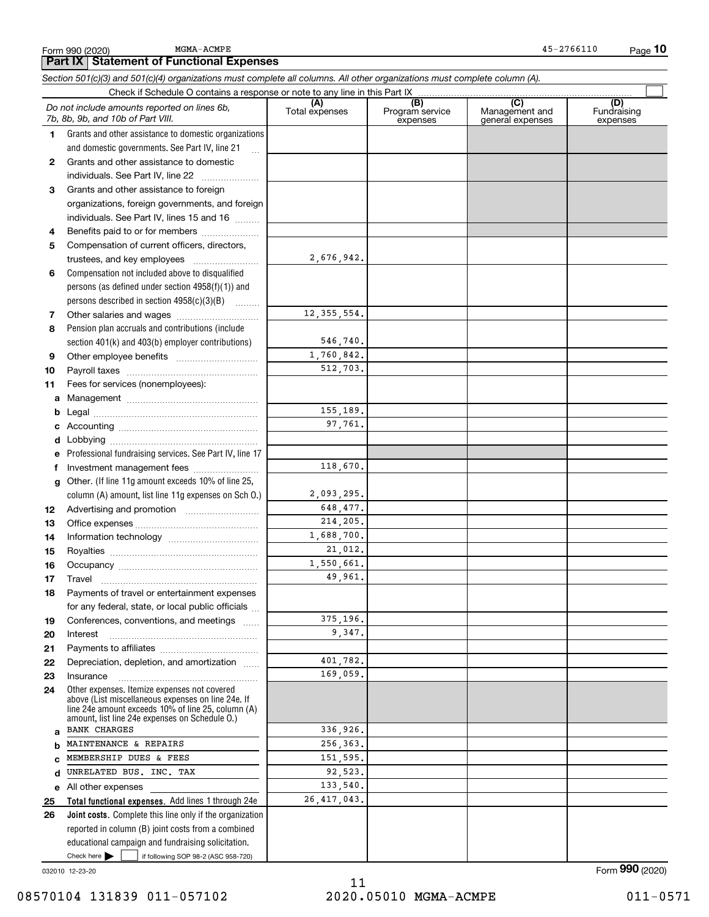Form 990 (2020) MGMA-ACMPE 45-2766110

## Part IX Statement of Functional Expenses

*Section 501(c)(3) and 501(c)(4) organizations must complete all columns. All other organizations must complete column (A).*

Check if Schedule O contains a response or note to any line in this Part IX ☐

| *Do not include amounts reported on lines 6b, 7b, 8b, 9b, and 10b of Part VIII.* | (A) Total expenses | (B) Program service expenses | (C) Management and general expenses | (D) Fundraising expenses |
|---|---|---|---|---|
| **1** Grants and other assistance to domestic organizations and domestic governments. See Part IV, line 21 | | | | |
| **2** Grants and other assistance to domestic individuals. See Part IV, line 22 | | | | |
| **3** Grants and other assistance to foreign organizations, foreign governments, and foreign individuals. See Part IV, lines 15 and 16 | | | | |
| **4** Benefits paid to or for members | | | | |
| **5** Compensation of current officers, directors, trustees, and key employees | 2,676,942. | | | |
| **6** Compensation not included above to disqualified persons (as defined under section 4958(f)(1)) and persons described in section 4958(c)(3)(B) | | | | |
| **7** Other salaries and wages | 12,355,554. | | | |
| **8** Pension plan accruals and contributions (include section 401(k) and 403(b) employer contributions) | 546,740. | | | |
| **9** Other employee benefits | 1,760,842. | | | |
| **10** Payroll taxes | 512,703. | | | |
| **11** Fees for services (nonemployees): | | | | |
| **a** Management | | | | |
| **b** Legal | 155,189. | | | |
| **c** Accounting | 97,761. | | | |
| **d** Lobbying | | | | |
| **e** Professional fundraising services. See Part IV, line 17 | | | | |
| **f** Investment management fees | 118,670. | | | |
| **g** Other. (If line 11g amount exceeds 10% of line 25, column (A) amount, list line 11g expenses on Sch O.) | 2,093,295. | | | |
| **12** Advertising and promotion | 648,477. | | | |
| **13** Office expenses | 214,205. | | | |
| **14** Information technology | 1,688,700. | | | |
| **15** Royalties | 21,012. | | | |
| **16** Occupancy | 1,550,661. | | | |
| **17** Travel | 49,961. | | | |
| **18** Payments of travel or entertainment expenses for any federal, state, or local public officials | | | | |
| **19** Conferences, conventions, and meetings | 375,196. | | | |
| **20** Interest | 9,347. | | | |
| **21** Payments to affiliates | | | | |
| **22** Depreciation, depletion, and amortization | 401,782. | | | |
| **23** Insurance | 169,059. | | | |
| **24** Other expenses. Itemize expenses not covered above (List miscellaneous expenses on line 24e. If line 24e amount exceeds 10% of line 25, column (A) amount, list line 24e expenses on Schedule O.) | | | | |
| **a** BANK CHARGES | 336,926. | | | |
| **b** MAINTENANCE & REPAIRS | 256,363. | | | |
| **c** MEMBERSHIP DUES & FEES | 151,595. | | | |
| **d** UNRELATED BUS. INC. TAX | 92,523. | | | |
| **e** All other expenses | 133,540. | | | |
| **25** **Total functional expenses.** Add lines 1 through 24e | 26,417,043. | | | |
| **26** **Joint costs.** Complete this line only if the organization reported in column (B) joint costs from a combined educational campaign and fundraising solicitation. Check here ☐ if following SOP 98-2 (ASC 958-720) | | | | |

032010 12-23-20

Form **990** (2020)

08570104 131839 011-057102 2020.05010 MGMA-ACMPE 011-0571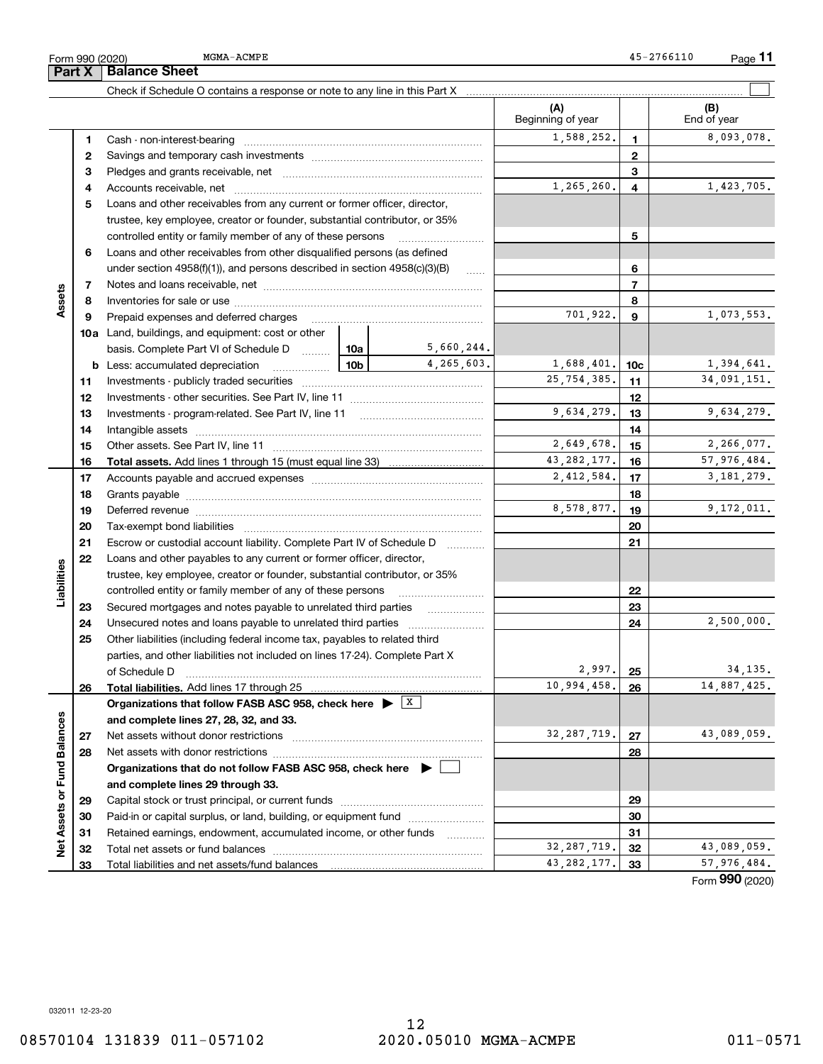Form 990 (2020) MGMA-ACMPE 45-2766110

## Part X Balance Sheet

Check if Schedule O contains a response or note to any line in this Part X ☐

| | | | | (A) Beginning of year | | (B) End of year |
|---|---|---|---|---|---|---|
| **Assets** | 1 | Cash - non-interest-bearing | | 1,588,252. | 1 | 8,093,078. |
| | 2 | Savings and temporary cash investments | | | 2 | |
| | 3 | Pledges and grants receivable, net | | | 3 | |
| | 4 | Accounts receivable, net | | 1,265,260. | 4 | 1,423,705. |
| | 5 | Loans and other receivables from any current or former officer, director, trustee, key employee, creator or founder, substantial contributor, or 35% controlled entity or family member of any of these persons | | | 5 | |
| | 6 | Loans and other receivables from other disqualified persons (as defined under section 4958(f)(1)), and persons described in section 4958(c)(3)(B) | | | 6 | |
| | 7 | Notes and loans receivable, net | | | 7 | |
| | 8 | Inventories for sale or use | | | 8 | |
| | 9 | Prepaid expenses and deferred charges | | 701,922. | 9 | 1,073,553. |
| | 10a | Land, buildings, and equipment: cost or other basis. Complete Part VI of Schedule D | 10a 5,660,244. | | | |
| | b | Less: accumulated depreciation | 10b 4,265,603. | 1,688,401. | 10c | 1,394,641. |
| | 11 | Investments - publicly traded securities | | 25,754,385. | 11 | 34,091,151. |
| | 12 | Investments - other securities. See Part IV, line 11 | | | 12 | |
| | 13 | Investments - program-related. See Part IV, line 11 | | 9,634,279. | 13 | 9,634,279. |
| | 14 | Intangible assets | | | 14 | |
| | 15 | Other assets. See Part IV, line 11 | | 2,649,678. | 15 | 2,266,077. |
| | 16 | **Total assets.** Add lines 1 through 15 (must equal line 33) | | 43,282,177. | 16 | 57,976,484. |
| **Liabilities** | 17 | Accounts payable and accrued expenses | | 2,412,584. | 17 | 3,181,279. |
| | 18 | Grants payable | | | 18 | |
| | 19 | Deferred revenue | | 8,578,877. | 19 | 9,172,011. |
| | 20 | Tax-exempt bond liabilities | | | 20 | |
| | 21 | Escrow or custodial account liability. Complete Part IV of Schedule D | | | 21 | |
| | 22 | Loans and other payables to any current or former officer, director, trustee, key employee, creator or founder, substantial contributor, or 35% controlled entity or family member of any of these persons | | | 22 | |
| | 23 | Secured mortgages and notes payable to unrelated third parties | | | 23 | |
| | 24 | Unsecured notes and loans payable to unrelated third parties | | | 24 | 2,500,000. |
| | 25 | Other liabilities (including federal income tax, payables to related third parties, and other liabilities not included on lines 17-24). Complete Part X of Schedule D | | 2,997. | 25 | 34,135. |
| | 26 | **Total liabilities.** Add lines 17 through 25 | | 10,994,458. | 26 | 14,887,425. |
| **Net Assets or Fund Balances** | | **Organizations that follow FASB ASC 958, check here ▶ [X] and complete lines 27, 28, 32, and 33.** | | | | |
| | 27 | Net assets without donor restrictions | | 32,287,719. | 27 | 43,089,059. |
| | 28 | Net assets with donor restrictions | | | 28 | |
| | | **Organizations that do not follow FASB ASC 958, check here ▶ ☐ and complete lines 29 through 33.** | | | | |
| | 29 | Capital stock or trust principal, or current funds | | | 29 | |
| | 30 | Paid-in or capital surplus, or land, building, or equipment fund | | | 30 | |
| | 31 | Retained earnings, endowment, accumulated income, or other funds | | | 31 | |
| | 32 | Total net assets or fund balances | | 32,287,719. | 32 | 43,089,059. |
| | 33 | Total liabilities and net assets/fund balances | | 43,282,177. | 33 | 57,976,484. |

Form **990** (2020)

032011 12-23-20

08570104 131839 011-057102 2020.05010 MGMA-ACMPE 011-0571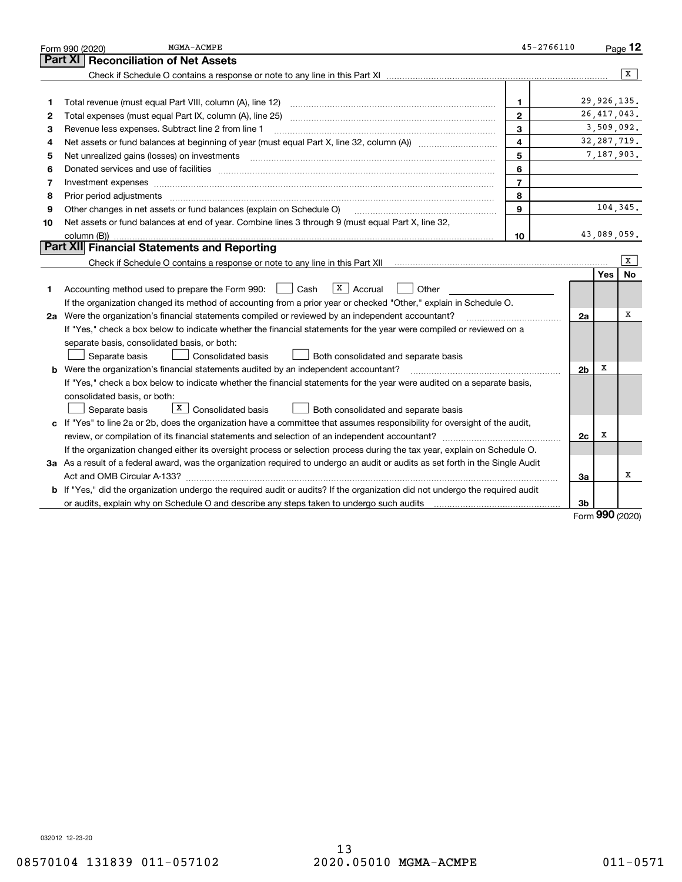Form 990 (2020) MGMA-ACMPE 45-2766110

## Part XI Reconciliation of Net Assets

Check if Schedule O contains a response or note to any line in this Part XI .................. [X]

| | | | |
|---|---|---|---|
| 1 | Total revenue (must equal Part VIII, column (A), line 12) | 1 | 29,926,135. |
| 2 | Total expenses (must equal Part IX, column (A), line 25) | 2 | 26,417,043. |
| 3 | Revenue less expenses. Subtract line 2 from line 1 | 3 | 3,509,092. |
| 4 | Net assets or fund balances at beginning of year (must equal Part X, line 32, column (A)) | 4 | 32,287,719. |
| 5 | Net unrealized gains (losses) on investments | 5 | 7,187,903. |
| 6 | Donated services and use of facilities | 6 | |
| 7 | Investment expenses | 7 | |
| 8 | Prior period adjustments | 8 | |
| 9 | Other changes in net assets or fund balances (explain on Schedule O) | 9 | 104,345. |
| 10 | Net assets or fund balances at end of year. Combine lines 3 through 9 (must equal Part X, line 32, column (B)) | 10 | 43,089,059. |

## Part XII Financial Statements and Reporting

Check if Schedule O contains a response or note to any line in this Part XII .................. [X]

| | | | Yes | No |
|---|---|---|---|---|
| 1 | Accounting method used to prepare the Form 990: [ ] Cash [X] Accrual [ ] Other<br>If the organization changed its method of accounting from a prior year or checked "Other," explain in Schedule O. | | | |
| 2a | Were the organization's financial statements compiled or reviewed by an independent accountant?<br>If "Yes," check a box below to indicate whether the financial statements for the year were compiled or reviewed on a separate basis, consolidated basis, or both:<br>[ ] Separate basis [ ] Consolidated basis [ ] Both consolidated and separate basis | 2a | | X |
| b | Were the organization's financial statements audited by an independent accountant?<br>If "Yes," check a box below to indicate whether the financial statements for the year were audited on a separate basis, consolidated basis, or both:<br>[ ] Separate basis [X] Consolidated basis [ ] Both consolidated and separate basis | 2b | X | |
| c | If "Yes" to line 2a or 2b, does the organization have a committee that assumes responsibility for oversight of the audit, review, or compilation of its financial statements and selection of an independent accountant?<br>If the organization changed either its oversight process or selection process during the tax year, explain on Schedule O. | 2c | X | |
| 3a | As a result of a federal award, was the organization required to undergo an audit or audits as set forth in the Single Audit Act and OMB Circular A-133? | 3a | | X |
| b | If "Yes," did the organization undergo the required audit or audits? If the organization did not undergo the required audit or audits, explain why on Schedule O and describe any steps taken to undergo such audits | 3b | | |

Form **990** (2020)

032012 12-23-20

08570104 131839 011-057102 2020.05010 MGMA-ACMPE 011-0571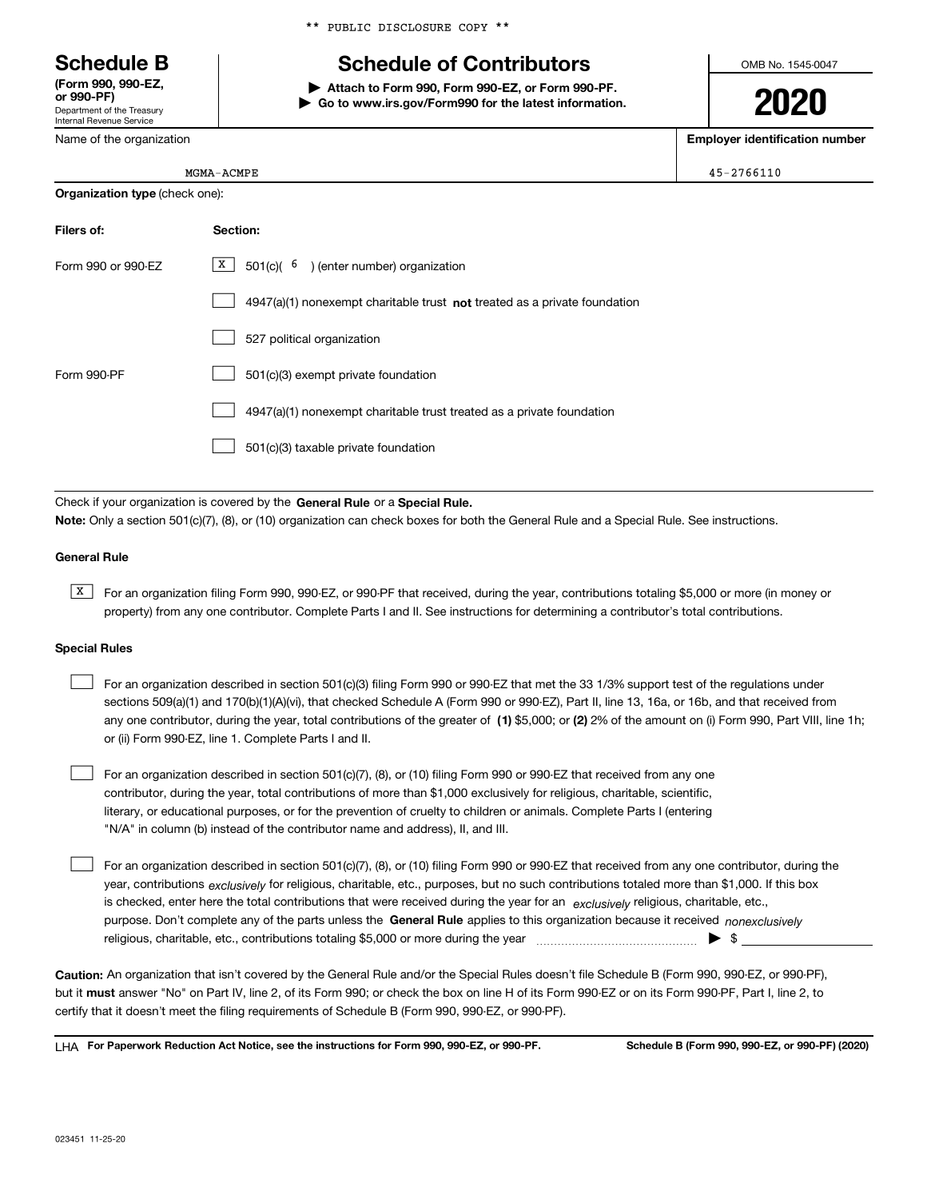** PUBLIC DISCLOSURE COPY **

# Schedule B

**(Form 990, 990-EZ, or 990-PF)**
Department of the Treasury
Internal Revenue Service

# Schedule of Contributors

**▶ Attach to Form 990, Form 990-EZ, or Form 990-PF.**
**▶ Go to www.irs.gov/Form990 for the latest information.**

OMB No. 1545-0047

**2020**

| Name of the organization | Employer identification number |
|---|---|
| MGMA-ACMPE | 45-2766110 |

**Organization type** (check one):

| Filers of: | Section: |
|---|---|
| Form 990 or 990-EZ | [X] 501(c)( 6 ) (enter number) organization |
| | [ ] 4947(a)(1) nonexempt charitable trust **not** treated as a private foundation |
| | [ ] 527 political organization |
| Form 990-PF | [ ] 501(c)(3) exempt private foundation |
| | [ ] 4947(a)(1) nonexempt charitable trust treated as a private foundation |
| | [ ] 501(c)(3) taxable private foundation |

Check if your organization is covered by the **General Rule** or a **Special Rule.**

**Note:** Only a section 501(c)(7), (8), or (10) organization can check boxes for both the General Rule and a Special Rule. See instructions.

**General Rule**

[X] For an organization filing Form 990, 990-EZ, or 990-PF that received, during the year, contributions totaling $5,000 or more (in money or property) from any one contributor. Complete Parts I and II. See instructions for determining a contributor's total contributions.

**Special Rules**

[ ] For an organization described in section 501(c)(3) filing Form 990 or 990-EZ that met the 33 1/3% support test of the regulations under sections 509(a)(1) and 170(b)(1)(A)(vi), that checked Schedule A (Form 990 or 990-EZ), Part II, line 13, 16a, or 16b, and that received from any one contributor, during the year, total contributions of the greater of **(1)** $5,000; or **(2)** 2% of the amount on (i) Form 990, Part VIII, line 1h; or (ii) Form 990-EZ, line 1. Complete Parts I and II.

[ ] For an organization described in section 501(c)(7), (8), or (10) filing Form 990 or 990-EZ that received from any one contributor, during the year, total contributions of more than $1,000 exclusively for religious, charitable, scientific, literary, or educational purposes, or for the prevention of cruelty to children or animals. Complete Parts I (entering "N/A" in column (b) instead of the contributor name and address), II, and III.

[ ] For an organization described in section 501(c)(7), (8), or (10) filing Form 990 or 990-EZ that received from any one contributor, during the year, contributions *exclusively* for religious, charitable, etc., purposes, but no such contributions totaled more than $1,000. If this box is checked, enter here the total contributions that were received during the year for an *exclusively* religious, charitable, etc., purpose. Don't complete any of the parts unless the **General Rule** applies to this organization because it received *nonexclusively* religious, charitable, etc., contributions totaling $5,000 or more during the year ▶ $ ____________

**Caution:** An organization that isn't covered by the General Rule and/or the Special Rules doesn't file Schedule B (Form 990, 990-EZ, or 990-PF), but it **must** answer "No" on Part IV, line 2, of its Form 990; or check the box on line H of its Form 990-EZ or on its Form 990-PF, Part I, line 2, to certify that it doesn't meet the filing requirements of Schedule B (Form 990, 990-EZ, or 990-PF).

LHA **For Paperwork Reduction Act Notice, see the instructions for Form 990, 990-EZ, or 990-PF.** **Schedule B (Form 990, 990-EZ, or 990-PF) (2020)**

023451 11-25-20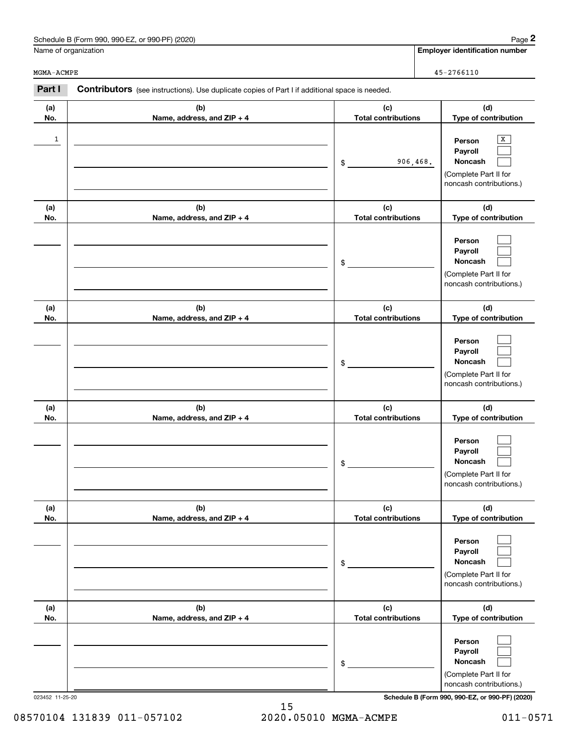Schedule B (Form 990, 990-EZ, or 990-PF) (2020)

| Name of organization | Employer identification number |
|---|---|
| MGMA-ACMPE | 45-2766110 |

**Part I** **Contributors** (see instructions). Use duplicate copies of Part I if additional space is needed.

| (a) No. | (b) Name, address, and ZIP + 4 | (c) Total contributions | (d) Type of contribution |
|---|---|---|---|
| 1 | | $ 906,468. | Person [X] Payroll [ ] Noncash [ ] (Complete Part II for noncash contributions.) |
| | | $ | Person [ ] Payroll [ ] Noncash [ ] (Complete Part II for noncash contributions.) |
| | | $ | Person [ ] Payroll [ ] Noncash [ ] (Complete Part II for noncash contributions.) |
| | | $ | Person [ ] Payroll [ ] Noncash [ ] (Complete Part II for noncash contributions.) |
| | | $ | Person [ ] Payroll [ ] Noncash [ ] (Complete Part II for noncash contributions.) |
| | | $ | Person [ ] Payroll [ ] Noncash [ ] (Complete Part II for noncash contributions.) |

023452 11-25-20

**Schedule B (Form 990, 990-EZ, or 990-PF) (2020)**

08570104 131839 011-057102 2020.05010 MGMA-ACMPE 011-0571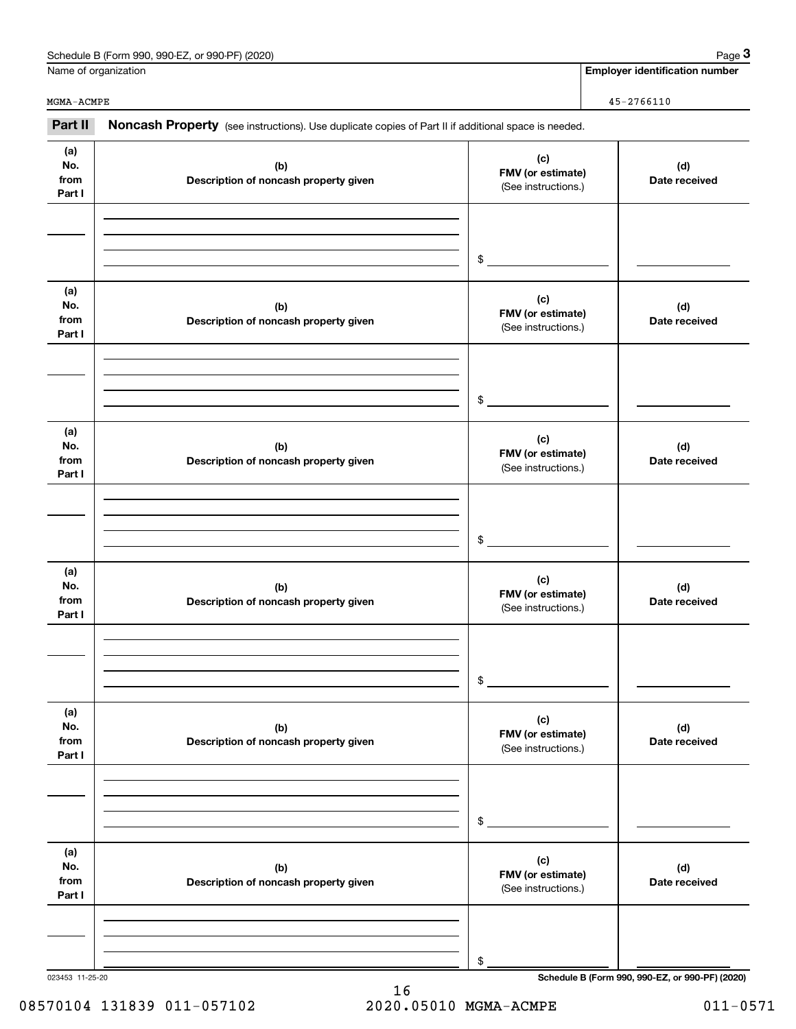Name of organization: MGMA-ACMPE

Employer identification number: 45-2766110

## Part II Noncash Property

(see instructions). Use duplicate copies of Part II if additional space is needed.

| (a) No. from Part I | (b) Description of noncash property given | (c) FMV (or estimate) (See instructions.) | (d) Date received |
|---|---|---|---|
| | | $ | |

| (a) No. from Part I | (b) Description of noncash property given | (c) FMV (or estimate) (See instructions.) | (d) Date received |
|---|---|---|---|
| | | $ | |

| (a) No. from Part I | (b) Description of noncash property given | (c) FMV (or estimate) (See instructions.) | (d) Date received |
|---|---|---|---|
| | | $ | |

| (a) No. from Part I | (b) Description of noncash property given | (c) FMV (or estimate) (See instructions.) | (d) Date received |
|---|---|---|---|
| | | $ | |

| (a) No. from Part I | (b) Description of noncash property given | (c) FMV (or estimate) (See instructions.) | (d) Date received |
|---|---|---|---|
| | | $ | |

| (a) No. from Part I | (b) Description of noncash property given | (c) FMV (or estimate) (See instructions.) | (d) Date received |
|---|---|---|---|
| | | $ | |

023453 11-25-20

08570104 131839 011-057102 2020.05010 MGMA-ACMPE 011-0571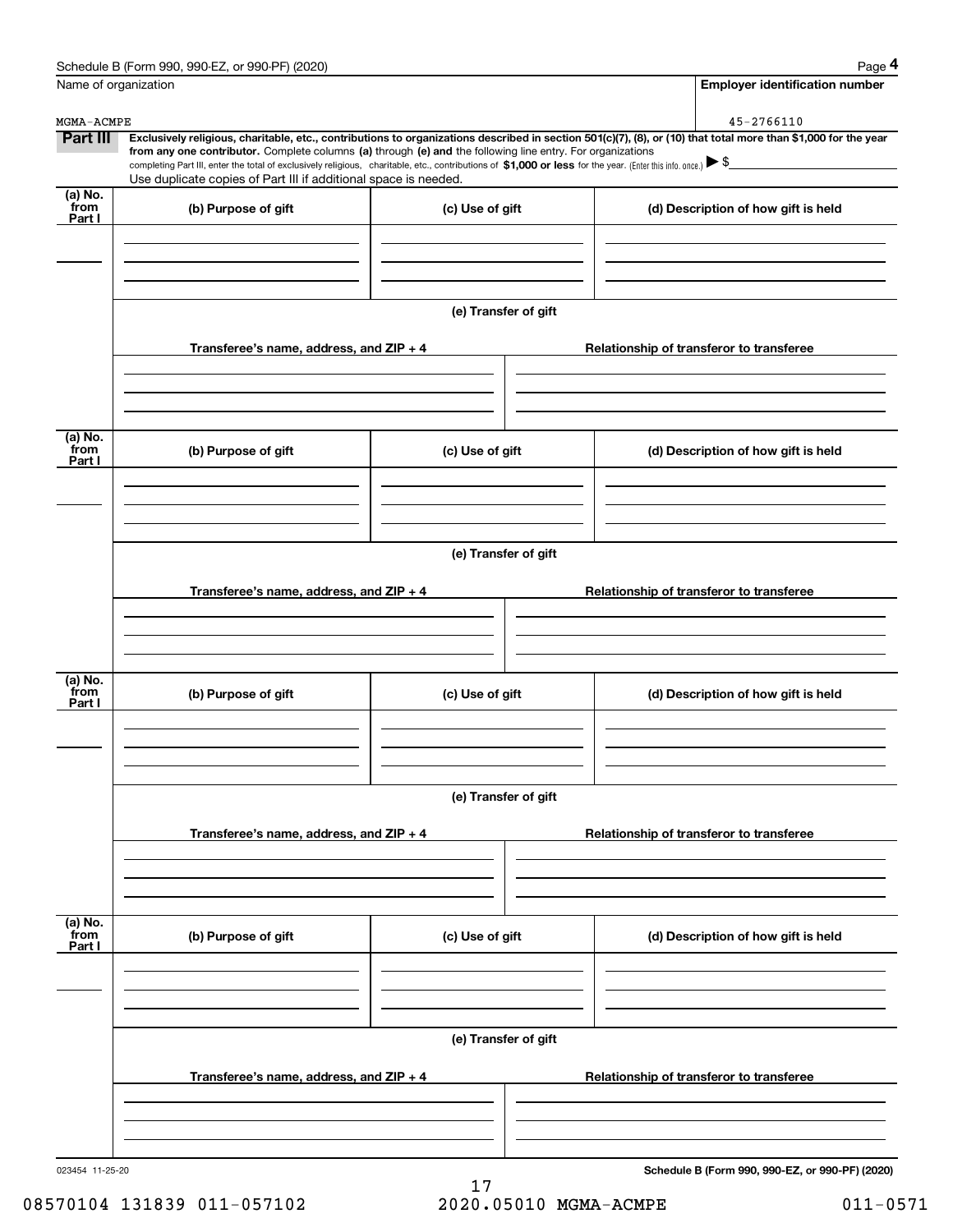Schedule B (Form 990, 990-EZ, or 990-PF) (2020)

| Name of organization | Employer identification number |
|---|---|
| MGMA-ACMPE | 45-2766110 |

**Part III** **Exclusively religious, charitable, etc., contributions to organizations described in section 501(c)(7), (8), or (10) that total more than $1,000 for the year from any one contributor.** Complete columns **(a)** through **(e) and** the following line entry. For organizations completing Part III, enter the total of exclusively religious, charitable, etc., contributions of **$1,000 or less** for the year. (Enter this info. once.) ▶ $

Use duplicate copies of Part III if additional space is needed.

| (a) No. from Part I | (b) Purpose of gift | (c) Use of gift | (d) Description of how gift is held |
|---|---|---|---|
| | | | |

**(e) Transfer of gift**

| Transferee's name, address, and ZIP + 4 | Relationship of transferor to transferee |
|---|---|
| | |

| (a) No. from Part I | (b) Purpose of gift | (c) Use of gift | (d) Description of how gift is held |
|---|---|---|---|
| | | | |

**(e) Transfer of gift**

| Transferee's name, address, and ZIP + 4 | Relationship of transferor to transferee |
|---|---|
| | |

| (a) No. from Part I | (b) Purpose of gift | (c) Use of gift | (d) Description of how gift is held |
|---|---|---|---|
| | | | |

**(e) Transfer of gift**

| Transferee's name, address, and ZIP + 4 | Relationship of transferor to transferee |
|---|---|
| | |

| (a) No. from Part I | (b) Purpose of gift | (c) Use of gift | (d) Description of how gift is held |
|---|---|---|---|
| | | | |

**(e) Transfer of gift**

| Transferee's name, address, and ZIP + 4 | Relationship of transferor to transferee |
|---|---|
| | |

023454 11-25-20

**Schedule B (Form 990, 990-EZ, or 990-PF) (2020)**

08570104 131839 011-057102 2020.05010 MGMA-ACMPE 011-0571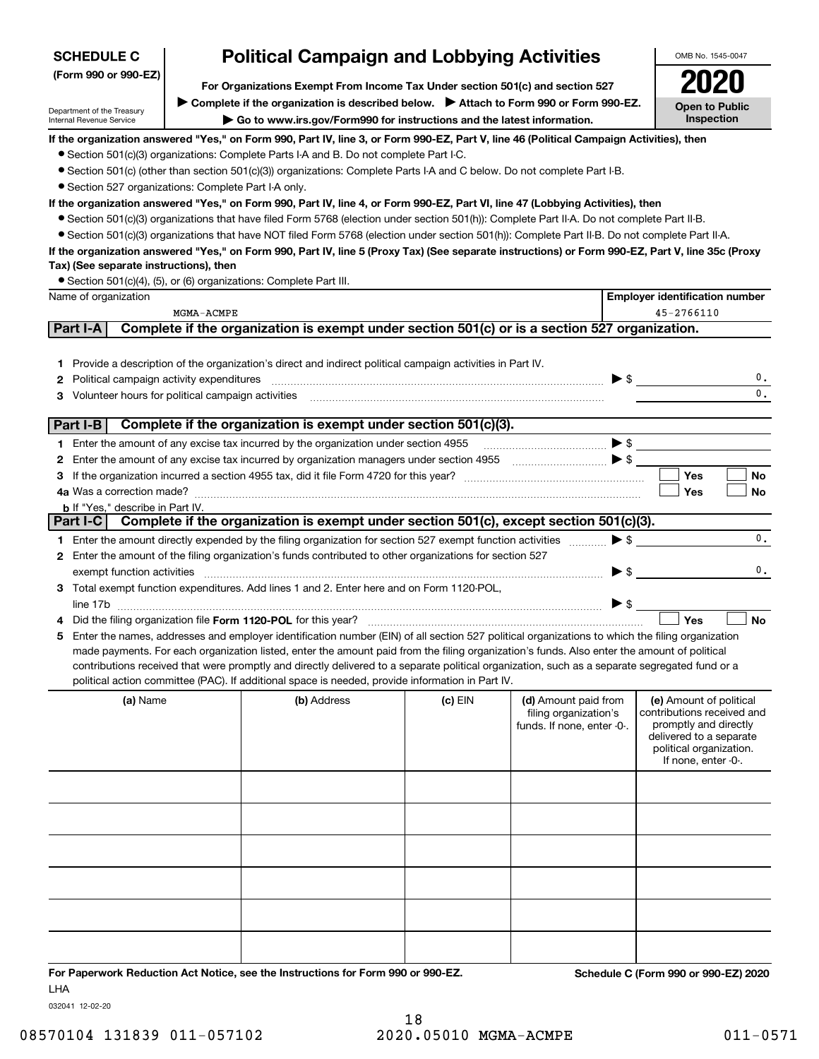# SCHEDULE C (Form 990 or 990-EZ)

Department of the Treasury
Internal Revenue Service

## Political Campaign and Lobbying Activities

**For Organizations Exempt From Income Tax Under section 501(c) and section 527**

▶ **Complete if the organization is described below.** ▶ **Attach to Form 990 or Form 990-EZ.**

▶ **Go to www.irs.gov/Form990 for instructions and the latest information.**

OMB No. 1545-0047

**2020**

**Open to Public Inspection**

**If the organization answered "Yes," on Form 990, Part IV, line 3, or Form 990-EZ, Part V, line 46 (Political Campaign Activities), then**

- Section 501(c)(3) organizations: Complete Parts I-A and B. Do not complete Part I-C.
- Section 501(c) (other than section 501(c)(3)) organizations: Complete Parts I-A and C below. Do not complete Part I-B.
- Section 527 organizations: Complete Part I-A only.

**If the organization answered "Yes," on Form 990, Part IV, line 4, or Form 990-EZ, Part VI, line 47 (Lobbying Activities), then**

- Section 501(c)(3) organizations that have filed Form 5768 (election under section 501(h)): Complete Part II-A. Do not complete Part II-B.
- Section 501(c)(3) organizations that have NOT filed Form 5768 (election under section 501(h)): Complete Part II-B. Do not complete Part II-A.

**If the organization answered "Yes," on Form 990, Part IV, line 5 (Proxy Tax) (See separate instructions) or Form 990-EZ, Part V, line 35c (Proxy Tax) (See separate instructions), then**

- Section 501(c)(4), (5), or (6) organizations: Complete Part III.

| Name of organization | Employer identification number |
|---|---|
| MGMA-ACMPE | 45-2766110 |

### Part I-A — Complete if the organization is exempt under section 501(c) or is a section 527 organization.

1. Provide a description of the organization's direct and indirect political campaign activities in Part IV.
2. Political campaign activity expenditures ▶ $ 0.
3. Volunteer hours for political campaign activities 0.

### Part I-B — Complete if the organization is exempt under section 501(c)(3).

1. Enter the amount of any excise tax incurred by the organization under section 4955 ▶ $
2. Enter the amount of any excise tax incurred by organization managers under section 4955 ▶ $
3. If the organization incurred a section 4955 tax, did it file Form 4720 for this year? ☐ Yes ☐ No

4a. Was a correction made? ☐ Yes ☐ No

b. If "Yes," describe in Part IV.

### Part I-C — Complete if the organization is exempt under section 501(c), except section 501(c)(3).

1. Enter the amount directly expended by the filing organization for section 527 exempt function activities ▶ $ 0.
2. Enter the amount of the filing organization's funds contributed to other organizations for section 527 exempt function activities ▶ $ 0.
3. Total exempt function expenditures. Add lines 1 and 2. Enter here and on Form 1120-POL, line 17b ▶ $
4. Did the filing organization file **Form 1120-POL** for this year? ☐ Yes ☐ No
5. Enter the names, addresses and employer identification number (EIN) of all section 527 political organizations to which the filing organization made payments. For each organization listed, enter the amount paid from the filing organization's funds. Also enter the amount of political contributions received that were promptly and directly delivered to a separate political organization, such as a separate segregated fund or a political action committee (PAC). If additional space is needed, provide information in Part IV.

| (a) Name | (b) Address | (c) EIN | (d) Amount paid from filing organization's funds. If none, enter -0-. | (e) Amount of political contributions received and promptly and directly delivered to a separate political organization. If none, enter -0-. |
|---|---|---|---|---|
| | | | | |
| | | | | |
| | | | | |
| | | | | |
| | | | | |
| | | | | |

**For Paperwork Reduction Act Notice, see the Instructions for Form 990 or 990-EZ.** **Schedule C (Form 990 or 990-EZ) 2020**

LHA

032041 12-02-20

08570104 131839 011-057102 2020.05010 MGMA-ACMPE 011-0571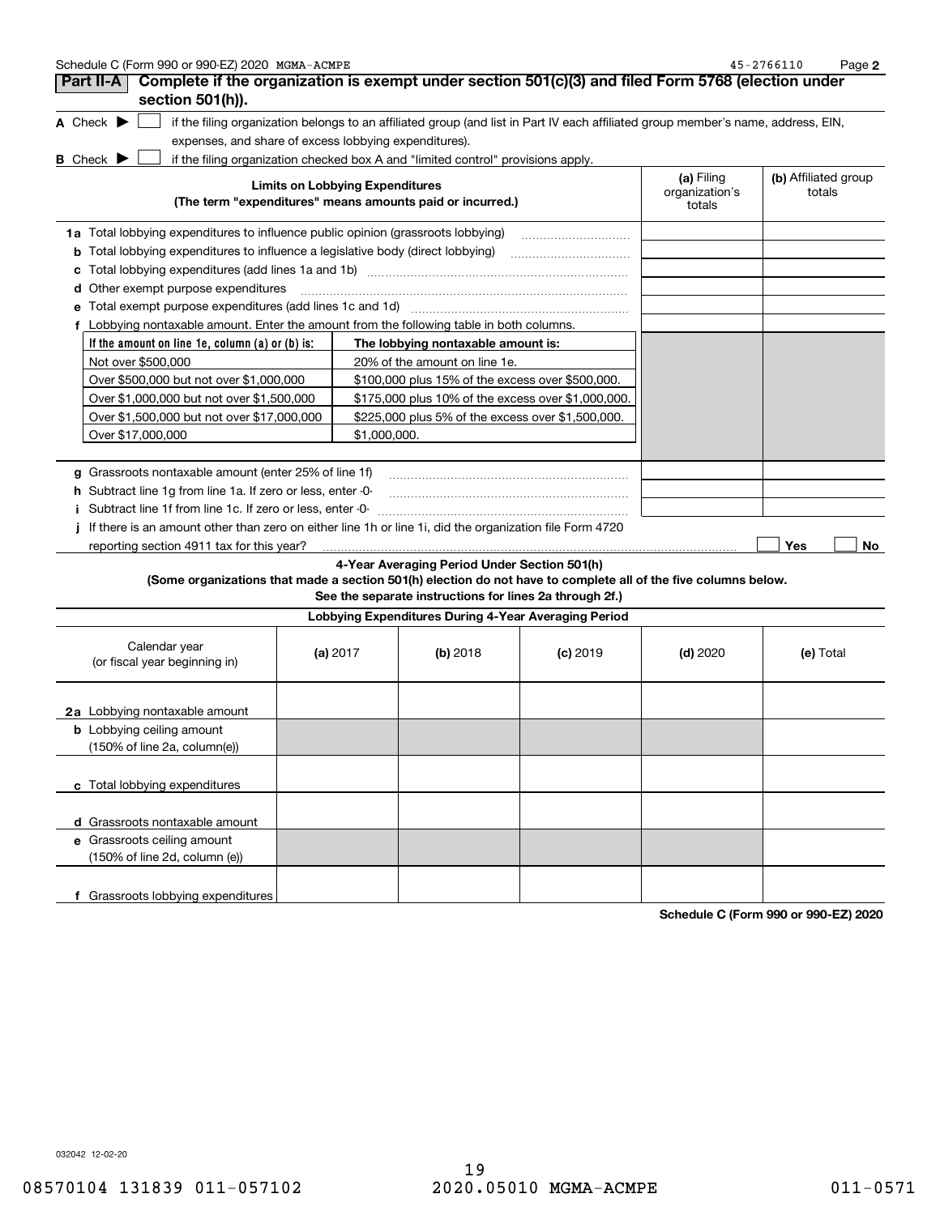**Part II-A** **Complete if the organization is exempt under section 501(c)(3) and filed Form 5768 (election under section 501(h)).**

**A** Check ▶ ☐ if the filing organization belongs to an affiliated group (and list in Part IV each affiliated group member's name, address, EIN, expenses, and share of excess lobbying expenditures).

**B** Check ▶ ☐ if the filing organization checked box A and "limited control" provisions apply.

| **Limits on Lobbying Expenditures** (The term "expenditures" means amounts paid or incurred.) | **(a)** Filing organization's totals | **(b)** Affiliated group totals |
|---|---|---|
| **1a** Total lobbying expenditures to influence public opinion (grassroots lobbying) | | |
| **b** Total lobbying expenditures to influence a legislative body (direct lobbying) | | |
| **c** Total lobbying expenditures (add lines 1a and 1b) | | |
| **d** Other exempt purpose expenditures | | |
| **e** Total exempt purpose expenditures (add lines 1c and 1d) | | |
| **f** Lobbying nontaxable amount. Enter the amount from the following table in both columns. | | |

| If the amount on line 1e, column (a) or (b) is: | The lobbying nontaxable amount is: |
|---|---|
| Not over $500,000 | 20% of the amount on line 1e. |
| Over $500,000 but not over $1,000,000 | $100,000 plus 15% of the excess over $500,000. |
| Over $1,000,000 but not over $1,500,000 | $175,000 plus 10% of the excess over $1,000,000. |
| Over $1,500,000 but not over $17,000,000 | $225,000 plus 5% of the excess over $1,500,000. |
| Over $17,000,000 | $1,000,000. |

| | (a) | (b) |
|---|---|---|
| **g** Grassroots nontaxable amount (enter 25% of line 1f) | | |
| **h** Subtract line 1g from line 1a. If zero or less, enter -0- | | |
| **i** Subtract line 1f from line 1c. If zero or less, enter -0- | | |

**j** If there is an amount other than zero on either line 1h or line 1i, did the organization file Form 4720 reporting section 4911 tax for this year? ☐ Yes ☐ No

**4-Year Averaging Period Under Section 501(h)**

**(Some organizations that made a section 501(h) election do not have to complete all of the five columns below. See the separate instructions for lines 2a through 2f.)**

**Lobbying Expenditures During 4-Year Averaging Period**

| Calendar year (or fiscal year beginning in) | **(a)** 2017 | **(b)** 2018 | **(c)** 2019 | **(d)** 2020 | **(e)** Total |
|---|---|---|---|---|---|
| **2a** Lobbying nontaxable amount | | | | | |
| **b** Lobbying ceiling amount (150% of line 2a, column(e)) | | | | | |
| **c** Total lobbying expenditures | | | | | |
| **d** Grassroots nontaxable amount | | | | | |
| **e** Grassroots ceiling amount (150% of line 2d, column (e)) | | | | | |
| **f** Grassroots lobbying expenditures | | | | | |

**Schedule C (Form 990 or 990-EZ) 2020**

032042 12-02-20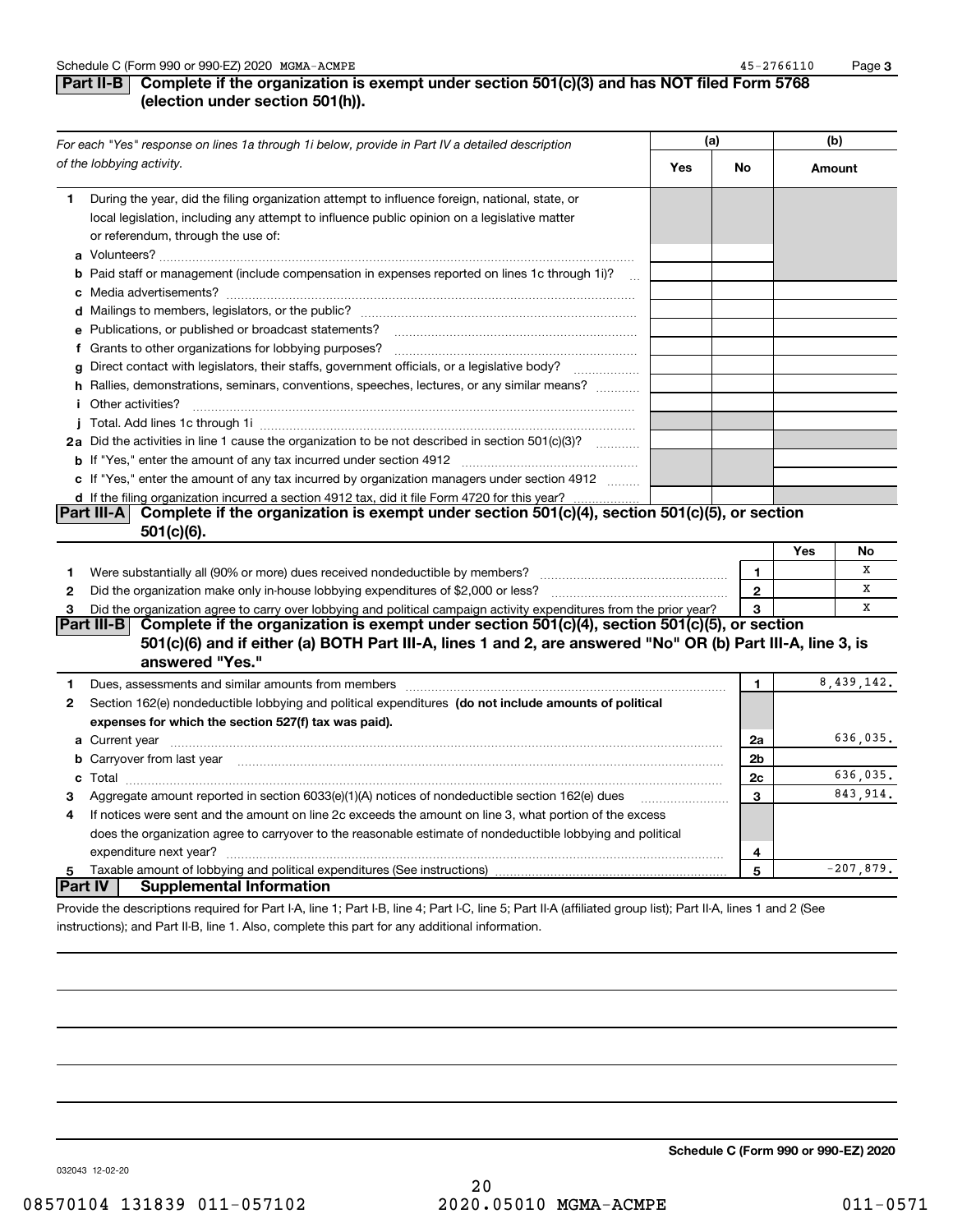## Part II-B Complete if the organization is exempt under section 501(c)(3) and has NOT filed Form 5768 (election under section 501(h)).

| *For each "Yes" response on lines 1a through 1i below, provide in Part IV a detailed description of the lobbying activity.* | (a) Yes | (a) No | (b) Amount |
|---|---|---|---|
| **1** During the year, did the filing organization attempt to influence foreign, national, state, or local legislation, including any attempt to influence public opinion on a legislative matter or referendum, through the use of: | | | |
| **a** Volunteers? | | | |
| **b** Paid staff or management (include compensation in expenses reported on lines 1c through 1i)? | | | |
| **c** Media advertisements? | | | |
| **d** Mailings to members, legislators, or the public? | | | |
| **e** Publications, or published or broadcast statements? | | | |
| **f** Grants to other organizations for lobbying purposes? | | | |
| **g** Direct contact with legislators, their staffs, government officials, or a legislative body? | | | |
| **h** Rallies, demonstrations, seminars, conventions, speeches, lectures, or any similar means? | | | |
| **i** Other activities? | | | |
| **j** Total. Add lines 1c through 1i | | | |
| **2a** Did the activities in line 1 cause the organization to be not described in section 501(c)(3)? | | | |
| **b** If "Yes," enter the amount of any tax incurred under section 4912 | | | |
| **c** If "Yes," enter the amount of any tax incurred by organization managers under section 4912 | | | |
| **d** If the filing organization incurred a section 4912 tax, did it file Form 4720 for this year? | | | |

## Part III-A Complete if the organization is exempt under section 501(c)(4), section 501(c)(5), or section 501(c)(6).

| | | | Yes | No |
|---|---|---|---|---|
| **1** | Were substantially all (90% or more) dues received nondeductible by members? | 1 | | X |
| **2** | Did the organization make only in-house lobbying expenditures of $2,000 or less? | 2 | | X |
| **3** | Did the organization agree to carry over lobbying and political campaign activity expenditures from the prior year? | 3 | | X |

## Part III-B Complete if the organization is exempt under section 501(c)(4), section 501(c)(5), or section 501(c)(6) and if either (a) BOTH Part III-A, lines 1 and 2, are answered "No" OR (b) Part III-A, line 3, is answered "Yes."

| | | | |
|---|---|---|---|
| **1** | Dues, assessments and similar amounts from members | 1 | 8,439,142. |
| **2** | Section 162(e) nondeductible lobbying and political expenditures **(do not include amounts of political expenses for which the section 527(f) tax was paid).** | | |
| **a** | Current year | 2a | 636,035. |
| **b** | Carryover from last year | 2b | |
| **c** | Total | 2c | 636,035. |
| **3** | Aggregate amount reported in section 6033(e)(1)(A) notices of nondeductible section 162(e) dues | 3 | 843,914. |
| **4** | If notices were sent and the amount on line 2c exceeds the amount on line 3, what portion of the excess does the organization agree to carryover to the reasonable estimate of nondeductible lobbying and political expenditure next year? | 4 | |
| **5** | Taxable amount of lobbying and political expenditures (See instructions) | 5 | -207,879. |

## Part IV Supplemental Information

Provide the descriptions required for Part I-A, line 1; Part I-B, line 4; Part I-C, line 5; Part II-A (affiliated group list); Part II-A, lines 1 and 2 (See instructions); and Part II-B, line 1. Also, complete this part for any additional information.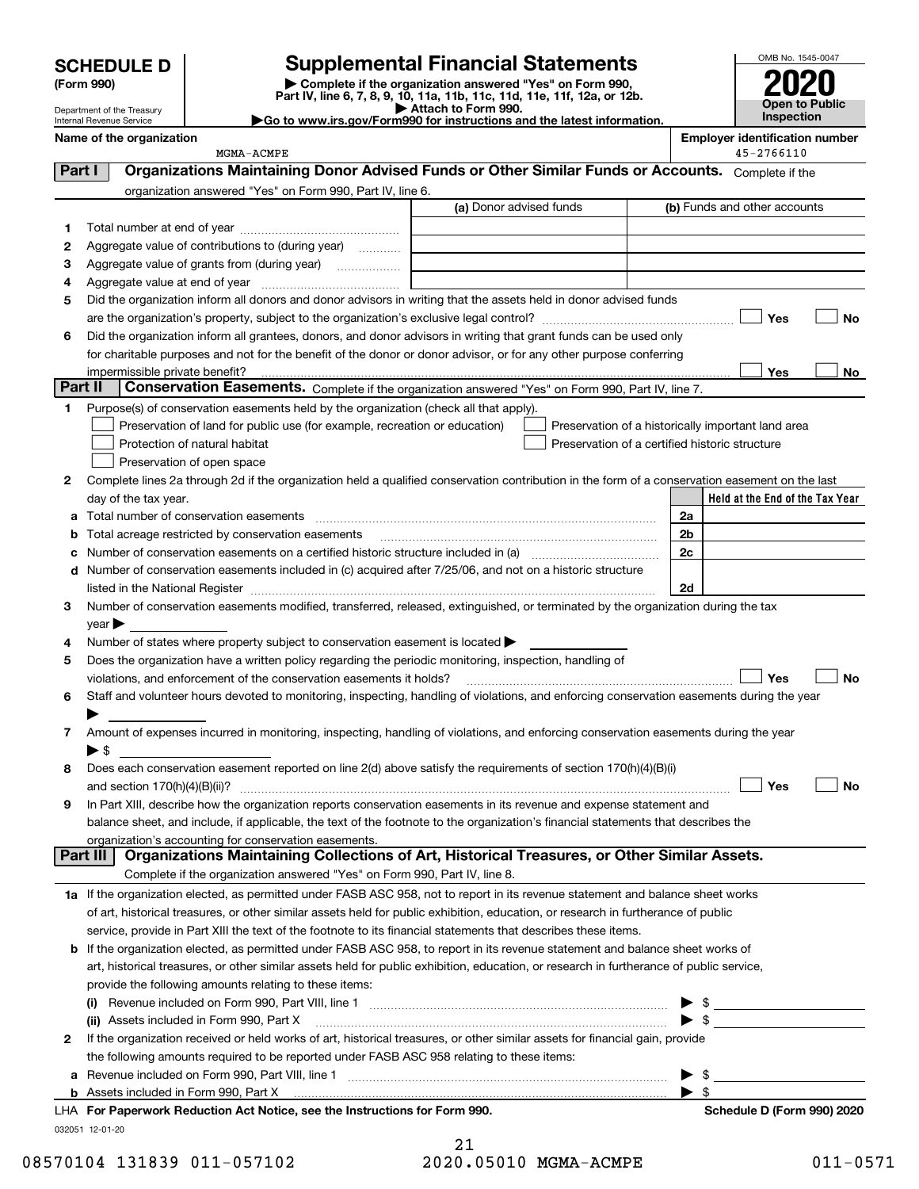**SCHEDULE D**
**(Form 990)**

Department of the Treasury
Internal Revenue Service

# Supplemental Financial Statements

▶ Complete if the organization answered "Yes" on Form 990, Part IV, line 6, 7, 8, 9, 10, 11a, 11b, 11c, 11d, 11e, 11f, 12a, or 12b.
▶ Attach to Form 990.
▶Go to www.irs.gov/Form990 for instructions and the latest information.

OMB No. 1545-0047

**2020**

**Open to Public Inspection**

**Name of the organization**
MGMA-ACMPE

**Employer identification number**
45-2766110

## Part I — Organizations Maintaining Donor Advised Funds or Other Similar Funds or Accounts.
Complete if the organization answered "Yes" on Form 990, Part IV, line 6.

| | | (a) Donor advised funds | (b) Funds and other accounts |
|---|---|---|---|
| 1 | Total number at end of year | | |
| 2 | Aggregate value of contributions to (during year) | | |
| 3 | Aggregate value of grants from (during year) | | |
| 4 | Aggregate value at end of year | | |

5 Did the organization inform all donors and donor advisors in writing that the assets held in donor advised funds are the organization's property, subject to the organization's exclusive legal control? ☐ Yes ☐ No

6 Did the organization inform all grantees, donors, and donor advisors in writing that grant funds can be used only for charitable purposes and not for the benefit of the donor or donor advisor, or for any other purpose conferring impermissible private benefit? ☐ Yes ☐ No

## Part II — Conservation Easements.
Complete if the organization answered "Yes" on Form 990, Part IV, line 7.

1 Purpose(s) of conservation easements held by the organization (check all that apply).

- ☐ Preservation of land for public use (for example, recreation or education)
- ☐ Protection of natural habitat
- ☐ Preservation of open space
- ☐ Preservation of a historically important land area
- ☐ Preservation of a certified historic structure

2 Complete lines 2a through 2d if the organization held a qualified conservation contribution in the form of a conservation easement on the last day of the tax year.

| | | | Held at the End of the Tax Year |
|---|---|---|---|
| a | Total number of conservation easements | 2a | |
| b | Total acreage restricted by conservation easements | 2b | |
| c | Number of conservation easements on a certified historic structure included in (a) | 2c | |
| d | Number of conservation easements included in (c) acquired after 7/25/06, and not on a historic structure listed in the National Register | 2d | |

3 Number of conservation easements modified, transferred, released, extinguished, or terminated by the organization during the tax year ▶

4 Number of states where property subject to conservation easement is located ▶

5 Does the organization have a written policy regarding the periodic monitoring, inspection, handling of violations, and enforcement of the conservation easements it holds? ☐ Yes ☐ No

6 Staff and volunteer hours devoted to monitoring, inspecting, handling of violations, and enforcing conservation easements during the year ▶

7 Amount of expenses incurred in monitoring, inspecting, handling of violations, and enforcing conservation easements during the year ▶ $

8 Does each conservation easement reported on line 2(d) above satisfy the requirements of section 170(h)(4)(B)(i) and section 170(h)(4)(B)(ii)? ☐ Yes ☐ No

9 In Part XIII, describe how the organization reports conservation easements in its revenue and expense statement and balance sheet, and include, if applicable, the text of the footnote to the organization's financial statements that describes the organization's accounting for conservation easements.

## Part III — Organizations Maintaining Collections of Art, Historical Treasures, or Other Similar Assets.
Complete if the organization answered "Yes" on Form 990, Part IV, line 8.

1a If the organization elected, as permitted under FASB ASC 958, not to report in its revenue statement and balance sheet works of art, historical treasures, or other similar assets held for public exhibition, education, or research in furtherance of public service, provide in Part XIII the text of the footnote to its financial statements that describes these items.

b If the organization elected, as permitted under FASB ASC 958, to report in its revenue statement and balance sheet works of art, historical treasures, or other similar assets held for public exhibition, education, or research in furtherance of public service, provide the following amounts relating to these items:

(i) Revenue included on Form 990, Part VIII, line 1 ▶ $

(ii) Assets included in Form 990, Part X ▶ $

2 If the organization received or held works of art, historical treasures, or other similar assets for financial gain, provide the following amounts required to be reported under FASB ASC 958 relating to these items:

a Revenue included on Form 990, Part VIII, line 1 ▶ $

b Assets included in Form 990, Part X ▶ $

LHA **For Paperwork Reduction Act Notice, see the Instructions for Form 990.** **Schedule D (Form 990) 2020**

032051 12-01-20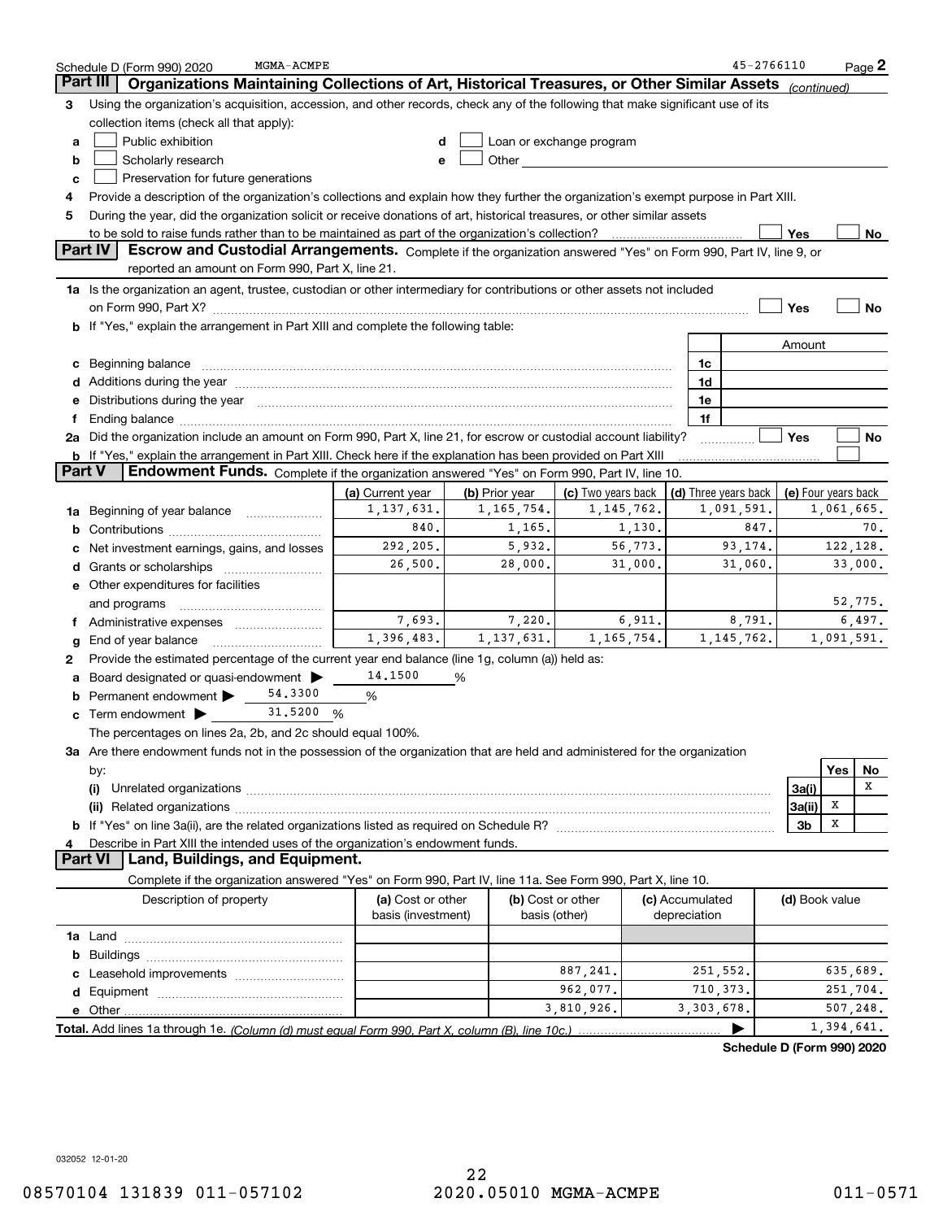Schedule D (Form 990) 2020 MGMA-ACMPE 45-2766110 Page 2

## Part III Organizations Maintaining Collections of Art, Historical Treasures, or Other Similar Assets *(continued)*

**3** Using the organization's acquisition, accession, and other records, check any of the following that make significant use of its collection items (check all that apply):

- **a** ☐ Public exhibition
- **b** ☐ Scholarly research
- **c** ☐ Preservation for future generations
- **d** ☐ Loan or exchange program
- **e** ☐ Other

**4** Provide a description of the organization's collections and explain how they further the organization's exempt purpose in Part XIII.

**5** During the year, did the organization solicit or receive donations of art, historical treasures, or other similar assets to be sold to raise funds rather than to be maintained as part of the organization's collection? ☐ Yes ☐ No

## Part IV Escrow and Custodial Arrangements.

Complete if the organization answered "Yes" on Form 990, Part IV, line 9, or reported an amount on Form 990, Part X, line 21.

**1a** Is the organization an agent, trustee, custodian or other intermediary for contributions or other assets not included on Form 990, Part X? ☐ Yes ☐ No

**b** If "Yes," explain the arrangement in Part XIII and complete the following table:

| | | Amount |
|---|---|---|
| **c** Beginning balance | 1c | |
| **d** Additions during the year | 1d | |
| **e** Distributions during the year | 1e | |
| **f** Ending balance | 1f | |

**2a** Did the organization include an amount on Form 990, Part X, line 21, for escrow or custodial account liability? ☐ Yes ☐ No

**b** If "Yes," explain the arrangement in Part XIII. Check here if the explanation has been provided on Part XIII ☐

## Part V Endowment Funds.

Complete if the organization answered "Yes" on Form 990, Part IV, line 10.

| | (a) Current year | (b) Prior year | (c) Two years back | (d) Three years back | (e) Four years back |
|---|---|---|---|---|---|
| **1a** Beginning of year balance | 1,137,631. | 1,165,754. | 1,145,762. | 1,091,591. | 1,061,665. |
| **b** Contributions | 840. | 1,165. | 1,130. | 847. | 70. |
| **c** Net investment earnings, gains, and losses | 292,205. | 5,932. | 56,773. | 93,174. | 122,128. |
| **d** Grants or scholarships | 26,500. | 28,000. | 31,000. | 31,060. | 33,000. |
| **e** Other expenditures for facilities and programs | | | | | 52,775. |
| **f** Administrative expenses | 7,693. | 7,220. | 6,911. | 8,791. | 6,497. |
| **g** End of year balance | 1,396,483. | 1,137,631. | 1,165,754. | 1,145,762. | 1,091,591. |

**2** Provide the estimated percentage of the current year end balance (line 1g, column (a)) held as:

- **a** Board designated or quasi-endowment ▶ 14.1500 %
- **b** Permanent endowment ▶ 54.3300 %
- **c** Term endowment ▶ 31.5200 %

The percentages on lines 2a, 2b, and 2c should equal 100%.

**3a** Are there endowment funds not in the possession of the organization that are held and administered for the organization by:

| | | Yes | No |
|---|---|---|---|
| **(i)** Unrelated organizations | 3a(i) | | X |
| **(ii)** Related organizations | 3a(ii) | X | |
| **b** If "Yes" on line 3a(ii), are the related organizations listed as required on Schedule R? | 3b | X | |

**4** Describe in Part XIII the intended uses of the organization's endowment funds.

## Part VI Land, Buildings, and Equipment.

Complete if the organization answered "Yes" on Form 990, Part IV, line 11a. See Form 990, Part X, line 10.

| Description of property | (a) Cost or other basis (investment) | (b) Cost or other basis (other) | (c) Accumulated depreciation | (d) Book value |
|---|---|---|---|---|
| **1a** Land | | | | |
| **b** Buildings | | | | |
| **c** Leasehold improvements | | 887,241. | 251,552. | 635,689. |
| **d** Equipment | | 962,077. | 710,373. | 251,704. |
| **e** Other | | 3,810,926. | 3,303,678. | 507,248. |
| **Total.** Add lines 1a through 1e. *(Column (d) must equal Form 990, Part X, column (B), line 10c.)* ▶ | | | | 1,394,641. |

**Schedule D (Form 990) 2020**

032052 12-01-20

08570104 131839 011-057102 2020.05010 MGMA-ACMPE 011-0571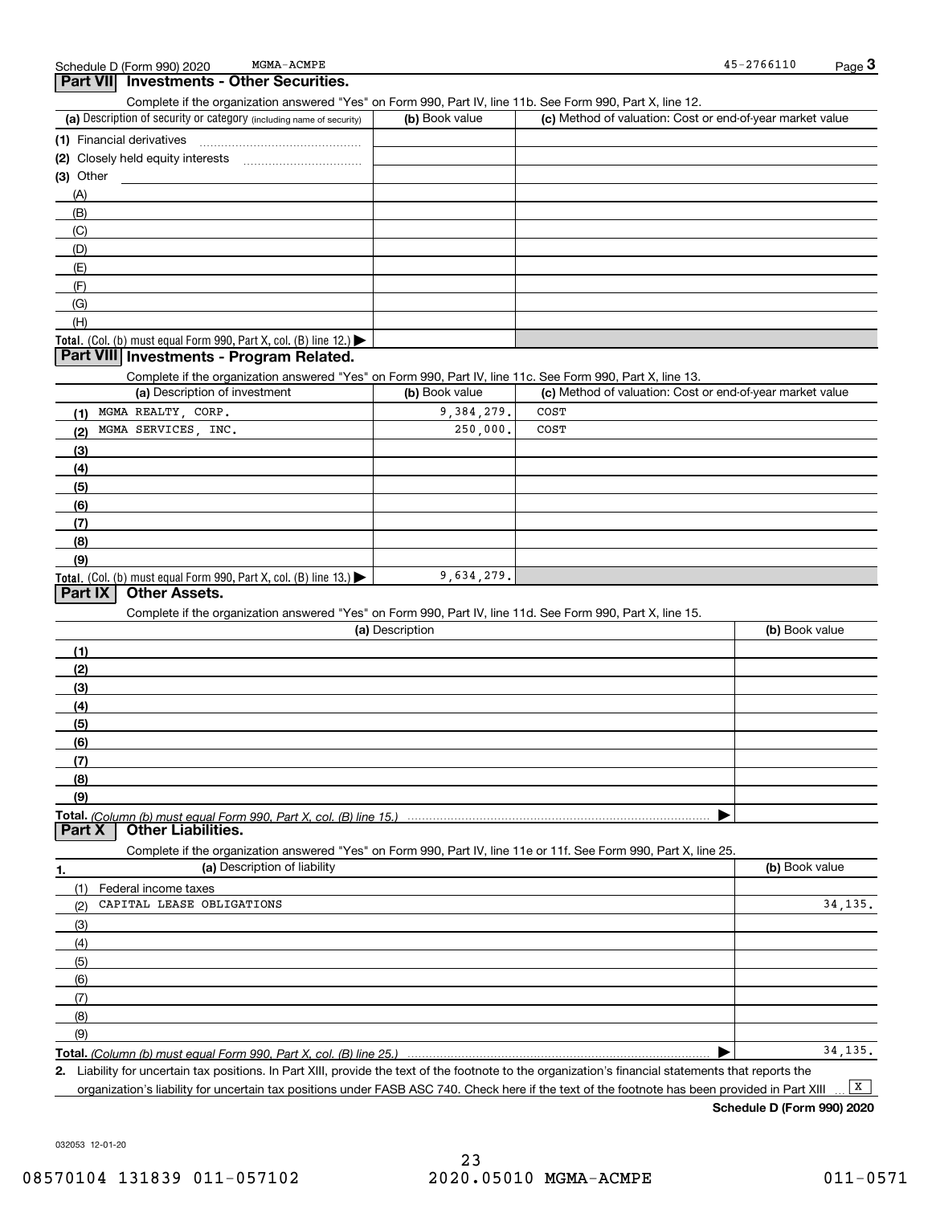Schedule D (Form 990) 2020 MGMA-ACMPE 45-2766110

## Part VII Investments - Other Securities.

Complete if the organization answered "Yes" on Form 990, Part IV, line 11b. See Form 990, Part X, line 12.

| (a) Description of security or category (including name of security) | (b) Book value | (c) Method of valuation: Cost or end-of-year market value |
|---|---|---|
| (1) Financial derivatives | | |
| (2) Closely held equity interests | | |
| (3) Other | | |
| (A) | | |
| (B) | | |
| (C) | | |
| (D) | | |
| (E) | | |
| (F) | | |
| (G) | | |
| (H) | | |
| **Total.** (Col. (b) must equal Form 990, Part X, col. (B) line 12.) | | |

## Part VIII Investments - Program Related.

Complete if the organization answered "Yes" on Form 990, Part IV, line 11c. See Form 990, Part X, line 13.

| (a) Description of investment | (b) Book value | (c) Method of valuation: Cost or end-of-year market value |
|---|---|---|
| (1) MGMA REALTY, CORP. | 9,384,279. | COST |
| (2) MGMA SERVICES, INC. | 250,000. | COST |
| (3) | | |
| (4) | | |
| (5) | | |
| (6) | | |
| (7) | | |
| (8) | | |
| (9) | | |
| **Total.** (Col. (b) must equal Form 990, Part X, col. (B) line 13.) | 9,634,279. | |

## Part IX Other Assets.

Complete if the organization answered "Yes" on Form 990, Part IV, line 11d. See Form 990, Part X, line 15.

| (a) Description | (b) Book value |
|---|---|
| (1) | |
| (2) | |
| (3) | |
| (4) | |
| (5) | |
| (6) | |
| (7) | |
| (8) | |
| (9) | |
| **Total.** (Column (b) must equal Form 990, Part X, col. (B) line 15.) | |

## Part X Other Liabilities.

Complete if the organization answered "Yes" on Form 990, Part IV, line 11e or 11f. See Form 990, Part X, line 25.

| 1. (a) Description of liability | (b) Book value |
|---|---|
| (1) Federal income taxes | |
| (2) CAPITAL LEASE OBLIGATIONS | 34,135. |
| (3) | |
| (4) | |
| (5) | |
| (6) | |
| (7) | |
| (8) | |
| (9) | |
| **Total.** (Column (b) must equal Form 990, Part X, col. (B) line 25.) | 34,135. |

2. Liability for uncertain tax positions. In Part XIII, provide the text of the footnote to the organization's financial statements that reports the organization's liability for uncertain tax positions under FASB ASC 740. Check here if the text of the footnote has been provided in Part XIII [X]

**Schedule D (Form 990) 2020**

032053 12-01-20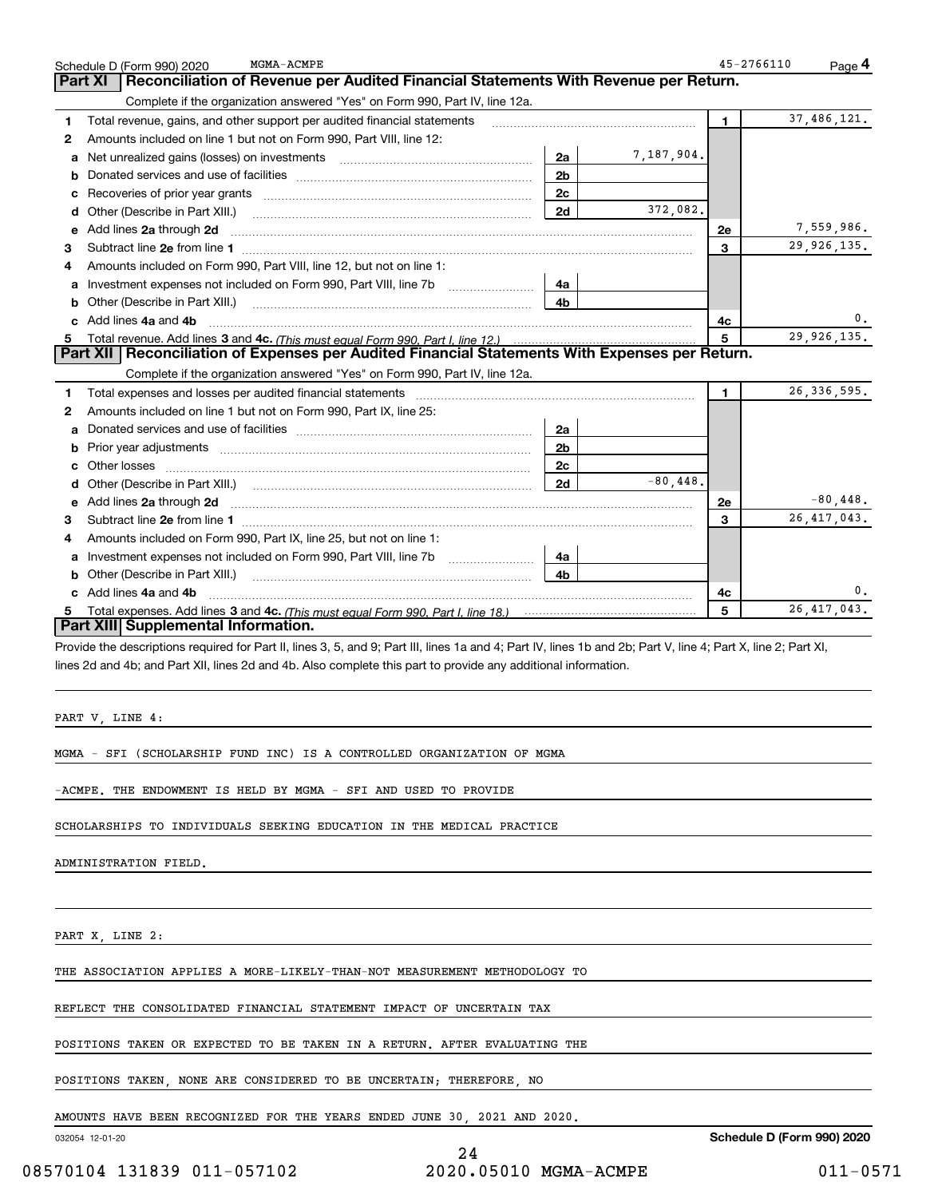Schedule D (Form 990) 2020 MGMA-ACMPE 45-2766110 Page **4**

## Part XI Reconciliation of Revenue per Audited Financial Statements With Revenue per Return.

Complete if the organization answered "Yes" on Form 990, Part IV, line 12a.

| | | | | | |
|---|---|---|---|---|---|
| **1** | Total revenue, gains, and other support per audited financial statements | | | 1 | 37,486,121. |
| **2** | Amounts included on line 1 but not on Form 990, Part VIII, line 12: | | | | |
| **a** | Net unrealized gains (losses) on investments | 2a | 7,187,904. | | |
| **b** | Donated services and use of facilities | 2b | | | |
| **c** | Recoveries of prior year grants | 2c | | | |
| **d** | Other (Describe in Part XIII.) | 2d | 372,082. | | |
| **e** | Add lines **2a** through **2d** | | | 2e | 7,559,986. |
| **3** | Subtract line **2e** from line **1** | | | 3 | 29,926,135. |
| **4** | Amounts included on Form 990, Part VIII, line 12, but not on line 1: | | | | |
| **a** | Investment expenses not included on Form 990, Part VIII, line 7b | 4a | | | |
| **b** | Other (Describe in Part XIII.) | 4b | | | |
| **c** | Add lines **4a** and **4b** | | | 4c | 0. |
| **5** | Total revenue. Add lines **3** and **4c.** *(This must equal Form 990, Part I, line 12.)* | | | 5 | 29,926,135. |

## Part XII Reconciliation of Expenses per Audited Financial Statements With Expenses per Return.

Complete if the organization answered "Yes" on Form 990, Part IV, line 12a.

| | | | | | |
|---|---|---|---|---|---|
| **1** | Total expenses and losses per audited financial statements | | | 1 | 26,336,595. |
| **2** | Amounts included on line 1 but not on Form 990, Part IX, line 25: | | | | |
| **a** | Donated services and use of facilities | 2a | | | |
| **b** | Prior year adjustments | 2b | | | |
| **c** | Other losses | 2c | | | |
| **d** | Other (Describe in Part XIII.) | 2d | -80,448. | | |
| **e** | Add lines **2a** through **2d** | | | 2e | -80,448. |
| **3** | Subtract line **2e** from line **1** | | | 3 | 26,417,043. |
| **4** | Amounts included on Form 990, Part IX, line 25, but not on line 1: | | | | |
| **a** | Investment expenses not included on Form 990, Part VIII, line 7b | 4a | | | |
| **b** | Other (Describe in Part XIII.) | 4b | | | |
| **c** | Add lines **4a** and **4b** | | | 4c | 0. |
| **5** | Total expenses. Add lines **3** and **4c.** *(This must equal Form 990, Part I, line 18.)* | | | 5 | 26,417,043. |

## Part XIII Supplemental Information.

Provide the descriptions required for Part II, lines 3, 5, and 9; Part III, lines 1a and 4; Part IV, lines 1b and 2b; Part V, line 4; Part X, line 2; Part XI, lines 2d and 4b; and Part XII, lines 2d and 4b. Also complete this part to provide any additional information.

PART V, LINE 4:

MGMA - SFI (SCHOLARSHIP FUND INC) IS A CONTROLLED ORGANIZATION OF MGMA -ACMPE. THE ENDOWMENT IS HELD BY MGMA - SFI AND USED TO PROVIDE SCHOLARSHIPS TO INDIVIDUALS SEEKING EDUCATION IN THE MEDICAL PRACTICE ADMINISTRATION FIELD.

PART X, LINE 2:

THE ASSOCIATION APPLIES A MORE-LIKELY-THAN-NOT MEASUREMENT METHODOLOGY TO REFLECT THE CONSOLIDATED FINANCIAL STATEMENT IMPACT OF UNCERTAIN TAX POSITIONS TAKEN OR EXPECTED TO BE TAKEN IN A RETURN. AFTER EVALUATING THE POSITIONS TAKEN, NONE ARE CONSIDERED TO BE UNCERTAIN; THEREFORE, NO AMOUNTS HAVE BEEN RECOGNIZED FOR THE YEARS ENDED JUNE 30, 2021 AND 2020.

032054 12-01-20 **Schedule D (Form 990) 2020**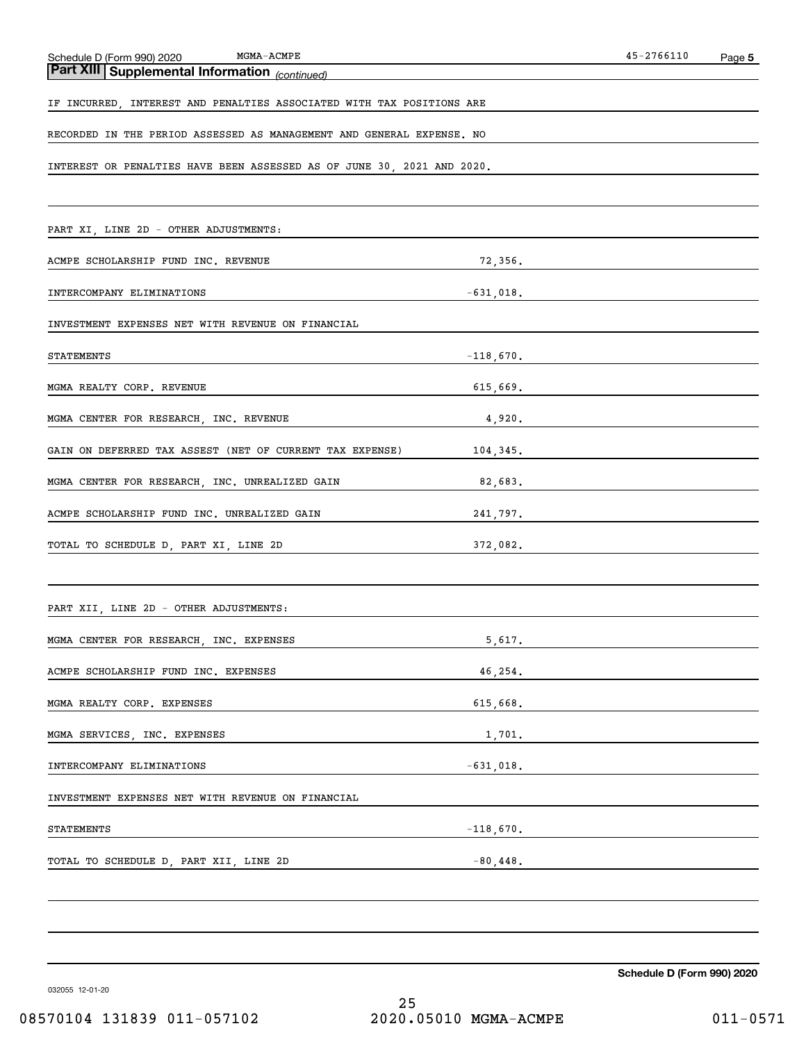## Part XIII Supplemental Information *(continued)*

IF INCURRED, INTEREST AND PENALTIES ASSOCIATED WITH TAX POSITIONS ARE RECORDED IN THE PERIOD ASSESSED AS MANAGEMENT AND GENERAL EXPENSE. NO INTEREST OR PENALTIES HAVE BEEN ASSESSED AS OF JUNE 30, 2021 AND 2020.

PART XI, LINE 2D - OTHER ADJUSTMENTS:

| | |
|---|---|
| ACMPE SCHOLARSHIP FUND INC. REVENUE | 72,356. |
| INTERCOMPANY ELIMINATIONS | -631,018. |
| INVESTMENT EXPENSES NET WITH REVENUE ON FINANCIAL STATEMENTS | -118,670. |
| MGMA REALTY CORP. REVENUE | 615,669. |
| MGMA CENTER FOR RESEARCH, INC. REVENUE | 4,920. |
| GAIN ON DEFERRED TAX ASSEST (NET OF CURRENT TAX EXPENSE) | 104,345. |
| MGMA CENTER FOR RESEARCH, INC. UNREALIZED GAIN | 82,683. |
| ACMPE SCHOLARSHIP FUND INC. UNREALIZED GAIN | 241,797. |
| TOTAL TO SCHEDULE D, PART XI, LINE 2D | 372,082. |

PART XII, LINE 2D - OTHER ADJUSTMENTS:

| | |
|---|---|
| MGMA CENTER FOR RESEARCH, INC. EXPENSES | 5,617. |
| ACMPE SCHOLARSHIP FUND INC. EXPENSES | 46,254. |
| MGMA REALTY CORP. EXPENSES | 615,668. |
| MGMA SERVICES, INC. EXPENSES | 1,701. |
| INTERCOMPANY ELIMINATIONS | -631,018. |
| INVESTMENT EXPENSES NET WITH REVENUE ON FINANCIAL STATEMENTS | -118,670. |
| TOTAL TO SCHEDULE D, PART XII, LINE 2D | -80,448. |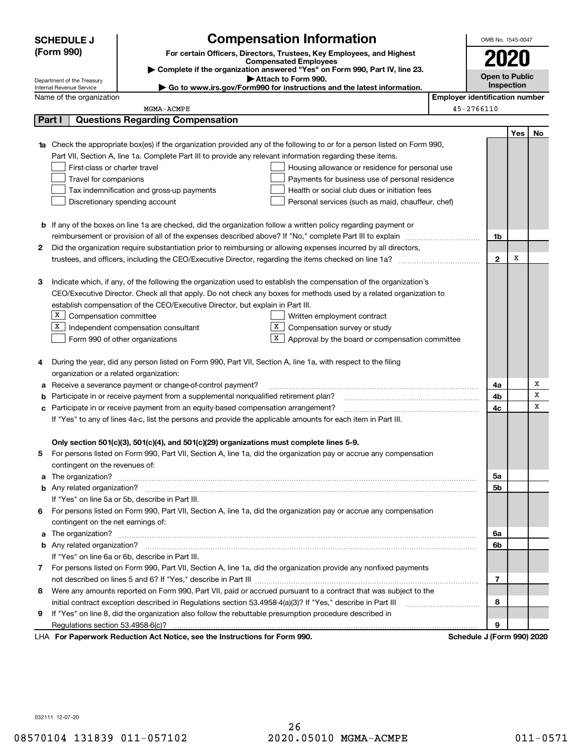**SCHEDULE J (Form 990)**

Department of the Treasury
Internal Revenue Service

# Compensation Information

**For certain Officers, Directors, Trustees, Key Employees, and Highest Compensated Employees**

▶ **Complete if the organization answered "Yes" on Form 990, Part IV, line 23.**

▶ **Attach to Form 990.**

▶ **Go to www.irs.gov/Form990 for instructions and the latest information.**

OMB No. 1545-0047

**2020**

**Open to Public Inspection**

Name of the organization: MGMA-ACMPE

**Employer identification number**: 45-2766110

## Part I — Questions Regarding Compensation

| | | | Yes | No |
|---|---|---|---|---|
| **1a** | Check the appropriate box(es) if the organization provided any of the following to or for a person listed on Form 990, Part VII, Section A, line 1a. Complete Part III to provide any relevant information regarding these items.<br>☐ First-class or charter travel ☐ Housing allowance or residence for personal use<br>☐ Travel for companions ☐ Payments for business use of personal residence<br>☐ Tax indemnification and gross-up payments ☐ Health or social club dues or initiation fees<br>☐ Discretionary spending account ☐ Personal services (such as maid, chauffeur, chef) | | | |
| **b** | If any of the boxes on line 1a are checked, did the organization follow a written policy regarding payment or reimbursement or provision of all of the expenses described above? If "No," complete Part III to explain | 1b | | |
| **2** | Did the organization require substantiation prior to reimbursing or allowing expenses incurred by all directors, trustees, and officers, including the CEO/Executive Director, regarding the items checked on line 1a? | 2 | X | |
| **3** | Indicate which, if any, of the following the organization used to establish the compensation of the organization's CEO/Executive Director. Check all that apply. Do not check any boxes for methods used by a related organization to establish compensation of the CEO/Executive Director, but explain in Part III.<br>☒ Compensation committee ☐ Written employment contract<br>☒ Independent compensation consultant ☒ Compensation survey or study<br>☐ Form 990 of other organizations ☒ Approval by the board or compensation committee | | | |
| **4** | During the year, did any person listed on Form 990, Part VII, Section A, line 1a, with respect to the filing organization or a related organization: | | | |
| **a** | Receive a severance payment or change-of-control payment? | 4a | | X |
| **b** | Participate in or receive payment from a supplemental nonqualified retirement plan? | 4b | | X |
| **c** | Participate in or receive payment from an equity-based compensation arrangement? | 4c | | X |
| | If "Yes" to any of lines 4a-c, list the persons and provide the applicable amounts for each item in Part III. | | | |
| | **Only section 501(c)(3), 501(c)(4), and 501(c)(29) organizations must complete lines 5-9.** | | | |
| **5** | For persons listed on Form 990, Part VII, Section A, line 1a, did the organization pay or accrue any compensation contingent on the revenues of: | | | |
| **a** | The organization? | 5a | | |
| **b** | Any related organization? | 5b | | |
| | If "Yes" on line 5a or 5b, describe in Part III. | | | |
| **6** | For persons listed on Form 990, Part VII, Section A, line 1a, did the organization pay or accrue any compensation contingent on the net earnings of: | | | |
| **a** | The organization? | 6a | | |
| **b** | Any related organization? | 6b | | |
| | If "Yes" on line 6a or 6b, describe in Part III. | | | |
| **7** | For persons listed on Form 990, Part VII, Section A, line 1a, did the organization provide any nonfixed payments not described on lines 5 and 6? If "Yes," describe in Part III | 7 | | |
| **8** | Were any amounts reported on Form 990, Part VII, paid or accrued pursuant to a contract that was subject to the initial contract exception described in Regulations section 53.4958-4(a)(3)? If "Yes," describe in Part III | 8 | | |
| **9** | If "Yes" on line 8, did the organization also follow the rebuttable presumption procedure described in Regulations section 53.4958-6(c)? | 9 | | |

LHA **For Paperwork Reduction Act Notice, see the Instructions for Form 990.** **Schedule J (Form 990) 2020**

032111 12-07-20

08570104 131839 011-057102 2020.05010 MGMA-ACMPE 011-0571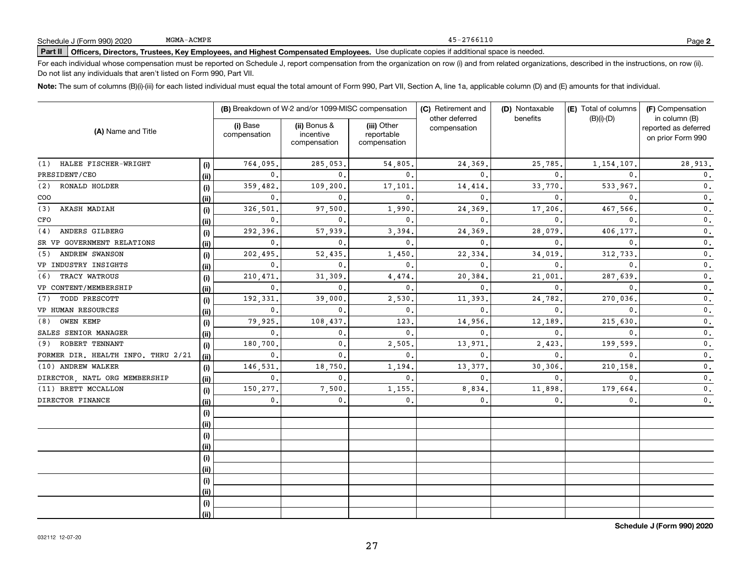Schedule J (Form 990) 2020 MGMA-ACMPE 45-2766110

## Part II Officers, Directors, Trustees, Key Employees, and Highest Compensated Employees. Use duplicate copies if additional space is needed.

For each individual whose compensation must be reported on Schedule J, report compensation from the organization on row (i) and from related organizations, described in the instructions, on row (ii). Do not list any individuals that aren't listed on Form 990, Part VII.

**Note:** The sum of columns (B)(i)-(iii) for each listed individual must equal the total amount of Form 990, Part VII, Section A, line 1a, applicable column (D) and (E) amounts for that individual.

| (A) Name and Title | | (B) Breakdown of W-2 and/or 1099-MISC compensation | | | (C) Retirement and other deferred compensation | (D) Nontaxable benefits | (E) Total of columns (B)(i)-(D) | (F) Compensation in column (B) reported as deferred on prior Form 990 |
|---|---|---|---|---|---|---|---|---|
| | | (i) Base compensation | (ii) Bonus & incentive compensation | (iii) Other reportable compensation | | | | |
| (1) HALEE FISCHER-WRIGHT | (i) | 764,095. | 285,053. | 54,805. | 24,369. | 25,785. | 1,154,107. | 28,913. |
| PRESIDENT/CEO | (ii) | 0. | 0. | 0. | 0. | 0. | 0. | 0. |
| (2) RONALD HOLDER | (i) | 359,482. | 109,200. | 17,101. | 14,414. | 33,770. | 533,967. | 0. |
| COO | (ii) | 0. | 0. | 0. | 0. | 0. | 0. | 0. |
| (3) AKASH MADIAH | (i) | 326,501. | 97,500. | 1,990. | 24,369. | 17,206. | 467,566. | 0. |
| CFO | (ii) | 0. | 0. | 0. | 0. | 0. | 0. | 0. |
| (4) ANDERS GILBERG | (i) | 292,396. | 57,939. | 3,394. | 24,369. | 28,079. | 406,177. | 0. |
| SR VP GOVERNMENT RELATIONS | (ii) | 0. | 0. | 0. | 0. | 0. | 0. | 0. |
| (5) ANDREW SWANSON | (i) | 202,495. | 52,435. | 1,450. | 22,334. | 34,019. | 312,733. | 0. |
| VP INDUSTRY INSIGHTS | (ii) | 0. | 0. | 0. | 0. | 0. | 0. | 0. |
| (6) TRACY WATROUS | (i) | 210,471. | 31,309. | 4,474. | 20,384. | 21,001. | 287,639. | 0. |
| VP CONTENT/MEMBERSHIP | (ii) | 0. | 0. | 0. | 0. | 0. | 0. | 0. |
| (7) TODD PRESCOTT | (i) | 192,331. | 39,000. | 2,530. | 11,393. | 24,782. | 270,036. | 0. |
| VP HUMAN RESOURCES | (ii) | 0. | 0. | 0. | 0. | 0. | 0. | 0. |
| (8) OWEN KEMP | (i) | 79,925. | 108,437. | 123. | 14,956. | 12,189. | 215,630. | 0. |
| SALES SENIOR MANAGER | (ii) | 0. | 0. | 0. | 0. | 0. | 0. | 0. |
| (9) ROBERT TENNANT | (i) | 180,700. | 0. | 2,505. | 13,971. | 2,423. | 199,599. | 0. |
| FORMER DIR. HEALTH INFO. THRU 2/21 | (ii) | 0. | 0. | 0. | 0. | 0. | 0. | 0. |
| (10) ANDREW WALKER | (i) | 146,531. | 18,750. | 1,194. | 13,377. | 30,306. | 210,158. | 0. |
| DIRECTOR, NATL ORG MEMBERSHIP | (ii) | 0. | 0. | 0. | 0. | 0. | 0. | 0. |
| (11) BRETT MCCALLON | (i) | 150,277. | 7,500. | 1,155. | 8,834. | 11,898. | 179,664. | 0. |
| DIRECTOR FINANCE | (ii) | 0. | 0. | 0. | 0. | 0. | 0. | 0. |
| | (i) | | | | | | | |
| | (ii) | | | | | | | |
| | (i) | | | | | | | |
| | (ii) | | | | | | | |
| | (i) | | | | | | | |
| | (ii) | | | | | | | |
| | (i) | | | | | | | |
| | (ii) | | | | | | | |
| | (i) | | | | | | | |
| | (ii) | | | | | | | |

032112 12-07-20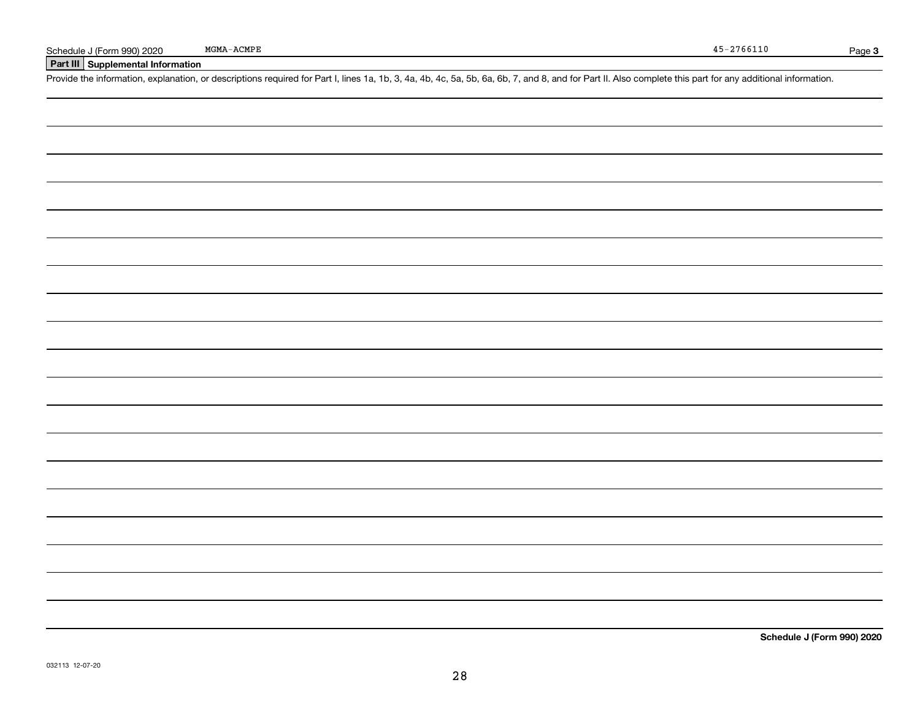Schedule J (Form 990) 2020 MGMA-ACMPE 45-2766110 Page **3**

**Part III Supplemental Information**

Provide the information, explanation, or descriptions required for Part I, lines 1a, 1b, 3, 4a, 4b, 4c, 5a, 5b, 6a, 6b, 7, and 8, and for Part II. Also complete this part for any additional information.

**Schedule J (Form 990) 2020**

032113 12-07-20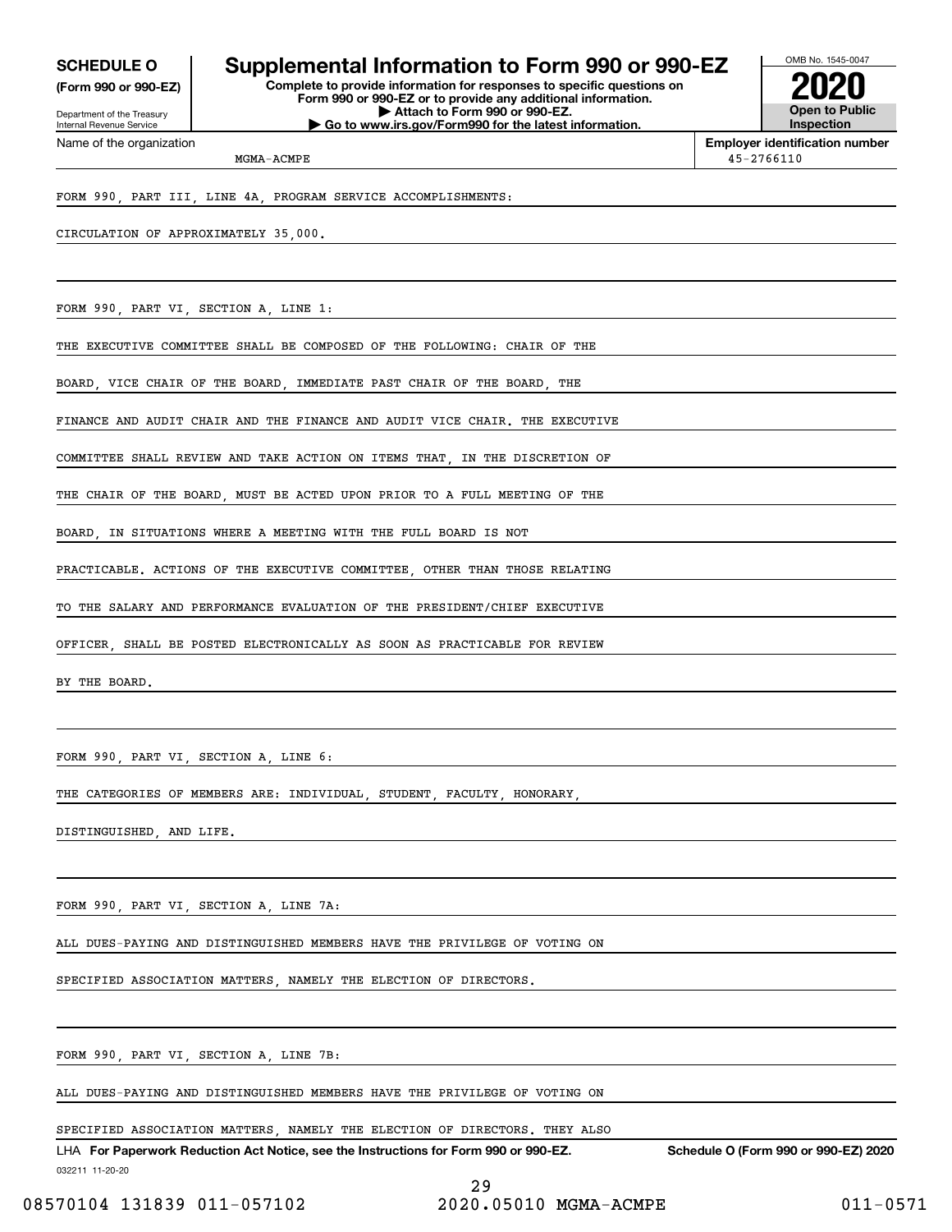**SCHEDULE O**
**(Form 990 or 990-EZ)**

Department of the Treasury
Internal Revenue Service

# Supplemental Information to Form 990 or 990-EZ

**Complete to provide information for responses to specific questions on Form 990 or 990-EZ or to provide any additional information.**
**▶ Attach to Form 990 or 990-EZ.**
**▶ Go to www.irs.gov/Form990 for the latest information.**

OMB No. 1545-0047

**2020**

**Open to Public Inspection**

Name of the organization: MGMA-ACMPE

**Employer identification number**: 45-2766110

FORM 990, PART III, LINE 4A, PROGRAM SERVICE ACCOMPLISHMENTS:

CIRCULATION OF APPROXIMATELY 35,000.

FORM 990, PART VI, SECTION A, LINE 1:

THE EXECUTIVE COMMITTEE SHALL BE COMPOSED OF THE FOLLOWING: CHAIR OF THE BOARD, VICE CHAIR OF THE BOARD, IMMEDIATE PAST CHAIR OF THE BOARD, THE FINANCE AND AUDIT CHAIR AND THE FINANCE AND AUDIT VICE CHAIR. THE EXECUTIVE COMMITTEE SHALL REVIEW AND TAKE ACTION ON ITEMS THAT, IN THE DISCRETION OF THE CHAIR OF THE BOARD, MUST BE ACTED UPON PRIOR TO A FULL MEETING OF THE BOARD, IN SITUATIONS WHERE A MEETING WITH THE FULL BOARD IS NOT PRACTICABLE. ACTIONS OF THE EXECUTIVE COMMITTEE, OTHER THAN THOSE RELATING TO THE SALARY AND PERFORMANCE EVALUATION OF THE PRESIDENT/CHIEF EXECUTIVE OFFICER, SHALL BE POSTED ELECTRONICALLY AS SOON AS PRACTICABLE FOR REVIEW BY THE BOARD.

FORM 990, PART VI, SECTION A, LINE 6:

THE CATEGORIES OF MEMBERS ARE: INDIVIDUAL, STUDENT, FACULTY, HONORARY, DISTINGUISHED, AND LIFE.

FORM 990, PART VI, SECTION A, LINE 7A:

ALL DUES-PAYING AND DISTINGUISHED MEMBERS HAVE THE PRIVILEGE OF VOTING ON SPECIFIED ASSOCIATION MATTERS, NAMELY THE ELECTION OF DIRECTORS.

FORM 990, PART VI, SECTION A, LINE 7B:

ALL DUES-PAYING AND DISTINGUISHED MEMBERS HAVE THE PRIVILEGE OF VOTING ON SPECIFIED ASSOCIATION MATTERS, NAMELY THE ELECTION OF DIRECTORS. THEY ALSO

LHA **For Paperwork Reduction Act Notice, see the Instructions for Form 990 or 990-EZ.** **Schedule O (Form 990 or 990-EZ) 2020**

032211 11-20-20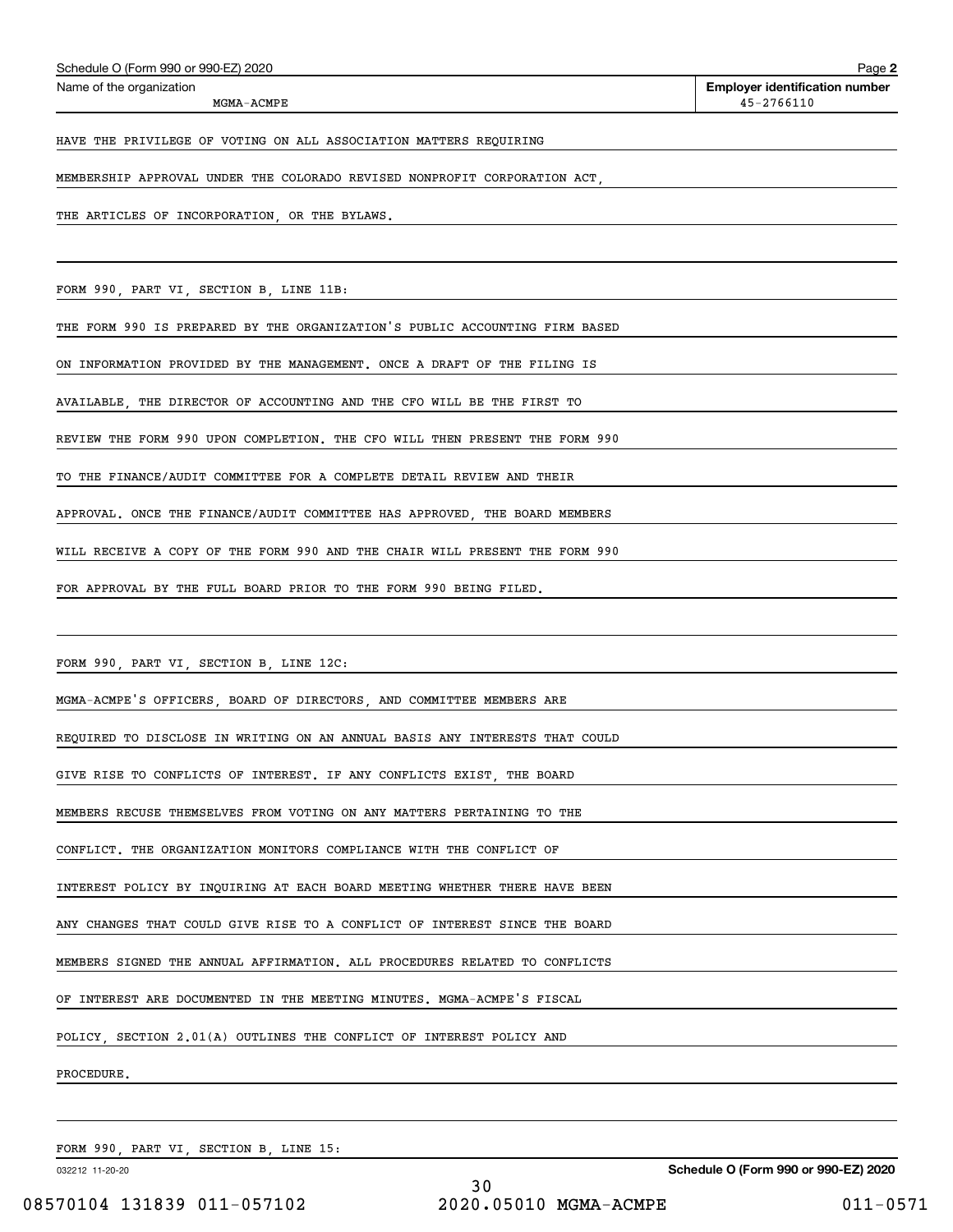Schedule O (Form 990 or 990-EZ) 2020

Name of the organization: MGMA-ACMPE

Employer identification number: 45-2766110

HAVE THE PRIVILEGE OF VOTING ON ALL ASSOCIATION MATTERS REQUIRING MEMBERSHIP APPROVAL UNDER THE COLORADO REVISED NONPROFIT CORPORATION ACT, THE ARTICLES OF INCORPORATION, OR THE BYLAWS.

FORM 990, PART VI, SECTION B, LINE 11B:

THE FORM 990 IS PREPARED BY THE ORGANIZATION'S PUBLIC ACCOUNTING FIRM BASED ON INFORMATION PROVIDED BY THE MANAGEMENT. ONCE A DRAFT OF THE FILING IS AVAILABLE, THE DIRECTOR OF ACCOUNTING AND THE CFO WILL BE THE FIRST TO REVIEW THE FORM 990 UPON COMPLETION. THE CFO WILL THEN PRESENT THE FORM 990 TO THE FINANCE/AUDIT COMMITTEE FOR A COMPLETE DETAIL REVIEW AND THEIR APPROVAL. ONCE THE FINANCE/AUDIT COMMITTEE HAS APPROVED, THE BOARD MEMBERS WILL RECEIVE A COPY OF THE FORM 990 AND THE CHAIR WILL PRESENT THE FORM 990 FOR APPROVAL BY THE FULL BOARD PRIOR TO THE FORM 990 BEING FILED.

FORM 990, PART VI, SECTION B, LINE 12C:

MGMA-ACMPE'S OFFICERS, BOARD OF DIRECTORS, AND COMMITTEE MEMBERS ARE REQUIRED TO DISCLOSE IN WRITING ON AN ANNUAL BASIS ANY INTERESTS THAT COULD GIVE RISE TO CONFLICTS OF INTEREST. IF ANY CONFLICTS EXIST, THE BOARD MEMBERS RECUSE THEMSELVES FROM VOTING ON ANY MATTERS PERTAINING TO THE CONFLICT. THE ORGANIZATION MONITORS COMPLIANCE WITH THE CONFLICT OF INTEREST POLICY BY INQUIRING AT EACH BOARD MEETING WHETHER THERE HAVE BEEN ANY CHANGES THAT COULD GIVE RISE TO A CONFLICT OF INTEREST SINCE THE BOARD MEMBERS SIGNED THE ANNUAL AFFIRMATION. ALL PROCEDURES RELATED TO CONFLICTS OF INTEREST ARE DOCUMENTED IN THE MEETING MINUTES. MGMA-ACMPE'S FISCAL POLICY, SECTION 2.01(A) OUTLINES THE CONFLICT OF INTEREST POLICY AND PROCEDURE.

FORM 990, PART VI, SECTION B, LINE 15: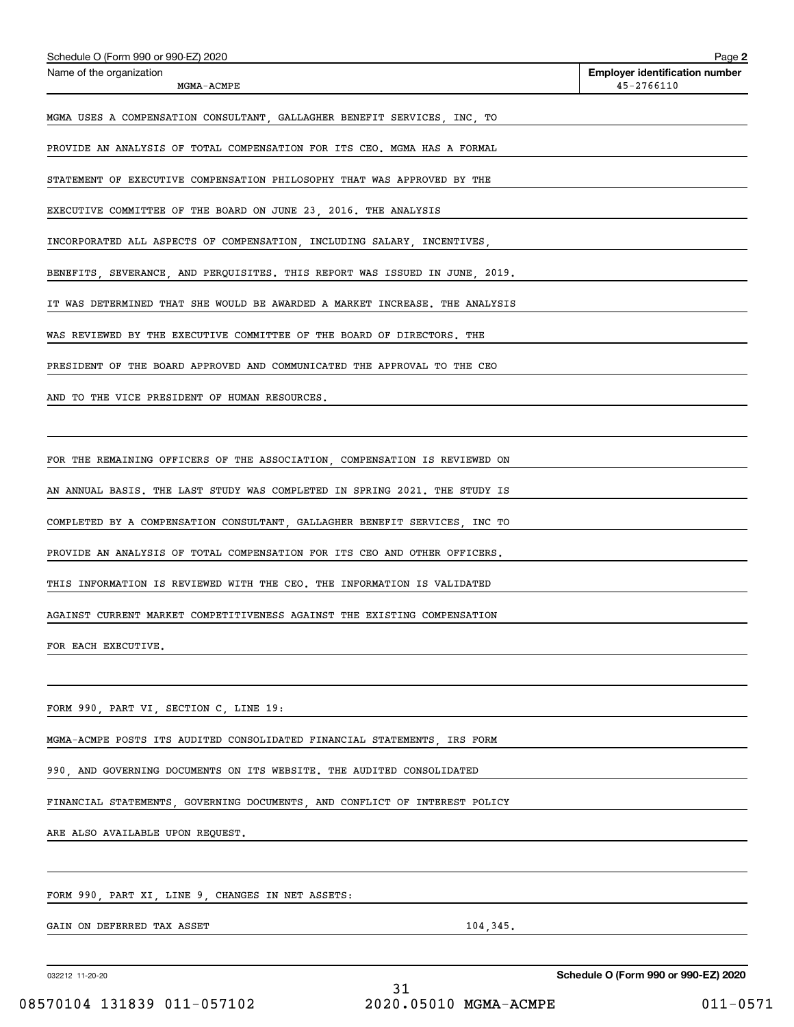Schedule O (Form 990 or 990-EZ) 2020 Page **2**

| Name of the organization | Employer identification number |
|---|---|
| MGMA-ACMPE | 45-2766110 |

MGMA USES A COMPENSATION CONSULTANT, GALLAGHER BENEFIT SERVICES, INC, TO PROVIDE AN ANALYSIS OF TOTAL COMPENSATION FOR ITS CEO. MGMA HAS A FORMAL STATEMENT OF EXECUTIVE COMPENSATION PHILOSOPHY THAT WAS APPROVED BY THE EXECUTIVE COMMITTEE OF THE BOARD ON JUNE 23, 2016. THE ANALYSIS INCORPORATED ALL ASPECTS OF COMPENSATION, INCLUDING SALARY, INCENTIVES, BENEFITS, SEVERANCE, AND PERQUISITES. THIS REPORT WAS ISSUED IN JUNE, 2019. IT WAS DETERMINED THAT SHE WOULD BE AWARDED A MARKET INCREASE. THE ANALYSIS WAS REVIEWED BY THE EXECUTIVE COMMITTEE OF THE BOARD OF DIRECTORS. THE PRESIDENT OF THE BOARD APPROVED AND COMMUNICATED THE APPROVAL TO THE CEO AND TO THE VICE PRESIDENT OF HUMAN RESOURCES.

FOR THE REMAINING OFFICERS OF THE ASSOCIATION, COMPENSATION IS REVIEWED ON AN ANNUAL BASIS. THE LAST STUDY WAS COMPLETED IN SPRING 2021. THE STUDY IS COMPLETED BY A COMPENSATION CONSULTANT, GALLAGHER BENEFIT SERVICES, INC TO PROVIDE AN ANALYSIS OF TOTAL COMPENSATION FOR ITS CEO AND OTHER OFFICERS. THIS INFORMATION IS REVIEWED WITH THE CEO. THE INFORMATION IS VALIDATED AGAINST CURRENT MARKET COMPETITIVENESS AGAINST THE EXISTING COMPENSATION FOR EACH EXECUTIVE.

FORM 990, PART VI, SECTION C, LINE 19:

MGMA-ACMPE POSTS ITS AUDITED CONSOLIDATED FINANCIAL STATEMENTS, IRS FORM 990, AND GOVERNING DOCUMENTS ON ITS WEBSITE. THE AUDITED CONSOLIDATED FINANCIAL STATEMENTS, GOVERNING DOCUMENTS, AND CONFLICT OF INTEREST POLICY ARE ALSO AVAILABLE UPON REQUEST.

FORM 990, PART XI, LINE 9, CHANGES IN NET ASSETS:

GAIN ON DEFERRED TAX ASSET 104,345.

032212 11-20-20 **Schedule O (Form 990 or 990-EZ) 2020**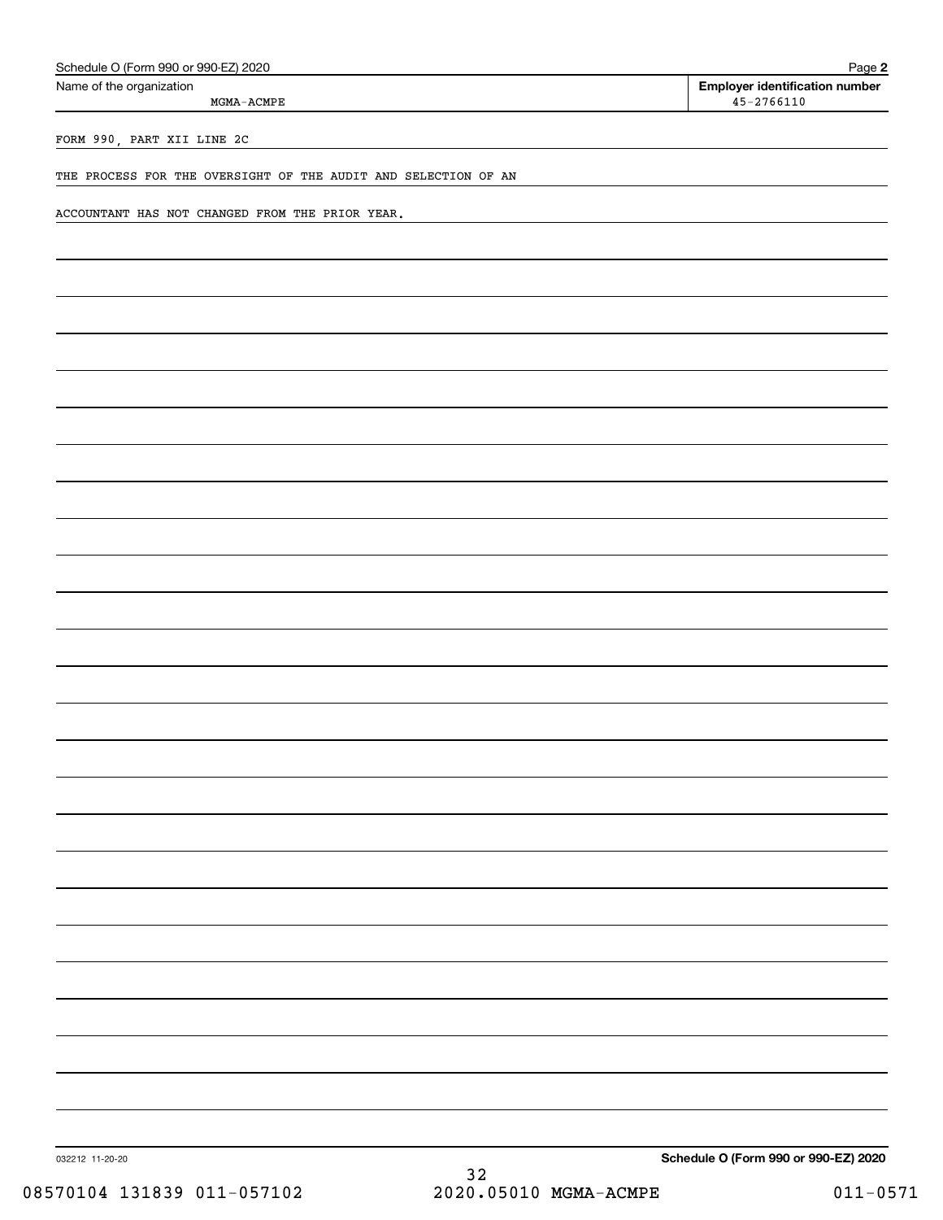Name of the organization: MGMA-ACMPE

Employer identification number: 45-2766110

FORM 990, PART XII LINE 2C

THE PROCESS FOR THE OVERSIGHT OF THE AUDIT AND SELECTION OF AN ACCOUNTANT HAS NOT CHANGED FROM THE PRIOR YEAR.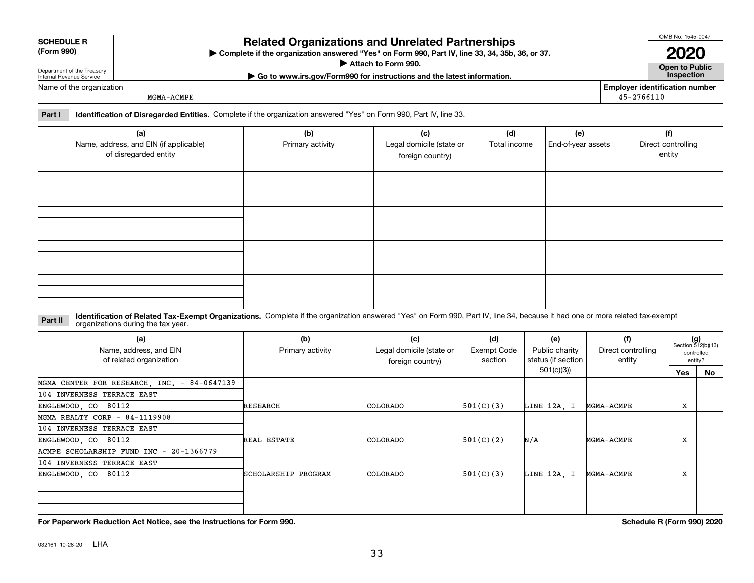**SCHEDULE R (Form 990)**

Department of the Treasury
Internal Revenue Service

# Related Organizations and Unrelated Partnerships

▶ Complete if the organization answered "Yes" on Form 990, Part IV, line 33, 34, 35b, 36, or 37.

▶ Attach to Form 990.

▶ Go to www.irs.gov/Form990 for instructions and the latest information.

OMB No. 1545-0047

**2020**

**Open to Public Inspection**

Name of the organization: MGMA-ACMPE

Employer identification number: 45-2766110

**Part I** **Identification of Disregarded Entities.** Complete if the organization answered "Yes" on Form 990, Part IV, line 33.

| (a) Name, address, and EIN (if applicable) of disregarded entity | (b) Primary activity | (c) Legal domicile (state or foreign country) | (d) Total income | (e) End-of-year assets | (f) Direct controlling entity |
|---|---|---|---|---|---|
| | | | | | |
| | | | | | |
| | | | | | |
| | | | | | |

**Part II** **Identification of Related Tax-Exempt Organizations.** Complete if the organization answered "Yes" on Form 990, Part IV, line 34, because it had one or more related tax-exempt organizations during the tax year.

| (a) Name, address, and EIN of related organization | (b) Primary activity | (c) Legal domicile (state or foreign country) | (d) Exempt Code section | (e) Public charity status (if section 501(c)(3)) | (f) Direct controlling entity | (g) Section 512(b)(13) controlled entity? Yes | No |
|---|---|---|---|---|---|---|---|
| MGMA CENTER FOR RESEARCH, INC. - 84-0647139<br>104 INVERNESS TERRACE EAST<br>ENGLEWOOD, CO 80112 | RESEARCH | COLORADO | 501(C)(3) | LINE 12A, I | MGMA-ACMPE | X | |
| MGMA REALTY CORP - 84-1119908<br>104 INVERNESS TERRACE EAST<br>ENGLEWOOD, CO 80112 | REAL ESTATE | COLORADO | 501(C)(2) | N/A | MGMA-ACMPE | X | |
| ACMPE SCHOLARSHIP FUND INC - 20-1366779<br>104 INVERNESS TERRACE EAST<br>ENGLEWOOD, CO 80112 | SCHOLARSHIP PROGRAM | COLORADO | 501(C)(3) | LINE 12A, I | MGMA-ACMPE | X | |
| | | | | | | | |

**For Paperwork Reduction Act Notice, see the Instructions for Form 990.**

**Schedule R (Form 990) 2020**

032161 10-28-20 LHA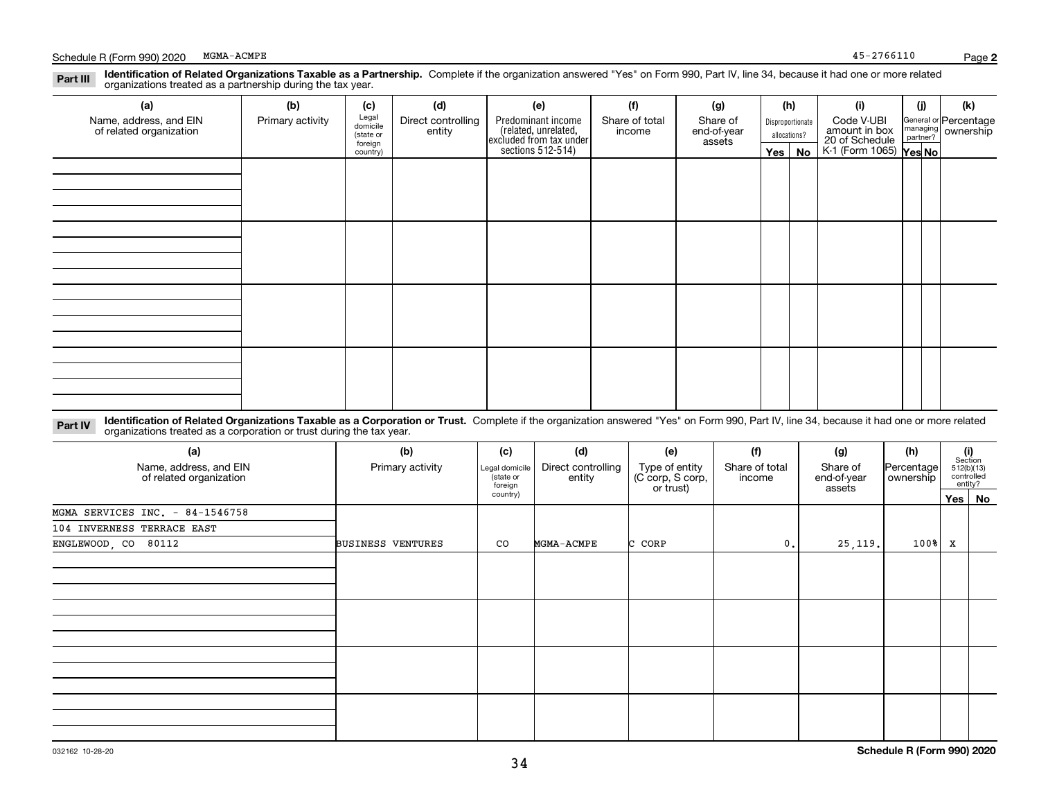Schedule R (Form 990) 2020 MGMA-ACMPE 45-2766110 Page **2**

## Part III Identification of Related Organizations Taxable as a Partnership.

Complete if the organization answered "Yes" on Form 990, Part IV, line 34, because it had one or more related organizations treated as a partnership during the tax year.

| (a) Name, address, and EIN of related organization | (b) Primary activity | (c) Legal domicile (state or foreign country) | (d) Direct controlling entity | (e) Predominant income (related, unrelated, excluded from tax under sections 512-514) | (f) Share of total income | (g) Share of end-of-year assets | (h) Disproportionate allocations? Yes | (h) No | (i) Code V-UBI amount in box 20 of Schedule K-1 (Form 1065) | (j) General or managing partner? Yes | (j) No | (k) Percentage ownership |
|---|---|---|---|---|---|---|---|---|---|---|---|---|
| | | | | | | | | | | | | |
| | | | | | | | | | | | | |
| | | | | | | | | | | | | |
| | | | | | | | | | | | | |

## Part IV Identification of Related Organizations Taxable as a Corporation or Trust.

Complete if the organization answered "Yes" on Form 990, Part IV, line 34, because it had one or more related organizations treated as a corporation or trust during the tax year.

| (a) Name, address, and EIN of related organization | (b) Primary activity | (c) Legal domicile (state or foreign country) | (d) Direct controlling entity | (e) Type of entity (C corp, S corp, or trust) | (f) Share of total income | (g) Share of end-of-year assets | (h) Percentage ownership | (i) Section 512(b)(13) controlled entity? Yes | (i) No |
|---|---|---|---|---|---|---|---|---|---|
| MGMA SERVICES INC. - 84-1546758<br>104 INVERNESS TERRACE EAST<br>ENGLEWOOD, CO 80112 | BUSINESS VENTURES | CO | MGMA-ACMPE | C CORP | 0. | 25,119. | 100% | X | |
| | | | | | | | | | |
| | | | | | | | | | |
| | | | | | | | | | |
| | | | | | | | | | |

032162 10-28-20 **Schedule R (Form 990) 2020**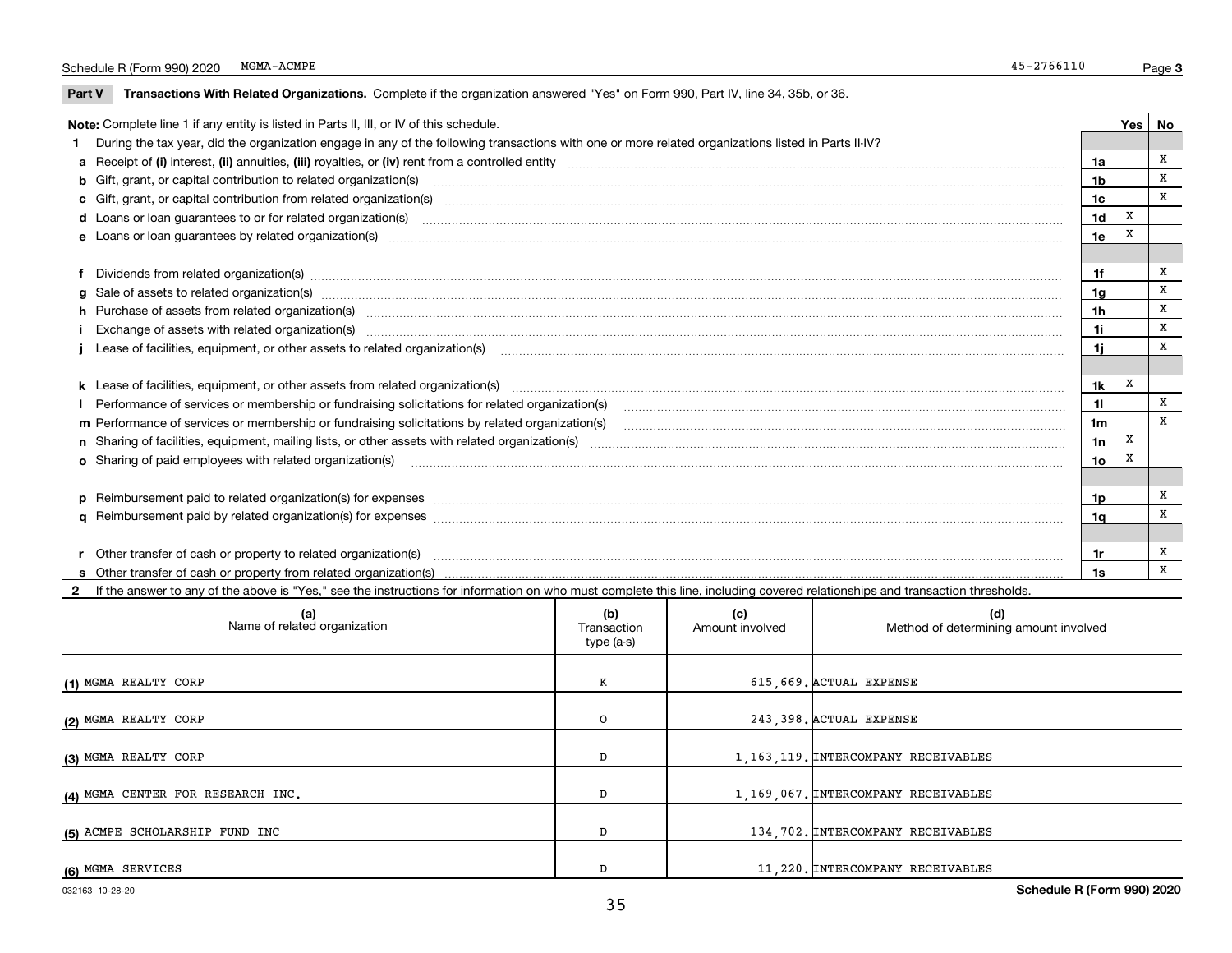Schedule R (Form 990) 2020 MGMA-ACMPE 45-2766110

## Part V Transactions With Related Organizations. 

Complete if the organization answered "Yes" on Form 990, Part IV, line 34, 35b, or 36.

| Note: Complete line 1 if any entity is listed in Parts II, III, or IV of this schedule. | | Yes | No |
|---|---|---|---|
| **1** During the tax year, did the organization engage in any of the following transactions with one or more related organizations listed in Parts II-IV? | | | |
| **a** Receipt of **(i)** interest, **(ii)** annuities, **(iii)** royalties, or **(iv)** rent from a controlled entity | 1a | | X |
| **b** Gift, grant, or capital contribution to related organization(s) | 1b | | X |
| **c** Gift, grant, or capital contribution from related organization(s) | 1c | | X |
| **d** Loans or loan guarantees to or for related organization(s) | 1d | X | |
| **e** Loans or loan guarantees by related organization(s) | 1e | X | |
| **f** Dividends from related organization(s) | 1f | | X |
| **g** Sale of assets to related organization(s) | 1g | | X |
| **h** Purchase of assets from related organization(s) | 1h | | X |
| **i** Exchange of assets with related organization(s) | 1i | | X |
| **j** Lease of facilities, equipment, or other assets to related organization(s) | 1j | | X |
| **k** Lease of facilities, equipment, or other assets from related organization(s) | 1k | X | |
| **l** Performance of services or membership or fundraising solicitations for related organization(s) | 1l | | X |
| **m** Performance of services or membership or fundraising solicitations by related organization(s) | 1m | | X |
| **n** Sharing of facilities, equipment, mailing lists, or other assets with related organization(s) | 1n | X | |
| **o** Sharing of paid employees with related organization(s) | 1o | X | |
| **p** Reimbursement paid to related organization(s) for expenses | 1p | | X |
| **q** Reimbursement paid by related organization(s) for expenses | 1q | | X |
| **r** Other transfer of cash or property to related organization(s) | 1r | | X |
| **s** Other transfer of cash or property from related organization(s) | 1s | | X |

**2** If the answer to any of the above is "Yes," see the instructions for information on who must complete this line, including covered relationships and transaction thresholds.

| | (a) Name of related organization | (b) Transaction type (a-s) | (c) Amount involved | (d) Method of determining amount involved |
|---|---|---|---|---|
| (1) | MGMA REALTY CORP | K | 615,669. | ACTUAL EXPENSE |
| (2) | MGMA REALTY CORP | O | 243,398. | ACTUAL EXPENSE |
| (3) | MGMA REALTY CORP | D | 1,163,119. | INTERCOMPANY RECEIVABLES |
| (4) | MGMA CENTER FOR RESEARCH INC. | D | 1,169,067. | INTERCOMPANY RECEIVABLES |
| (5) | ACMPE SCHOLARSHIP FUND INC | D | 134,702. | INTERCOMPANY RECEIVABLES |
| (6) | MGMA SERVICES | D | 11,220. | INTERCOMPANY RECEIVABLES |

032163 10-28-20 **Schedule R (Form 990) 2020**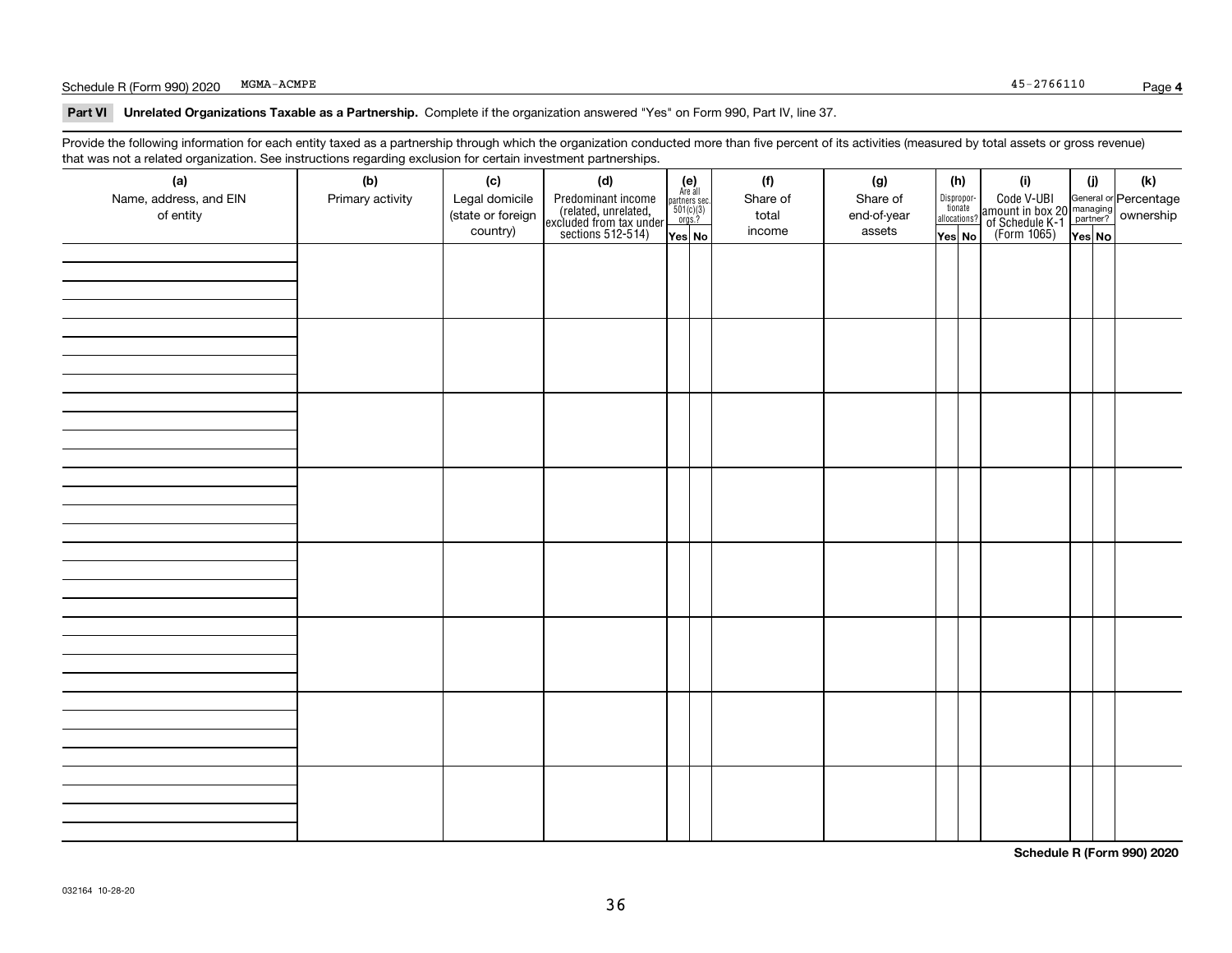Schedule R (Form 990) 2020 MGMA-ACMPE 45-2766110

## Part VI Unrelated Organizations Taxable as a Partnership.

Complete if the organization answered "Yes" on Form 990, Part IV, line 37.

Provide the following information for each entity taxed as a partnership through which the organization conducted more than five percent of its activities (measured by total assets or gross revenue) that was not a related organization. See instructions regarding exclusion for certain investment partnerships.

| (a) Name, address, and EIN of entity | (b) Primary activity | (c) Legal domicile (state or foreign country) | (d) Predominant income (related, unrelated, excluded from tax under sections 512-514) | (e) Are all partners sec. 501(c)(3) orgs.? | | (f) Share of total income | (g) Share of end-of-year assets | (h) Disproportionate allocations? | | (i) Code V-UBI amount in box 20 of Schedule K-1 (Form 1065) | (j) General or managing partner? | | (k) Percentage ownership |
|---|---|---|---|---|---|---|---|---|---|---|---|---|---|
| | | | | Yes | No | | | Yes | No | | Yes | No | |
| | | | | | | | | | | | | | |
| | | | | | | | | | | | | | |
| | | | | | | | | | | | | | |
| | | | | | | | | | | | | | |
| | | | | | | | | | | | | | |
| | | | | | | | | | | | | | |
| | | | | | | | | | | | | | |
| | | | | | | | | | | | | | |

Schedule R (Form 990) 2020

032164 10-28-20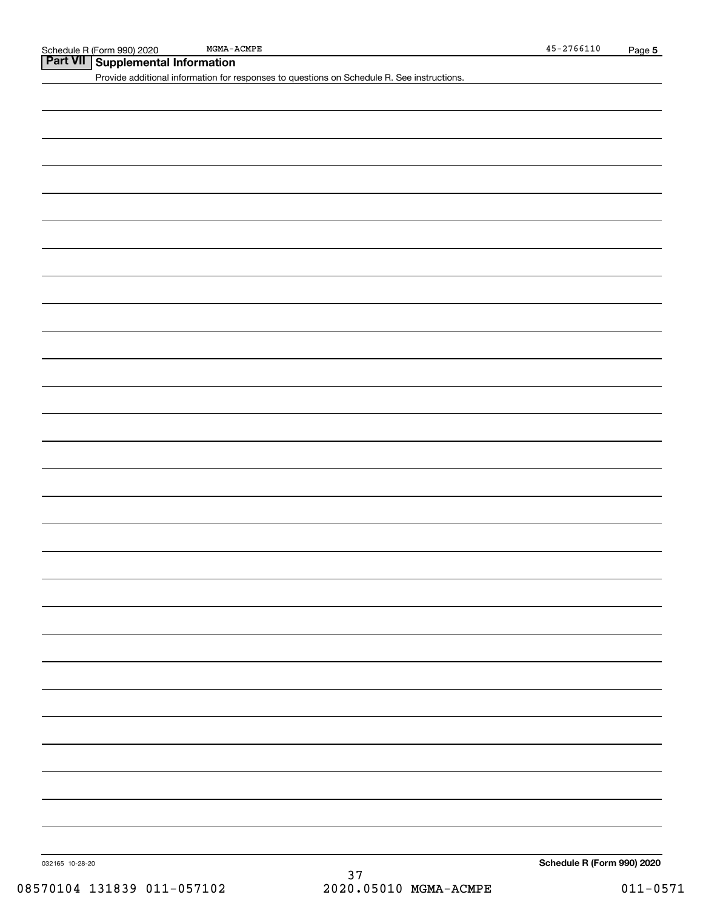## Part VII Supplemental Information

Provide additional information for responses to questions on Schedule R. See instructions.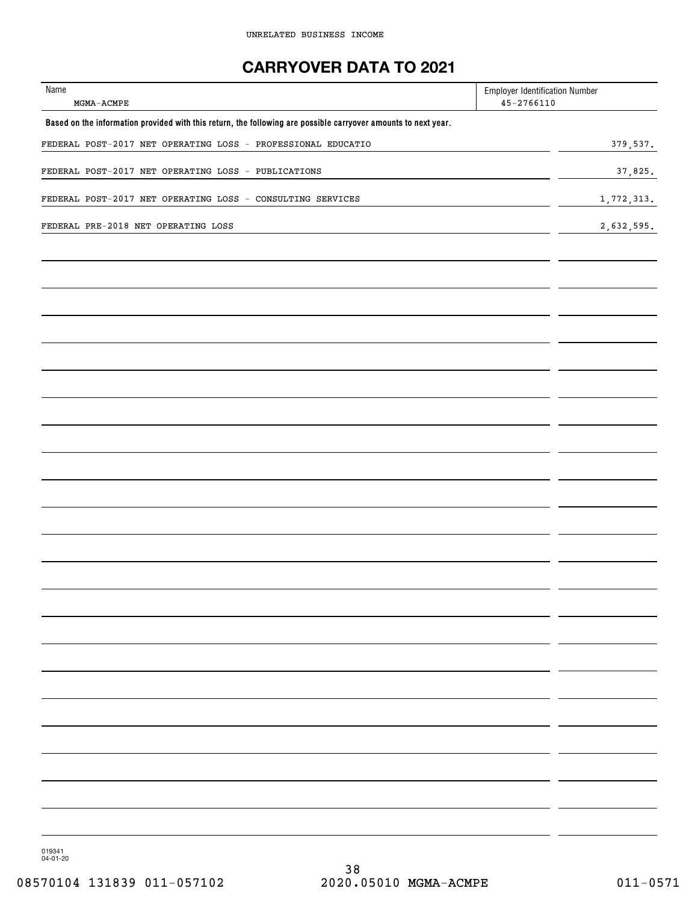UNRELATED BUSINESS INCOME

# CARRYOVER DATA TO 2021

| Name | Employer Identification Number |
| --- | --- |
| MGMA-ACMPE | 45-2766110 |

**Based on the information provided with this return, the following are possible carryover amounts to next year.**

| Description | Amount |
| --- | --- |
| FEDERAL POST-2017 NET OPERATING LOSS - PROFESSIONAL EDUCATIO | 379,537. |
| FEDERAL POST-2017 NET OPERATING LOSS - PUBLICATIONS | 37,825. |
| FEDERAL POST-2017 NET OPERATING LOSS - CONSULTING SERVICES | 1,772,313. |
| FEDERAL PRE-2018 NET OPERATING LOSS | 2,632,595. |

019341
04-01-20

08570104 131839 011-057102 2020.05010 MGMA-ACMPE 011-0571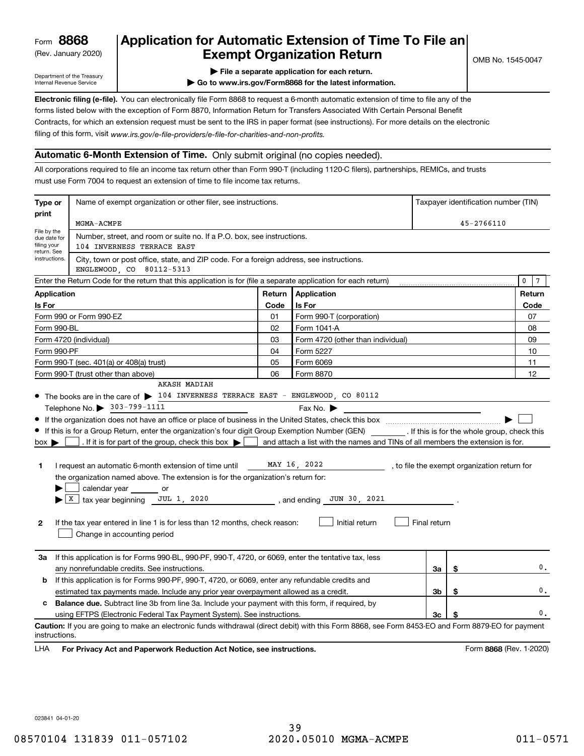Form **8868**
(Rev. January 2020)

Department of the Treasury
Internal Revenue Service

# Application for Automatic Extension of Time To File an Exempt Organization Return

▶ File a separate application for each return.
▶ Go to www.irs.gov/Form8868 for the latest information.

OMB No. 1545-0047

**Electronic filing (e-file).** You can electronically file Form 8868 to request a 6-month automatic extension of time to file any of the forms listed below with the exception of Form 8870, Information Return for Transfers Associated With Certain Personal Benefit Contracts, for which an extension request must be sent to the IRS in paper format (see instructions). For more details on the electronic filing of this form, visit *www.irs.gov/e-file-providers/e-file-for-charities-and-non-profits.*

## Automatic 6-Month Extension of Time. Only submit original (no copies needed).

All corporations required to file an income tax return other than Form 990-T (including 1120-C filers), partnerships, REMICs, and trusts must use Form 7004 to request an extension of time to file income tax returns.

**Type or print**

File by the due date for filing your return. See instructions.

Name of exempt organization or other filer, see instructions.: MGMA-ACMPE

Taxpayer identification number (TIN): 45-2766110

Number, street, and room or suite no. If a P.O. box, see instructions.: 104 INVERNESS TERRACE EAST

City, town or post office, state, and ZIP code. For a foreign address, see instructions.: ENGLEWOOD, CO 80112-5313

Enter the Return Code for the return that this application is for (file a separate application for each return): 07

| Application Is For | Return Code | Application Is For | Return Code |
|---|---|---|---|
| Form 990 or Form 990-EZ | 01 | Form 990-T (corporation) | 07 |
| Form 990-BL | 02 | Form 1041-A | 08 |
| Form 4720 (individual) | 03 | Form 4720 (other than individual) | 09 |
| Form 990-PF | 04 | Form 5227 | 10 |
| Form 990-T (sec. 401(a) or 408(a) trust) | 05 | Form 6069 | 11 |
| Form 990-T (trust other than above) | 06 | Form 8870 | 12 |

- The books are in the care of ▶ AKASH MADIAH 104 INVERNESS TERRACE EAST - ENGLEWOOD, CO 80112
  Telephone No. ▶ 303-799-1111 Fax No. ▶
- If the organization does not have an office or place of business in the United States, check this box ▶ ☐
- If this is for a Group Return, enter the organization's four digit Group Exemption Number (GEN) ______ . If this is for the whole group, check this box ▶ ☐ . If it is for part of the group, check this box ▶ ☐ and attach a list with the names and TINs of all members the extension is for.

**1** I request an automatic 6-month extension of time until MAY 16, 2022 , to file the exempt organization return for the organization named above. The extension is for the organization's return for:
▶ ☐ calendar year ______ or
▶ ☒ tax year beginning JUL 1, 2020 , and ending JUN 30, 2021 .

**2** If the tax year entered in line 1 is for less than 12 months, check reason: ☐ Initial return ☐ Final return ☐ Change in accounting period

| | | | |
|---|---|---|---|
| **3a** | If this application is for Forms 990-BL, 990-PF, 990-T, 4720, or 6069, enter the tentative tax, less any nonrefundable credits. See instructions. | 3a | $ 0. |
| **b** | If this application is for Forms 990-PF, 990-T, 4720, or 6069, enter any refundable credits and estimated tax payments made. Include any prior year overpayment allowed as a credit. | 3b | $ 0. |
| **c** | **Balance due.** Subtract line 3b from line 3a. Include your payment with this form, if required, by using EFTPS (Electronic Federal Tax Payment System). See instructions. | 3c | $ 0. |

**Caution:** If you are going to make an electronic funds withdrawal (direct debit) with this Form 8868, see Form 8453-EO and Form 8879-EO for payment instructions.

LHA **For Privacy Act and Paperwork Reduction Act Notice, see instructions.** Form **8868** (Rev. 1-2020)

023841 04-01-20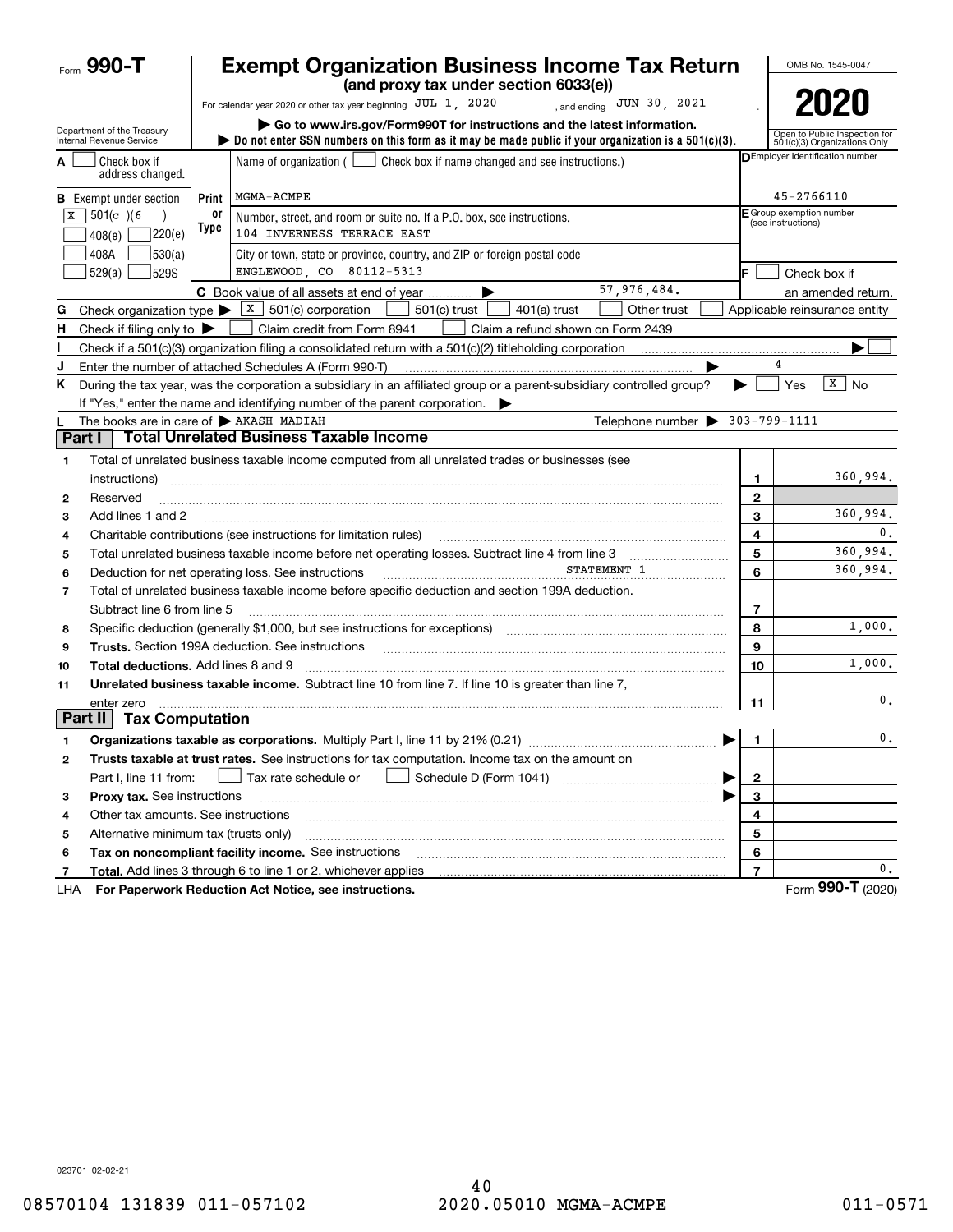# Form 990-T

## Exempt Organization Business Income Tax Return

**(and proxy tax under section 6033(e))**

For calendar year 2020 or other tax year beginning JUL 1, 2020, and ending JUN 30, 2021.

▶ Go to www.irs.gov/Form990T for instructions and the latest information.

▶ Do not enter SSN numbers on this form as it may be made public if your organization is a 501(c)(3).

OMB No. 1545-0047

**2020**

Open to Public Inspection for 501(c)(3) Organizations Only

Department of the Treasury
Internal Revenue Service

**A** ☐ Check box if address changed.

**B** Exempt under section
☒ 501(c)(6)
☐ 408(e) ☐ 220(e)
☐ 408A ☐ 530(a)
☐ 529(a) ☐ 529S

Print or Type

Name of organization (☐ Check box if name changed and see instructions.)
MGMA-ACMPE

Number, street, and room or suite no. If a P.O. box, see instructions.
104 INVERNESS TERRACE EAST

City or town, state or province, country, and ZIP or foreign postal code
ENGLEWOOD, CO 80112-5313

**C** Book value of all assets at end of year ▶ 57,976,484.

**D** Employer identification number: 45-2766110

**E** Group exemption number (see instructions)

**F** ☐ Check box if an amended return.

**G** Check organization type ▶ ☒ 501(c) corporation ☐ 501(c) trust ☐ 401(a) trust ☐ Other trust ☐ Applicable reinsurance entity

**H** Check if filing only to ▶ ☐ Claim credit from Form 8941 ☐ Claim a refund shown on Form 2439

**I** Check if a 501(c)(3) organization filing a consolidated return with a 501(c)(2) titleholding corporation ▶ ☐

**J** Enter the number of attached Schedules A (Form 990-T) ▶ 4

**K** During the tax year, was the corporation a subsidiary in an affiliated group or a parent-subsidiary controlled group? ▶ ☐ Yes ☒ No
If "Yes," enter the name and identifying number of the parent corporation. ▶

**L** The books are in care of ▶ AKASH MADIAH    Telephone number ▶ 303-799-1111

### Part I Total Unrelated Business Taxable Income

| | | | |
|---|---|---|---|
| 1 | Total of unrelated business taxable income computed from all unrelated trades or businesses (see instructions) | 1 | 360,994. |
| 2 | Reserved | 2 | |
| 3 | Add lines 1 and 2 | 3 | 360,994. |
| 4 | Charitable contributions (see instructions for limitation rules) | 4 | 0. |
| 5 | Total unrelated business taxable income before net operating losses. Subtract line 4 from line 3 | 5 | 360,994. |
| 6 | Deduction for net operating loss. See instructions    STATEMENT 1 | 6 | 360,994. |
| 7 | Total of unrelated business taxable income before specific deduction and section 199A deduction. Subtract line 6 from line 5 | 7 | |
| 8 | Specific deduction (generally $1,000, but see instructions for exceptions) | 8 | 1,000. |
| 9 | **Trusts.** Section 199A deduction. See instructions | 9 | |
| 10 | **Total deductions.** Add lines 8 and 9 | 10 | 1,000. |
| 11 | **Unrelated business taxable income.** Subtract line 10 from line 7. If line 10 is greater than line 7, enter zero | 11 | 0. |

### Part II Tax Computation

| | | | |
|---|---|---|---|
| 1 | **Organizations taxable as corporations.** Multiply Part I, line 11 by 21% (0.21) ▶ | 1 | 0. |
| 2 | **Trusts taxable at trust rates.** See instructions for tax computation. Income tax on the amount on Part I, line 11 from: ☐ Tax rate schedule or ☐ Schedule D (Form 1041) ▶ | 2 | |
| 3 | **Proxy tax.** See instructions ▶ | 3 | |
| 4 | Other tax amounts. See instructions | 4 | |
| 5 | Alternative minimum tax (trusts only) | 5 | |
| 6 | **Tax on noncompliant facility income.** See instructions | 6 | |
| 7 | **Total.** Add lines 3 through 6 to line 1 or 2, whichever applies | 7 | 0. |

LHA **For Paperwork Reduction Act Notice, see instructions.**    Form **990-T** (2020)

023701 02-02-21

08570104 131839 011-057102    2020.05010 MGMA-ACMPE    011-0571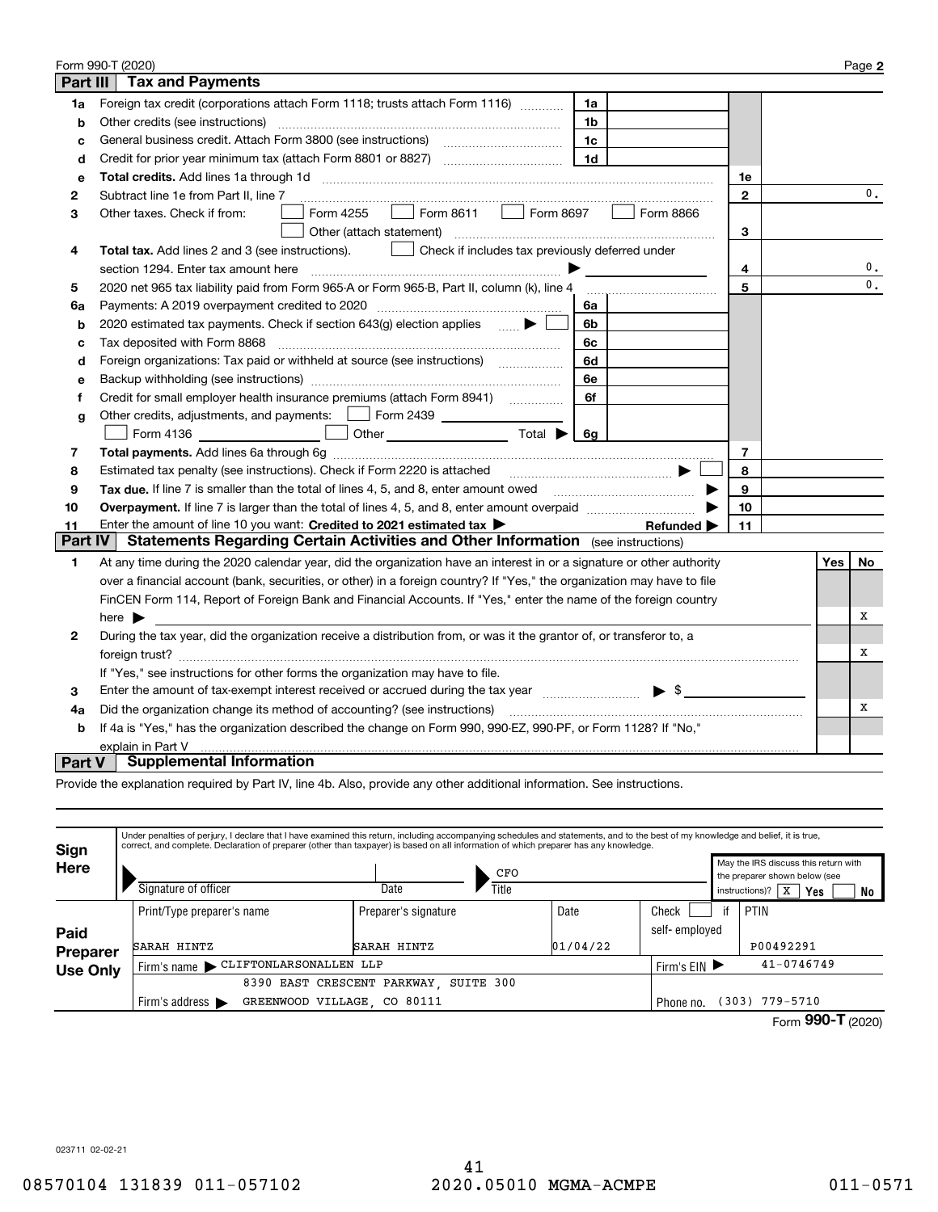Form 990-T (2020) Page **2**

## Part III Tax and Payments

| | | | | | |
|---|---|---|---|---|---|
| **1a** | Foreign tax credit (corporations attach Form 1118; trusts attach Form 1116) | 1a | | | |
| **b** | Other credits (see instructions) | 1b | | | |
| **c** | General business credit. Attach Form 3800 (see instructions) | 1c | | | |
| **d** | Credit for prior year minimum tax (attach Form 8801 or 8827) | 1d | | | |
| **e** | **Total credits.** Add lines 1a through 1d | | | 1e | |
| **2** | Subtract line 1e from Part II, line 7 | | | 2 | 0. |
| **3** | Other taxes. Check if from: ☐ Form 4255 ☐ Form 8611 ☐ Form 8697 ☐ Form 8866 ☐ Other (attach statement) | | | 3 | |
| **4** | **Total tax.** Add lines 2 and 3 (see instructions). ☐ Check if includes tax previously deferred under section 1294. Enter tax amount here ▶ | | | 4 | 0. |
| **5** | 2020 net 965 tax liability paid from Form 965-A or Form 965-B, Part II, column (k), line 4 | | | 5 | 0. |
| **6a** | Payments: A 2019 overpayment credited to 2020 | 6a | | | |
| **b** | 2020 estimated tax payments. Check if section 643(g) election applies ▶ ☐ | 6b | | | |
| **c** | Tax deposited with Form 8868 | 6c | | | |
| **d** | Foreign organizations: Tax paid or withheld at source (see instructions) | 6d | | | |
| **e** | Backup withholding (see instructions) | 6e | | | |
| **f** | Credit for small employer health insurance premiums (attach Form 8941) | 6f | | | |
| **g** | Other credits, adjustments, and payments: ☐ Form 2439 ______ ☐ Form 4136 ______ ☐ Other ______ Total ▶ | 6g | | | |
| **7** | **Total payments.** Add lines 6a through 6g | | | 7 | |
| **8** | Estimated tax penalty (see instructions). Check if Form 2220 is attached ▶ ☐ | | | 8 | |
| **9** | **Tax due.** If line 7 is smaller than the total of lines 4, 5, and 8, enter amount owed ▶ | | | 9 | |
| **10** | **Overpayment.** If line 7 is larger than the total of lines 4, 5, and 8, enter amount overpaid ▶ | | | 10 | |
| **11** | Enter the amount of line 10 you want: **Credited to 2021 estimated tax** ▶ **Refunded** ▶ | | | 11 | |

## Part IV Statements Regarding Certain Activities and Other Information (see instructions)

| | | Yes | No |
|---|---|---|---|
| **1** | At any time during the 2020 calendar year, did the organization have an interest in or a signature or other authority over a financial account (bank, securities, or other) in a foreign country? If "Yes," the organization may have to file FinCEN Form 114, Report of Foreign Bank and Financial Accounts. If "Yes," enter the name of the foreign country here ▶ | | X |
| **2** | During the tax year, did the organization receive a distribution from, or was it the grantor of, or transferor to, a foreign trust? If "Yes," see instructions for other forms the organization may have to file. | | X |
| **3** | Enter the amount of tax-exempt interest received or accrued during the tax year ▶ $ | | |
| **4a** | Did the organization change its method of accounting? (see instructions) | | X |
| **b** | If 4a is "Yes," has the organization described the change on Form 990, 990-EZ, 990-PF, or Form 1128? If "No," explain in Part V | | |

## Part V Supplemental Information

Provide the explanation required by Part IV, line 4b. Also, provide any other additional information. See instructions.

**Sign Here**

Under penalties of perjury, I declare that I have examined this return, including accompanying schedules and statements, and to the best of my knowledge and belief, it is true, correct, and complete. Declaration of preparer (other than taxpayer) is based on all information of which preparer has any knowledge.

Signature of officer | Date | Title: CFO

May the IRS discuss this return with the preparer shown below (see instructions)? ☒ Yes ☐ No

**Paid Preparer Use Only**

| Print/Type preparer's name | Preparer's signature | Date | Check ☐ if self-employed | PTIN |
|---|---|---|---|---|
| SARAH HINTZ | SARAH HINTZ | 01/04/22 | | P00492291 |
| Firm's name ▶ CLIFTONLARSONALLEN LLP | | | Firm's EIN ▶ | 41-0746749 |
| Firm's address ▶ 8390 EAST CRESCENT PARKWAY, SUITE 300 GREENWOOD VILLAGE, CO 80111 | | | Phone no. | (303) 779-5710 |

Form **990-T** (2020)

023711 02-02-21

08570104 131839 011-057102 2020.05010 MGMA-ACMPE 011-0571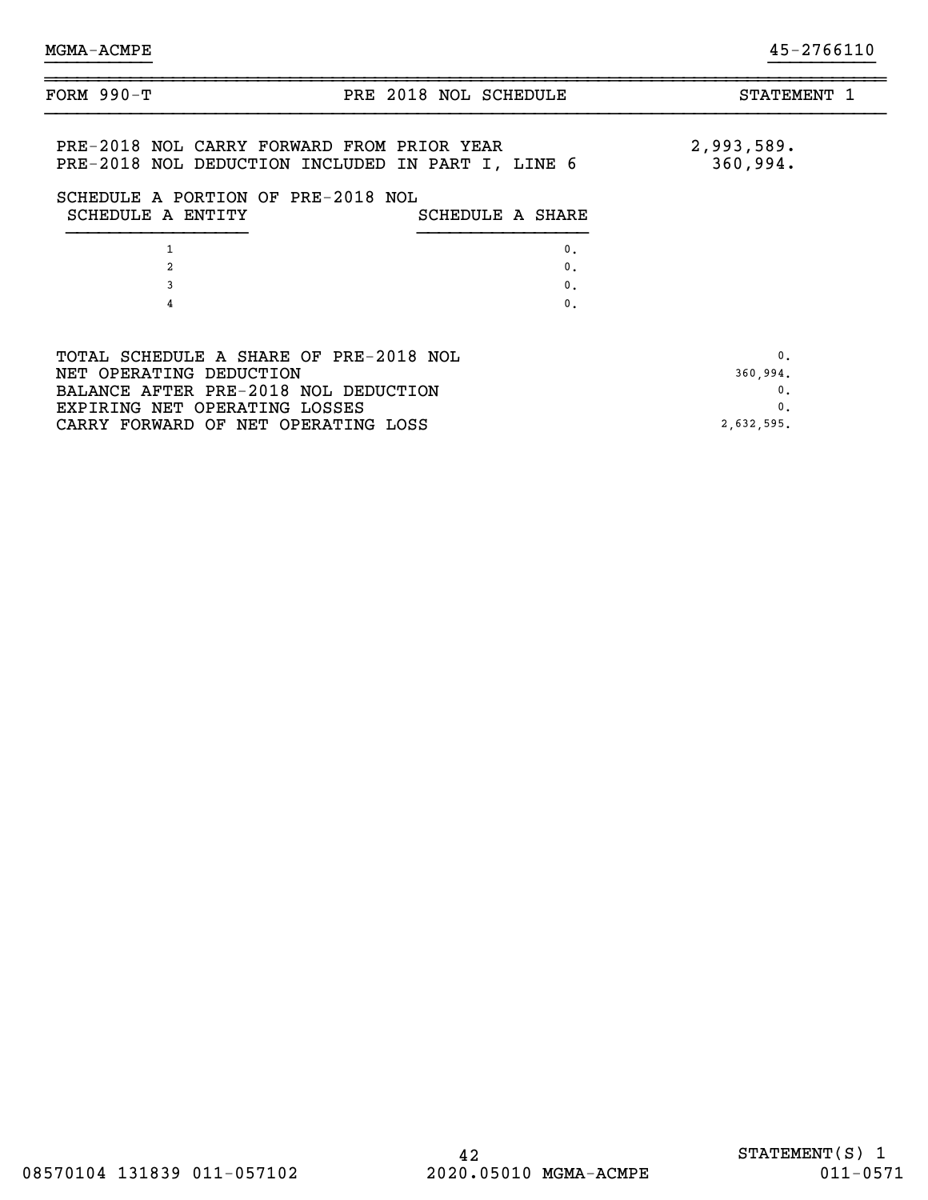MGMA-ACMPE 45-2766110

| FORM 990-T | PRE 2018 NOL SCHEDULE | STATEMENT 1 |
|---|---|---|

| | |
|---|---|
| PRE-2018 NOL CARRY FORWARD FROM PRIOR YEAR | 2,993,589. |
| PRE-2018 NOL DEDUCTION INCLUDED IN PART I, LINE 6 | 360,994. |

SCHEDULE A PORTION OF PRE-2018 NOL

| SCHEDULE A ENTITY | SCHEDULE A SHARE |
|---|---|
| 1 | 0. |
| 2 | 0. |
| 3 | 0. |
| 4 | 0. |

| | |
|---|---|
| TOTAL SCHEDULE A SHARE OF PRE-2018 NOL | 0. |
| NET OPERATING DEDUCTION | 360,994. |
| BALANCE AFTER PRE-2018 NOL DEDUCTION | 0. |
| EXPIRING NET OPERATING LOSSES | 0. |
| CARRY FORWARD OF NET OPERATING LOSS | 2,632,595. |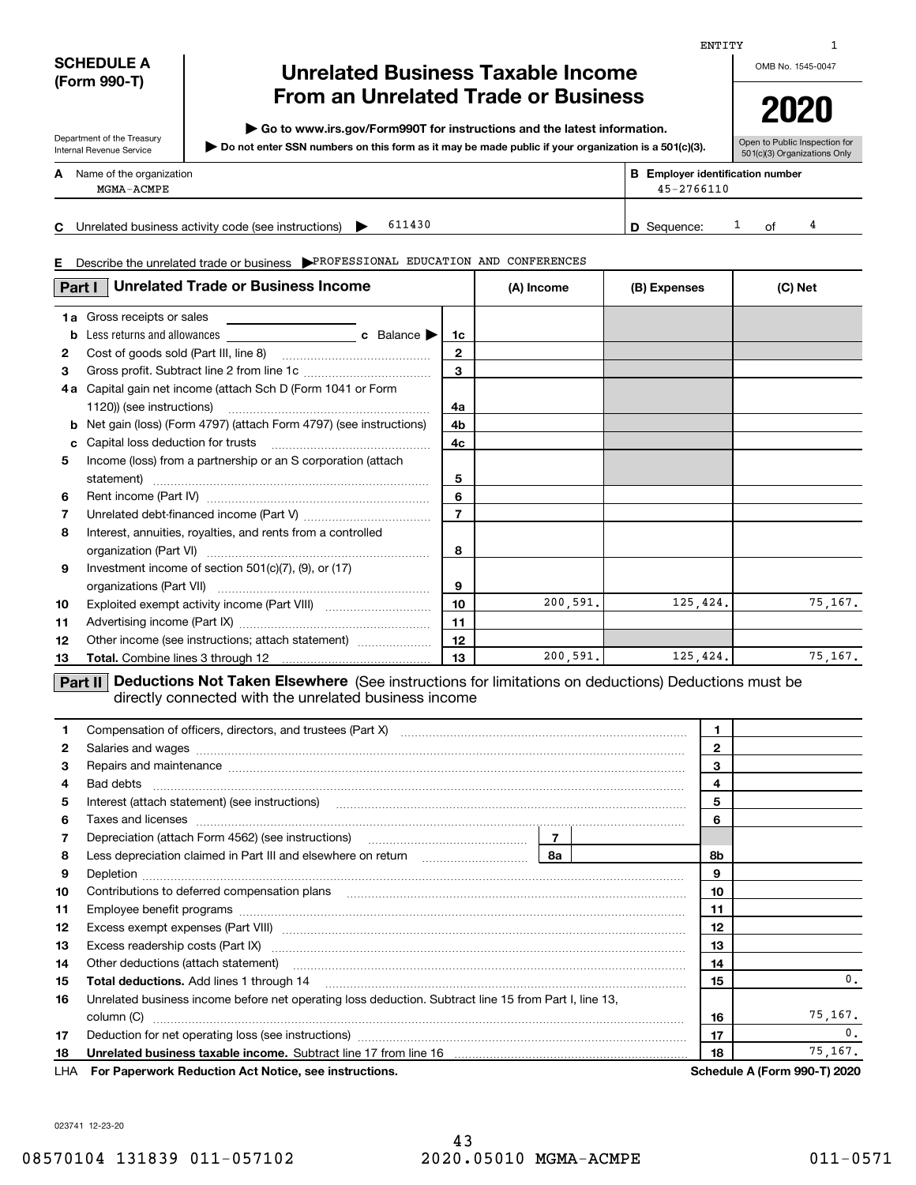ENTITY 1

# SCHEDULE A (Form 990-T)

## Unrelated Business Taxable Income From an Unrelated Trade or Business

▶ Go to www.irs.gov/Form990T for instructions and the latest information.

▶ Do not enter SSN numbers on this form as it may be made public if your organization is a 501(c)(3).

Department of the Treasury
Internal Revenue Service

OMB No. 1545-0047

**2020**

Open to Public Inspection for 501(c)(3) Organizations Only

**A** Name of the organization: MGMA-ACMPE

**B** Employer identification number: 45-2766110

**C** Unrelated business activity code (see instructions) ▶ 611430

**D** Sequence: 1 of 4

**E** Describe the unrelated trade or business ▶ PROFESSIONAL EDUCATION AND CONFERENCES

| **Part I** Unrelated Trade or Business Income | | (A) Income | (B) Expenses | (C) Net |
|---|---|---|---|---|
| **1a** Gross receipts or sales | | | | |
| **b** Less returns and allowances ____ **c** Balance ▶ | 1c | | | |
| **2** Cost of goods sold (Part III, line 8) | 2 | | | |
| **3** Gross profit. Subtract line 2 from line 1c | 3 | | | |
| **4a** Capital gain net income (attach Sch D (Form 1041 or Form 1120)) (see instructions) | 4a | | | |
| **b** Net gain (loss) (Form 4797) (attach Form 4797) (see instructions) | 4b | | | |
| **c** Capital loss deduction for trusts | 4c | | | |
| **5** Income (loss) from a partnership or an S corporation (attach statement) | 5 | | | |
| **6** Rent income (Part IV) | 6 | | | |
| **7** Unrelated debt-financed income (Part V) | 7 | | | |
| **8** Interest, annuities, royalties, and rents from a controlled organization (Part VI) | 8 | | | |
| **9** Investment income of section 501(c)(7), (9), or (17) organizations (Part VII) | 9 | | | |
| **10** Exploited exempt activity income (Part VIII) | 10 | 200,591. | 125,424. | 75,167. |
| **11** Advertising income (Part IX) | 11 | | | |
| **12** Other income (see instructions; attach statement) | 12 | | | |
| **13** **Total.** Combine lines 3 through 12 | 13 | 200,591. | 125,424. | 75,167. |

**Part II** **Deductions Not Taken Elsewhere** (See instructions for limitations on deductions) Deductions must be directly connected with the unrelated business income

| | | | | |
|---|---|---|---|---|
| **1** Compensation of officers, directors, and trustees (Part X) | | | 1 | |
| **2** Salaries and wages | | | 2 | |
| **3** Repairs and maintenance | | | 3 | |
| **4** Bad debts | | | 4 | |
| **5** Interest (attach statement) (see instructions) | | | 5 | |
| **6** Taxes and licenses | | | 6 | |
| **7** Depreciation (attach Form 4562) (see instructions) | 7 | | | |
| **8** Less depreciation claimed in Part III and elsewhere on return | 8a | | 8b | |
| **9** Depletion | | | 9 | |
| **10** Contributions to deferred compensation plans | | | 10 | |
| **11** Employee benefit programs | | | 11 | |
| **12** Excess exempt expenses (Part VIII) | | | 12 | |
| **13** Excess readership costs (Part IX) | | | 13 | |
| **14** Other deductions (attach statement) | | | 14 | |
| **15** **Total deductions.** Add lines 1 through 14 | | | 15 | 0. |
| **16** Unrelated business income before net operating loss deduction. Subtract line 15 from Part I, line 13, column (C) | | | 16 | 75,167. |
| **17** Deduction for net operating loss (see instructions) | | | 17 | 0. |
| **18** **Unrelated business taxable income.** Subtract line 17 from line 16 | | | 18 | 75,167. |

LHA **For Paperwork Reduction Act Notice, see instructions.** **Schedule A (Form 990-T) 2020**

023741 12-23-20

08570104 131839 011-057102 2020.05010 MGMA-ACMPE 011-0571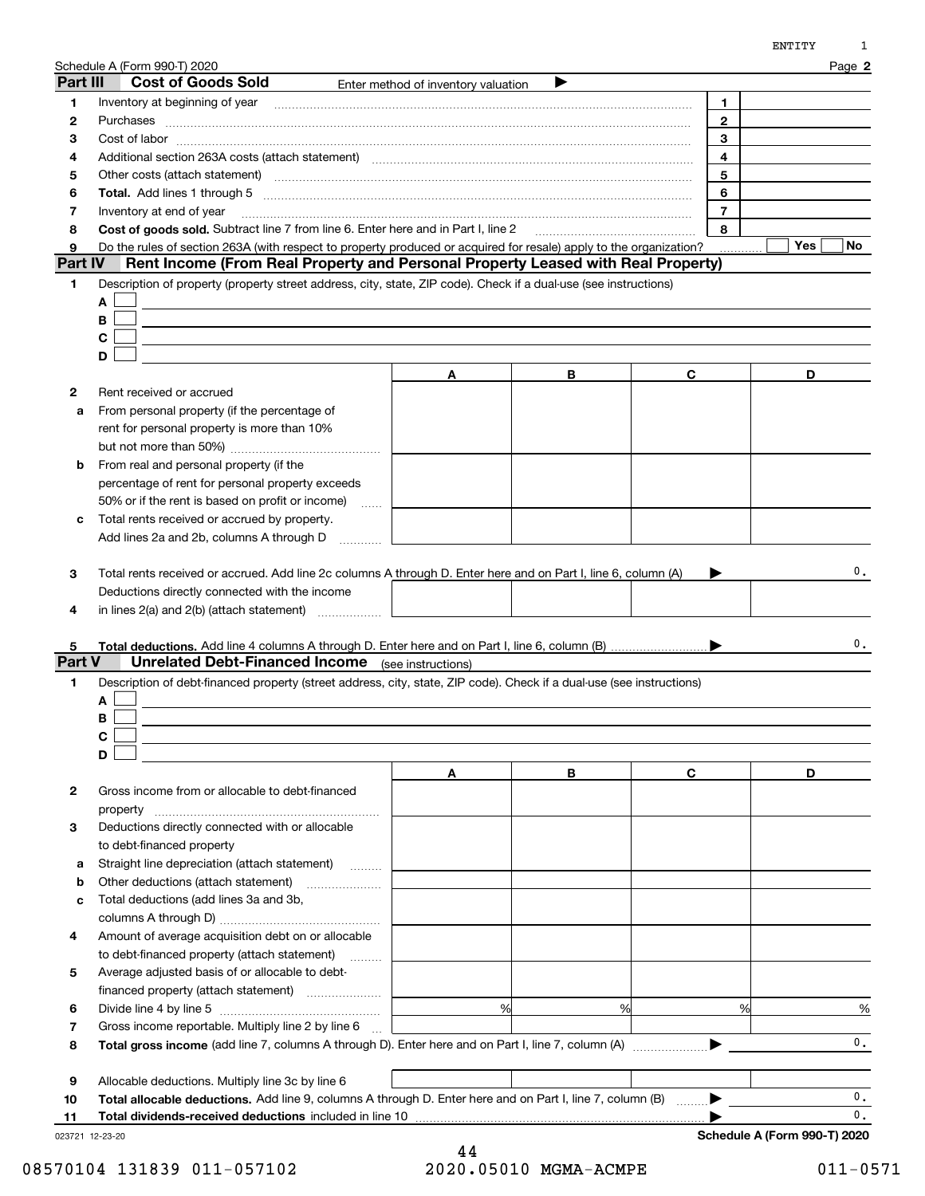Schedule A (Form 990-T) 2020

## Part III Cost of Goods Sold

Enter method of inventory valuation ▶

| | | | |
|---|---|---|---|
| 1 | Inventory at beginning of year | 1 | |
| 2 | Purchases | 2 | |
| 3 | Cost of labor | 3 | |
| 4 | Additional section 263A costs (attach statement) | 4 | |
| 5 | Other costs (attach statement) | 5 | |
| 6 | **Total.** Add lines 1 through 5 | 6 | |
| 7 | Inventory at end of year | 7 | |
| 8 | **Cost of goods sold.** Subtract line 7 from line 6. Enter here and in Part I, line 2 | 8 | |
| 9 | Do the rules of section 263A (with respect to property produced or acquired for resale) apply to the organization? | | ☐ Yes ☐ No |

## Part IV Rent Income (From Real Property and Personal Property Leased with Real Property)

1 Description of property (property street address, city, state, ZIP code). Check if a dual-use (see instructions)

A ☐

B ☐

C ☐

D ☐

| | | A | B | C | D |
|---|---|---|---|---|---|
| 2 | Rent received or accrued | | | | |
| a | From personal property (if the percentage of rent for personal property is more than 10% but not more than 50%) | | | | |
| b | From real and personal property (if the percentage of rent for personal property exceeds 50% or if the rent is based on profit or income) | | | | |
| c | Total rents received or accrued by property. Add lines 2a and 2b, columns A through D | | | | |
| 3 | Total rents received or accrued. Add line 2c columns A through D. Enter here and on Part I, line 6, column (A) ▶ | | | | 0. |
| 4 | Deductions directly connected with the income in lines 2(a) and 2(b) (attach statement) | | | | |
| 5 | **Total deductions.** Add line 4 columns A through D. Enter here and on Part I, line 6, column (B) ▶ | | | | 0. |

## Part V Unrelated Debt-Financed Income (see instructions)

1 Description of debt-financed property (street address, city, state, ZIP code). Check if a dual-use (see instructions)

A ☐

B ☐

C ☐

D ☐

| | | A | B | C | D |
|---|---|---|---|---|---|
| 2 | Gross income from or allocable to debt-financed property | | | | |
| 3 | Deductions directly connected with or allocable to debt-financed property | | | | |
| a | Straight line depreciation (attach statement) | | | | |
| b | Other deductions (attach statement) | | | | |
| c | Total deductions (add lines 3a and 3b, columns A through D) | | | | |
| 4 | Amount of average acquisition debt on or allocable to debt-financed property (attach statement) | | | | |
| 5 | Average adjusted basis of or allocable to debt-financed property (attach statement) | | | | |
| 6 | Divide line 4 by line 5 | % | % | % | % |
| 7 | Gross income reportable. Multiply line 2 by line 6 | | | | |
| 8 | **Total gross income** (add line 7, columns A through D). Enter here and on Part I, line 7, column (A) ▶ | | | | 0. |
| 9 | Allocable deductions. Multiply line 3c by line 6 | | | | |
| 10 | **Total allocable deductions.** Add line 9, columns A through D. Enter here and on Part I, line 7, column (B) ▶ | | | | 0. |
| 11 | **Total dividends-received deductions** included in line 10 ▶ | | | | 0. |

Schedule A (Form 990-T) 2020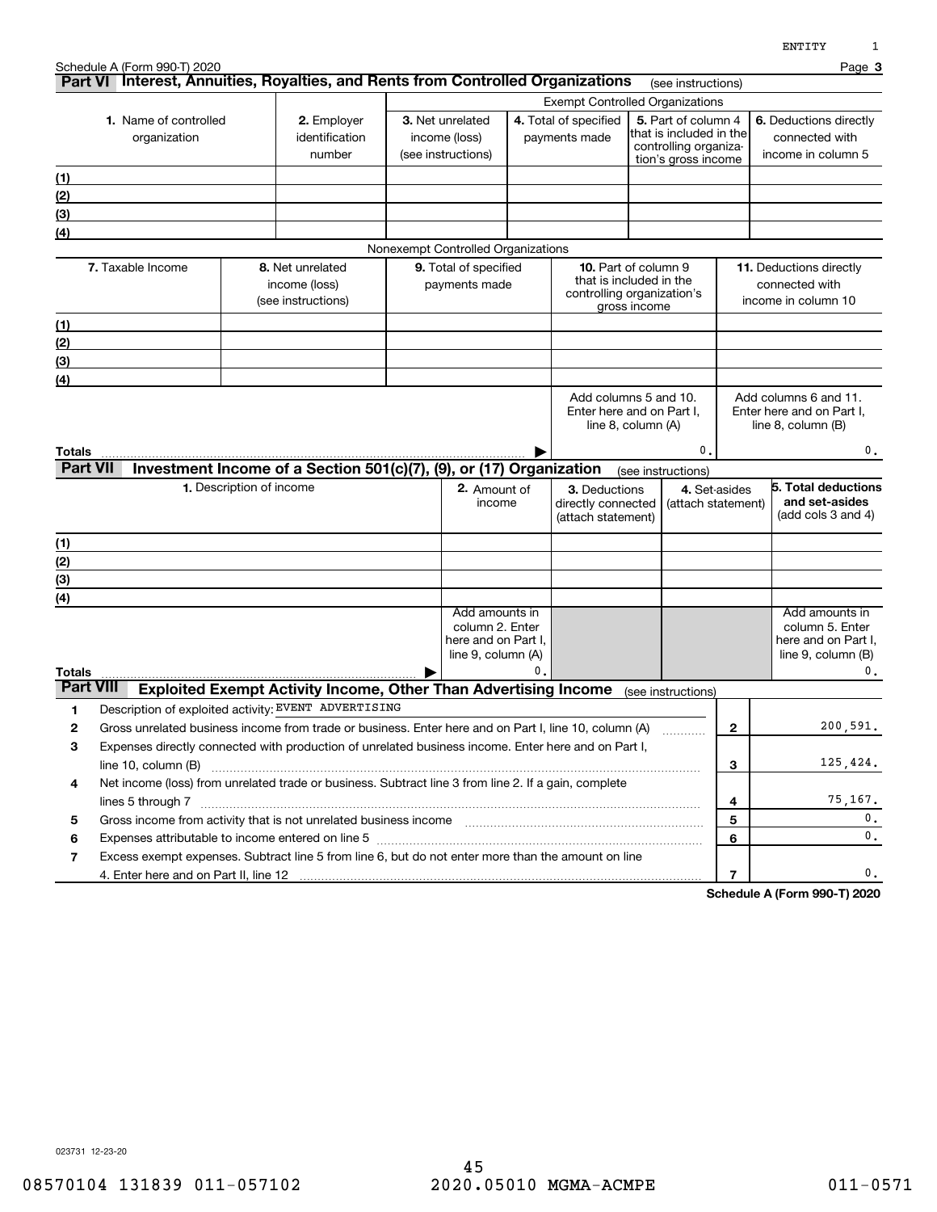Schedule A (Form 990-T) 2020

## Part VI Interest, Annuities, Royalties, and Rents from Controlled Organizations (see instructions)

| | | Exempt Controlled Organizations | | | |
|---|---|---|---|---|---|
| **1.** Name of controlled organization | **2.** Employer identification number | **3.** Net unrelated income (loss) (see instructions) | **4.** Total of specified payments made | **5.** Part of column 4 that is included in the controlling organization's gross income | **6.** Deductions directly connected with income in column 5 |
| (1) | | | | | |
| (2) | | | | | |
| (3) | | | | | |
| (4) | | | | | |

Nonexempt Controlled Organizations

| **7.** Taxable Income | **8.** Net unrelated income (loss) (see instructions) | **9.** Total of specified payments made | **10.** Part of column 9 that is included in the controlling organization's gross income | **11.** Deductions directly connected with income in column 10 |
|---|---|---|---|---|
| (1) | | | | |
| (2) | | | | |
| (3) | | | | |
| (4) | | | | |
| | | | Add columns 5 and 10. Enter here and on Part I, line 8, column (A) | Add columns 6 and 11. Enter here and on Part I, line 8, column (B) |
| **Totals** | | | 0. | 0. |

## Part VII Investment Income of a Section 501(c)(7), (9), or (17) Organization (see instructions)

| **1.** Description of income | **2.** Amount of income | **3.** Deductions directly connected (attach statement) | **4.** Set-asides (attach statement) | **5. Total deductions and set-asides** (add cols 3 and 4) |
|---|---|---|---|---|
| (1) | | | | |
| (2) | | | | |
| (3) | | | | |
| (4) | | | | |
| | Add amounts in column 2. Enter here and on Part I, line 9, column (A) | | | Add amounts in column 5. Enter here and on Part I, line 9, column (B) |
| **Totals** | 0. | | | 0. |

## Part VIII Exploited Exempt Activity Income, Other Than Advertising Income (see instructions)

| | | | |
|---|---|---|---|
| 1 | Description of exploited activity: EVENT ADVERTISING | | |
| 2 | Gross unrelated business income from trade or business. Enter here and on Part I, line 10, column (A) | 2 | 200,591. |
| 3 | Expenses directly connected with production of unrelated business income. Enter here and on Part I, line 10, column (B) | 3 | 125,424. |
| 4 | Net income (loss) from unrelated trade or business. Subtract line 3 from line 2. If a gain, complete lines 5 through 7 | 4 | 75,167. |
| 5 | Gross income from activity that is not unrelated business income | 5 | 0. |
| 6 | Expenses attributable to income entered on line 5 | 6 | 0. |
| 7 | Excess exempt expenses. Subtract line 5 from line 6, but do not enter more than the amount on line 4. Enter here and on Part II, line 12 | 7 | 0. |

**Schedule A (Form 990-T) 2020**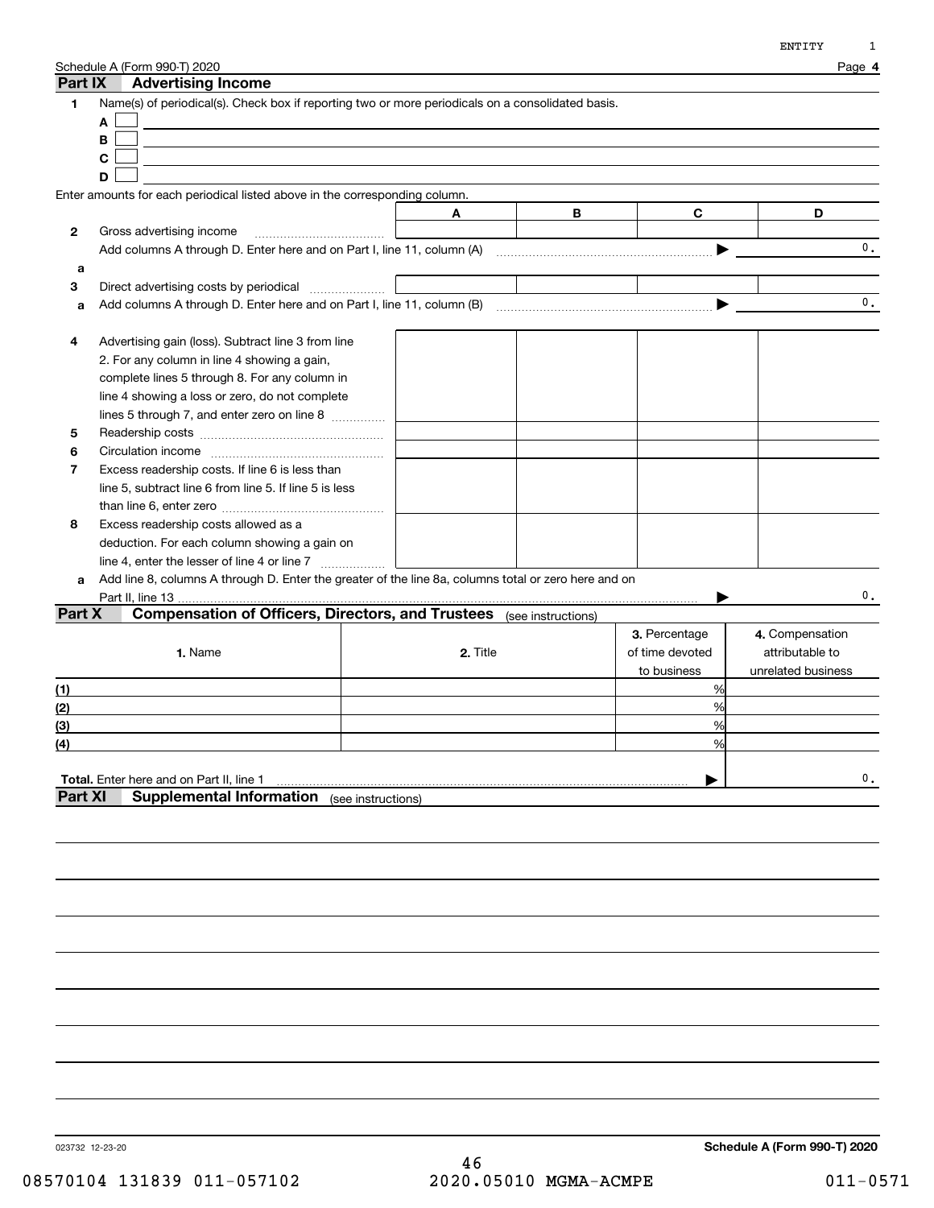Schedule A (Form 990-T) 2020

## Part IX Advertising Income

**1** Name(s) of periodical(s). Check box if reporting two or more periodicals on a consolidated basis.

A ☐

B ☐

C ☐

D ☐

Enter amounts for each periodical listed above in the corresponding column.

| | | A | B | C | D |
|---|---|---|---|---|---|
| **2** | Gross advertising income | | | | |
| | Add columns A through D. Enter here and on Part I, line 11, column (A) | | | | 0. |
| **a** | | | | | |
| **3** | Direct advertising costs by periodical | | | | |
| **a** | Add columns A through D. Enter here and on Part I, line 11, column (B) | | | | 0. |
| **4** | Advertising gain (loss). Subtract line 3 from line 2. For any column in line 4 showing a gain, complete lines 5 through 8. For any column in line 4 showing a loss or zero, do not complete lines 5 through 7, and enter zero on line 8 | | | | |
| **5** | Readership costs | | | | |
| **6** | Circulation income | | | | |
| **7** | Excess readership costs. If line 6 is less than line 5, subtract line 6 from line 5. If line 5 is less than line 6, enter zero | | | | |
| **8** | Excess readership costs allowed as a deduction. For each column showing a gain on line 4, enter the lesser of line 4 or line 7 | | | | |
| **a** | Add line 8, columns A through D. Enter the greater of the line 8a, columns total or zero here and on Part II, line 13 | | | | 0. |

## Part X Compensation of Officers, Directors, and Trustees (see instructions)

| | 1. Name | 2. Title | 3. Percentage of time devoted to business | 4. Compensation attributable to unrelated business |
|---|---|---|---|---|
| (1) | | | % | |
| (2) | | | % | |
| (3) | | | % | |
| (4) | | | % | |
| **Total.** Enter here and on Part II, line 1 | | | | 0. |

## Part XI Supplemental Information (see instructions)

Schedule A (Form 990-T) 2020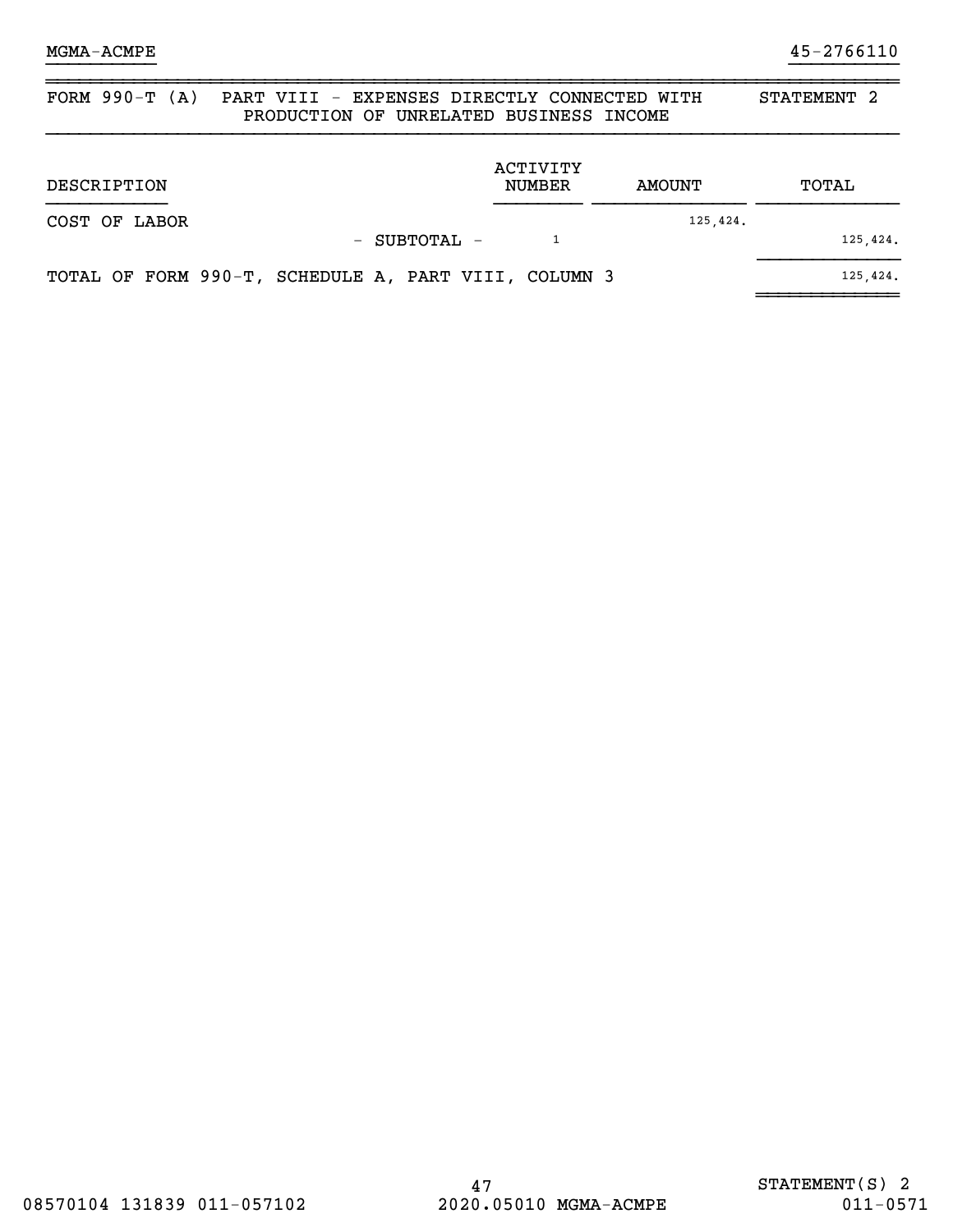MGMA-ACMPE 45-2766110

## FORM 990-T (A) PART VIII - EXPENSES DIRECTLY CONNECTED WITH PRODUCTION OF UNRELATED BUSINESS INCOME — STATEMENT 2

| DESCRIPTION | ACTIVITY NUMBER | AMOUNT | TOTAL |
|---|---|---|---|
| COST OF LABOR | | 125,424. | |
| - SUBTOTAL - | 1 | | 125,424. |
| TOTAL OF FORM 990-T, SCHEDULE A, PART VIII, COLUMN 3 | | | 125,424. |

STATEMENT(S) 2

08570104 131839 011-057102 2020.05010 MGMA-ACMPE 011-0571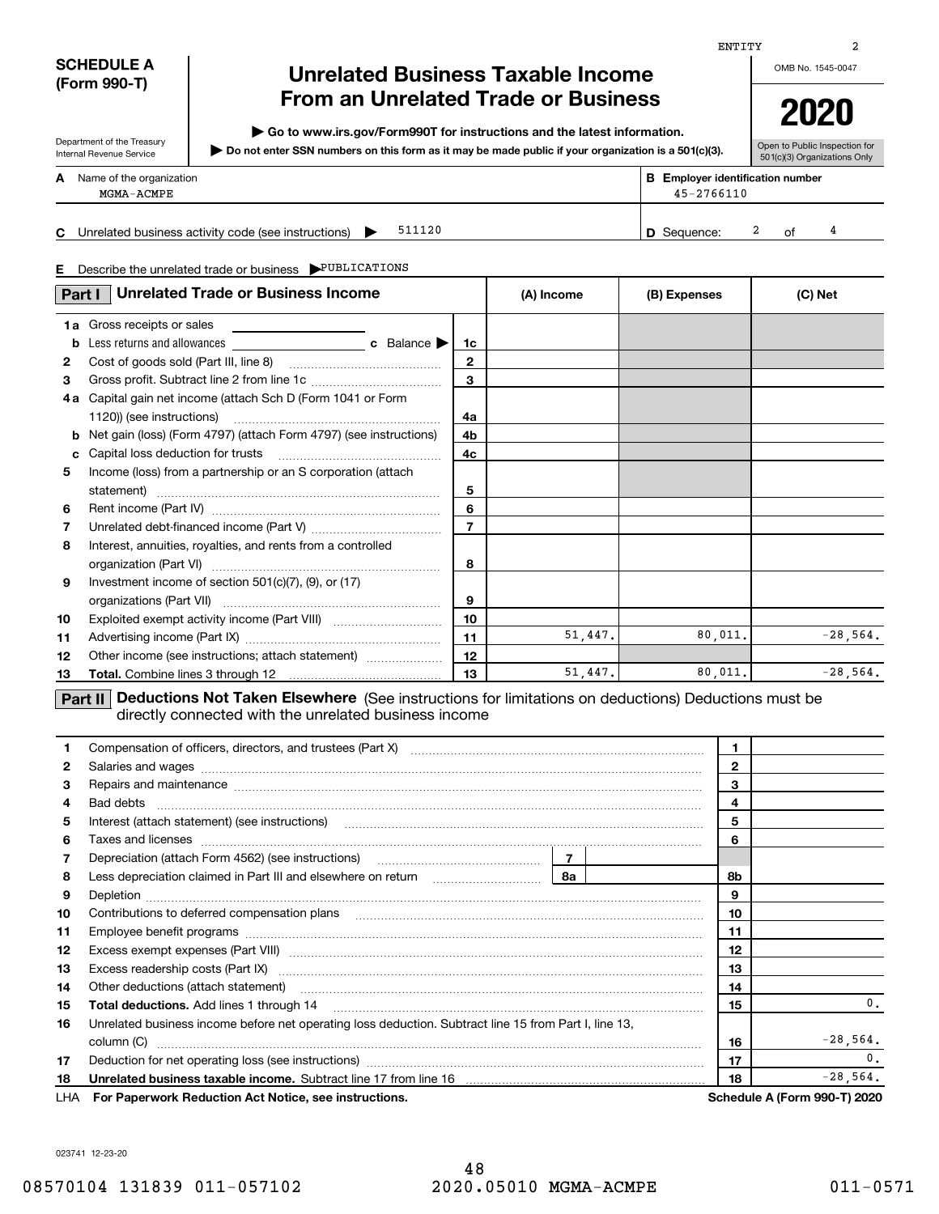ENTITY 2

**SCHEDULE A (Form 990-T)**

Department of the Treasury
Internal Revenue Service

# Unrelated Business Taxable Income From an Unrelated Trade or Business

▶ Go to www.irs.gov/Form990T for instructions and the latest information.

▶ Do not enter SSN numbers on this form as it may be made public if your organization is a 501(c)(3).

OMB No. 1545-0047

**2020**

Open to Public Inspection for 501(c)(3) Organizations Only

**A** Name of the organization: MGMA-ACMPE

**B** Employer identification number: 45-2766110

**C** Unrelated business activity code (see instructions) ▶ 511120

**D** Sequence: 2 of 4

**E** Describe the unrelated trade or business ▶ PUBLICATIONS

## Part I Unrelated Trade or Business Income

| | | Line | (A) Income | (B) Expenses | (C) Net |
|---|---|---|---|---|---|
| 1a | Gross receipts or sales | | | | |
| b | Less returns and allowances ___ c Balance ▶ | 1c | | | |
| 2 | Cost of goods sold (Part III, line 8) | 2 | | | |
| 3 | Gross profit. Subtract line 2 from line 1c | 3 | | | |
| 4a | Capital gain net income (attach Sch D (Form 1041 or Form 1120)) (see instructions) | 4a | | | |
| b | Net gain (loss) (Form 4797) (attach Form 4797) (see instructions) | 4b | | | |
| c | Capital loss deduction for trusts | 4c | | | |
| 5 | Income (loss) from a partnership or an S corporation (attach statement) | 5 | | | |
| 6 | Rent income (Part IV) | 6 | | | |
| 7 | Unrelated debt-financed income (Part V) | 7 | | | |
| 8 | Interest, annuities, royalties, and rents from a controlled organization (Part VI) | 8 | | | |
| 9 | Investment income of section 501(c)(7), (9), or (17) organizations (Part VII) | 9 | | | |
| 10 | Exploited exempt activity income (Part VIII) | 10 | | | |
| 11 | Advertising income (Part IX) | 11 | 51,447. | 80,011. | -28,564. |
| 12 | Other income (see instructions; attach statement) | 12 | | | |
| 13 | **Total.** Combine lines 3 through 12 | 13 | 51,447. | 80,011. | -28,564. |

## Part II Deductions Not Taken Elsewhere (See instructions for limitations on deductions) Deductions must be directly connected with the unrelated business income

| | | Line | Amount |
|---|---|---|---|
| 1 | Compensation of officers, directors, and trustees (Part X) | 1 | |
| 2 | Salaries and wages | 2 | |
| 3 | Repairs and maintenance | 3 | |
| 4 | Bad debts | 4 | |
| 5 | Interest (attach statement) (see instructions) | 5 | |
| 6 | Taxes and licenses | 6 | |
| 7 | Depreciation (attach Form 4562) (see instructions) ___ 7 | | |
| 8 | Less depreciation claimed in Part III and elsewhere on return ___ 8a | 8b | |
| 9 | Depletion | 9 | |
| 10 | Contributions to deferred compensation plans | 10 | |
| 11 | Employee benefit programs | 11 | |
| 12 | Excess exempt expenses (Part VIII) | 12 | |
| 13 | Excess readership costs (Part IX) | 13 | |
| 14 | Other deductions (attach statement) | 14 | |
| 15 | **Total deductions.** Add lines 1 through 14 | 15 | 0. |
| 16 | Unrelated business income before net operating loss deduction. Subtract line 15 from Part I, line 13, column (C) | 16 | -28,564. |
| 17 | Deduction for net operating loss (see instructions) | 17 | 0. |
| 18 | **Unrelated business taxable income.** Subtract line 17 from line 16 | 18 | -28,564. |

LHA **For Paperwork Reduction Act Notice, see instructions.** **Schedule A (Form 990-T) 2020**

023741 12-23-20

08570104 131839 011-057102 2020.05010 MGMA-ACMPE 011-0571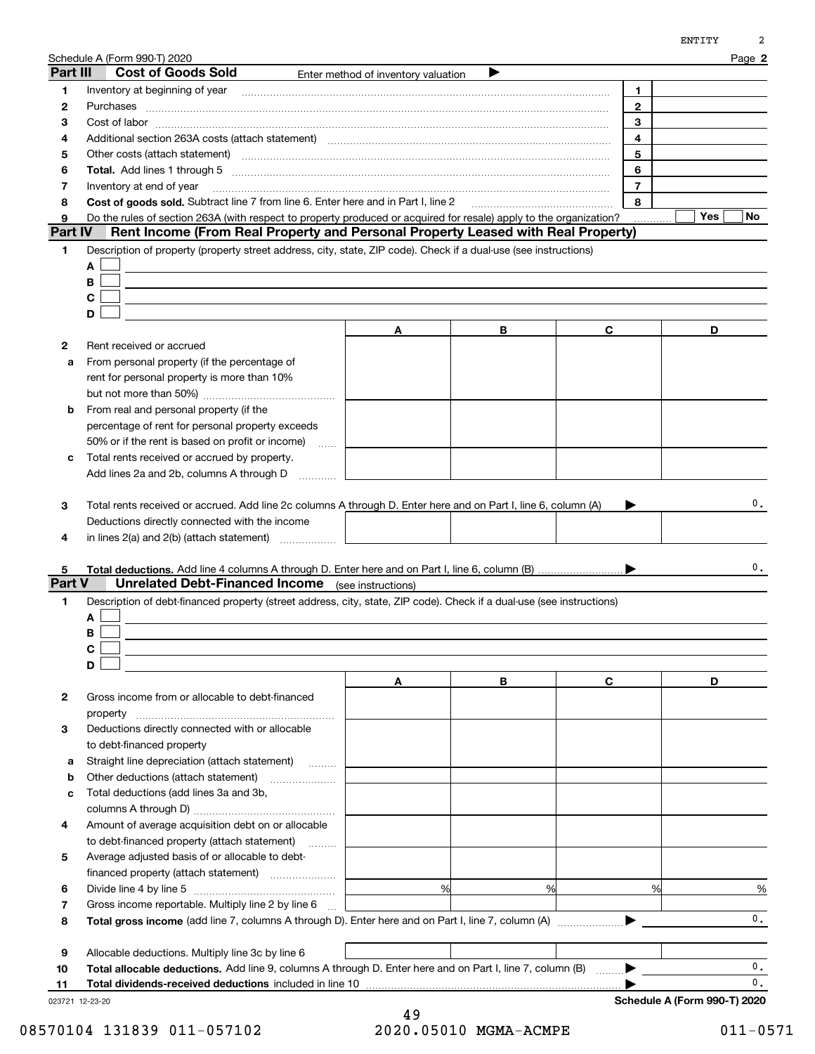Schedule A (Form 990-T) 2020

## Part III Cost of Goods Sold

Enter method of inventory valuation ▶

| | | | |
|---|---|---|---|
| 1 | Inventory at beginning of year | 1 | |
| 2 | Purchases | 2 | |
| 3 | Cost of labor | 3 | |
| 4 | Additional section 263A costs (attach statement) | 4 | |
| 5 | Other costs (attach statement) | 5 | |
| 6 | **Total.** Add lines 1 through 5 | 6 | |
| 7 | Inventory at end of year | 7 | |
| 8 | **Cost of goods sold.** Subtract line 7 from line 6. Enter here and in Part I, line 2 | 8 | |
| 9 | Do the rules of section 263A (with respect to property produced or acquired for resale) apply to the organization? | | ☐ Yes ☐ No |

## Part IV Rent Income (From Real Property and Personal Property Leased with Real Property)

1 Description of property (property street address, city, state, ZIP code). Check if a dual-use (see instructions)

- A ☐
- B ☐
- C ☐
- D ☐

| | | A | B | C | D |
|---|---|---|---|---|---|
| 2 | Rent received or accrued | | | | |
| a | From personal property (if the percentage of rent for personal property is more than 10% but not more than 50%) | | | | |
| b | From real and personal property (if the percentage of rent for personal property exceeds 50% or if the rent is based on profit or income) | | | | |
| c | Total rents received or accrued by property. Add lines 2a and 2b, columns A through D | | | | |

3 Total rents received or accrued. Add line 2c columns A through D. Enter here and on Part I, line 6, column (A) ▶ 0.

| | | A | B | C | D |
|---|---|---|---|---|---|
| 4 | Deductions directly connected with the income in lines 2(a) and 2(b) (attach statement) | | | | |

5 **Total deductions.** Add line 4 columns A through D. Enter here and on Part I, line 6, column (B) ▶ 0.

## Part V Unrelated Debt-Financed Income (see instructions)

1 Description of debt-financed property (street address, city, state, ZIP code). Check if a dual-use (see instructions)

- A ☐
- B ☐
- C ☐
- D ☐

| | | A | B | C | D |
|---|---|---|---|---|---|
| 2 | Gross income from or allocable to debt-financed property | | | | |
| 3 | Deductions directly connected with or allocable to debt-financed property | | | | |
| a | Straight line depreciation (attach statement) | | | | |
| b | Other deductions (attach statement) | | | | |
| c | Total deductions (add lines 3a and 3b, columns A through D) | | | | |
| 4 | Amount of average acquisition debt on or allocable to debt-financed property (attach statement) | | | | |
| 5 | Average adjusted basis of or allocable to debt-financed property (attach statement) | | | | |
| 6 | Divide line 4 by line 5 | % | % | % | % |
| 7 | Gross income reportable. Multiply line 2 by line 6 | | | | |

8 **Total gross income** (add line 7, columns A through D). Enter here and on Part I, line 7, column (A) ▶ 0.

| | | A | B | C | D |
|---|---|---|---|---|---|
| 9 | Allocable deductions. Multiply line 3c by line 6 | | | | |

10 **Total allocable deductions.** Add line 9, columns A through D. Enter here and on Part I, line 7, column (B) ▶ 0.

11 **Total dividends-received deductions** included in line 10 ▶ 0.

023721 12-23-20

**Schedule A (Form 990-T) 2020**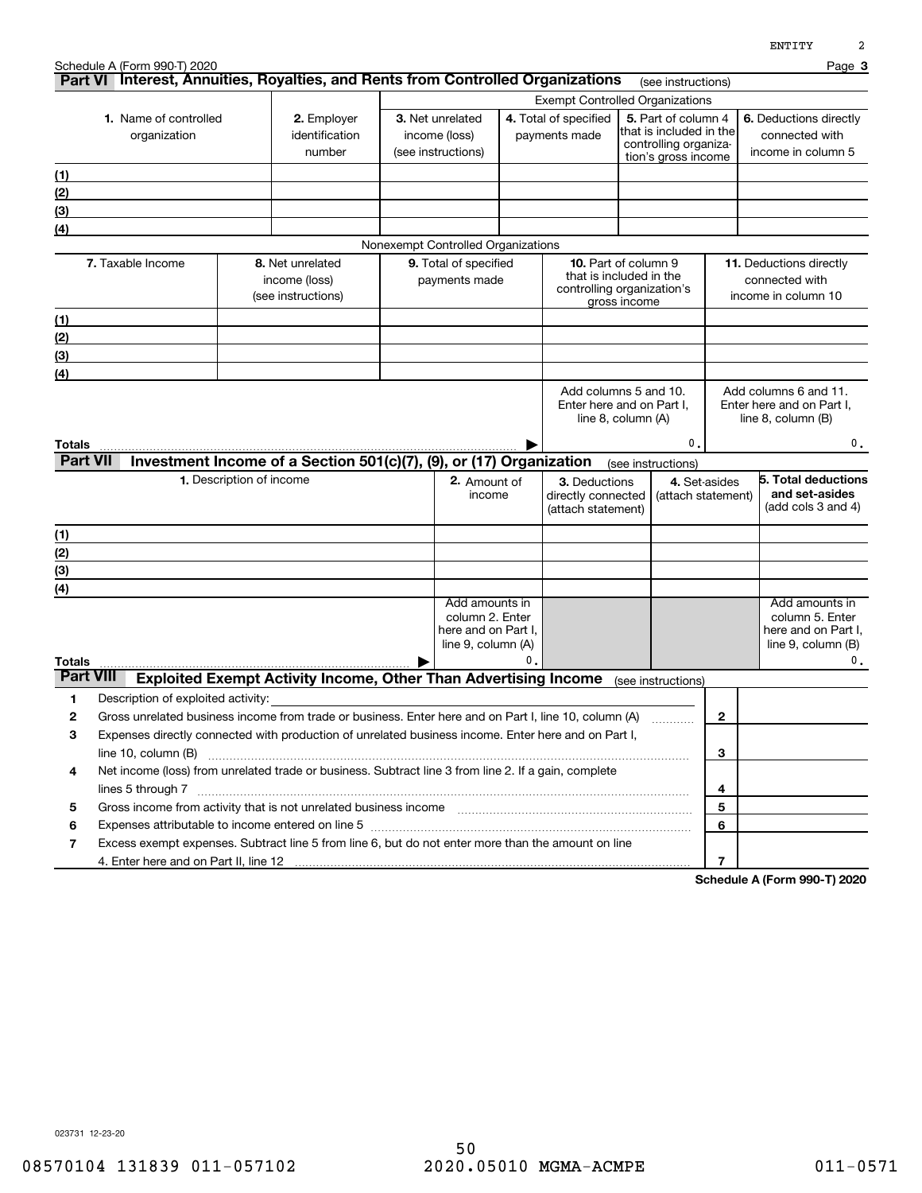Schedule A (Form 990-T) 2020

## Part VI Interest, Annuities, Royalties, and Rents from Controlled Organizations (see instructions)

| 1. Name of controlled organization | 2. Employer identification number | Exempt Controlled Organizations | | | |
|---|---|---|---|---|---|
| | | 3. Net unrelated income (loss) (see instructions) | 4. Total of specified payments made | 5. Part of column 4 that is included in the controlling organization's gross income | 6. Deductions directly connected with income in column 5 |
| (1) | | | | | |
| (2) | | | | | |
| (3) | | | | | |
| (4) | | | | | |

Nonexempt Controlled Organizations

| 7. Taxable Income | 8. Net unrelated income (loss) (see instructions) | 9. Total of specified payments made | 10. Part of column 9 that is included in the controlling organization's gross income | 11. Deductions directly connected with income in column 10 |
|---|---|---|---|---|
| (1) | | | | |
| (2) | | | | |
| (3) | | | | |
| (4) | | | | |
| | | | Add columns 5 and 10. Enter here and on Part I, line 8, column (A) | Add columns 6 and 11. Enter here and on Part I, line 8, column (B) |
| Totals | | ▶ | 0. | 0. |

## Part VII Investment Income of a Section 501(c)(7), (9), or (17) Organization (see instructions)

| 1. Description of income | 2. Amount of income | 3. Deductions directly connected (attach statement) | 4. Set-asides (attach statement) | 5. Total deductions and set-asides (add cols 3 and 4) |
|---|---|---|---|---|
| (1) | | | | |
| (2) | | | | |
| (3) | | | | |
| (4) | | | | |
| | Add amounts in column 2. Enter here and on Part I, line 9, column (A) | | | Add amounts in column 5. Enter here and on Part I, line 9, column (B) |
| Totals ▶ | 0. | | | 0. |

## Part VIII Exploited Exempt Activity Income, Other Than Advertising Income (see instructions)

| | | Line | Amount |
|---|---|---|---|
| 1 | Description of exploited activity: | | |
| 2 | Gross unrelated business income from trade or business. Enter here and on Part I, line 10, column (A) | 2 | |
| 3 | Expenses directly connected with production of unrelated business income. Enter here and on Part I, line 10, column (B) | 3 | |
| 4 | Net income (loss) from unrelated trade or business. Subtract line 3 from line 2. If a gain, complete lines 5 through 7 | 4 | |
| 5 | Gross income from activity that is not unrelated business income | 5 | |
| 6 | Expenses attributable to income entered on line 5 | 6 | |
| 7 | Excess exempt expenses. Subtract line 5 from line 6, but do not enter more than the amount on line 4. Enter here and on Part II, line 12 | 7 | |

Schedule A (Form 990-T) 2020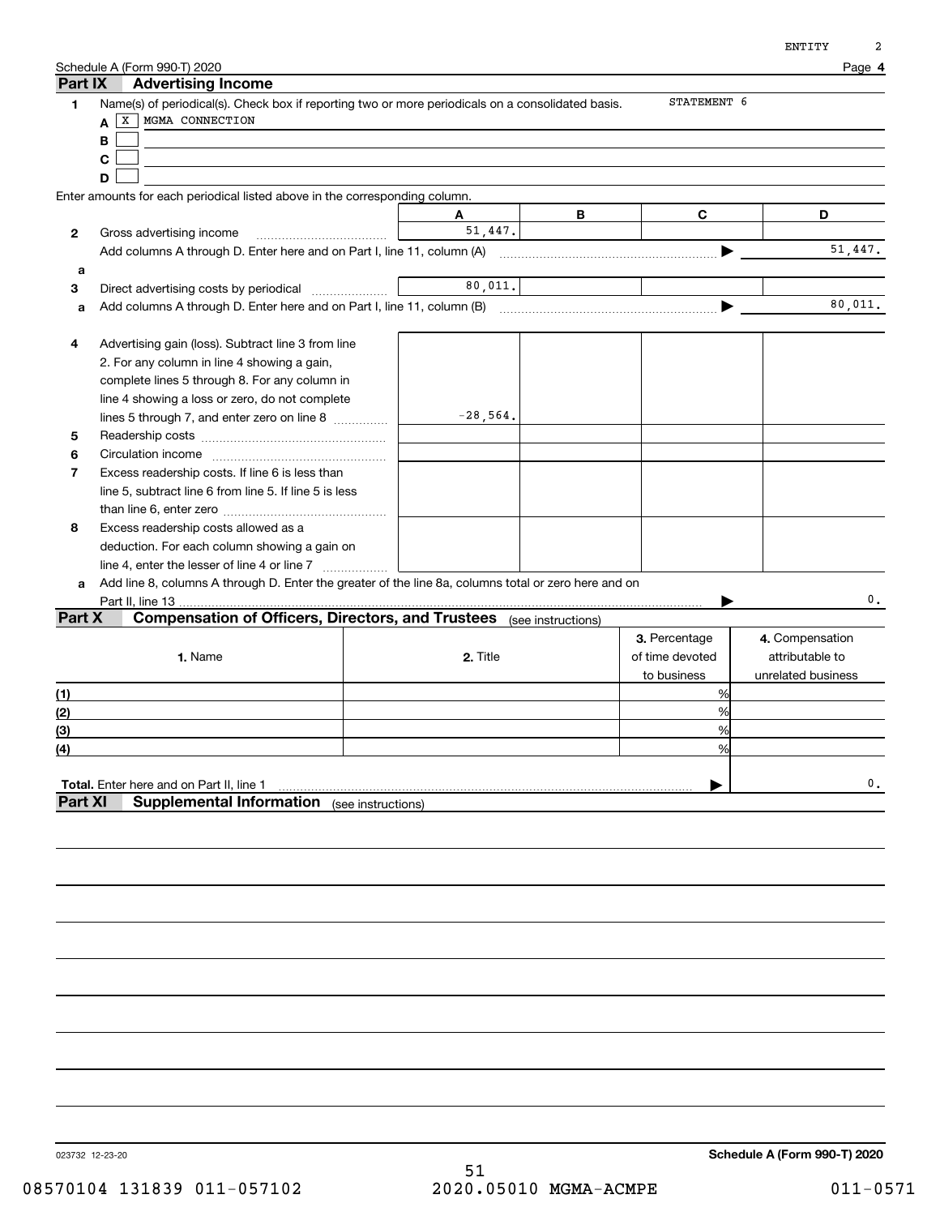Schedule A (Form 990-T) 2020

## Part IX Advertising Income

**1** Name(s) of periodical(s). Check box if reporting two or more periodicals on a consolidated basis. STATEMENT 6

A [X] MGMA CONNECTION

B [ ]

C [ ]

D [ ]

Enter amounts for each periodical listed above in the corresponding column.

| | | A | B | C | D |
|---|---|---|---|---|---|
| 2 | Gross advertising income | 51,447. | | | |
| | Add columns A through D. Enter here and on Part I, line 11, column (A) | | | | 51,447. |
| a | | | | | |
| 3 | Direct advertising costs by periodical | 80,011. | | | |
| a | Add columns A through D. Enter here and on Part I, line 11, column (B) | | | | 80,011. |
| 4 | Advertising gain (loss). Subtract line 3 from line 2. For any column in line 4 showing a gain, complete lines 5 through 8. For any column in line 4 showing a loss or zero, do not complete lines 5 through 7, and enter zero on line 8 | -28,564. | | | |
| 5 | Readership costs | | | | |
| 6 | Circulation income | | | | |
| 7 | Excess readership costs. If line 6 is less than line 5, subtract line 6 from line 5. If line 5 is less than line 6, enter zero | | | | |
| 8 | Excess readership costs allowed as a deduction. For each column showing a gain on line 4, enter the lesser of line 4 or line 7 | | | | |
| a | Add line 8, columns A through D. Enter the greater of the line 8a, columns total or zero here and on Part II, line 13 | | | | 0. |

## Part X Compensation of Officers, Directors, and Trustees (see instructions)

| | 1. Name | 2. Title | 3. Percentage of time devoted to business | 4. Compensation attributable to unrelated business |
|---|---|---|---|---|
| (1) | | | % | |
| (2) | | | % | |
| (3) | | | % | |
| (4) | | | % | |
| **Total.** Enter here and on Part II, line 1 | | | | 0. |

## Part XI Supplemental Information (see instructions)

Schedule A (Form 990-T) 2020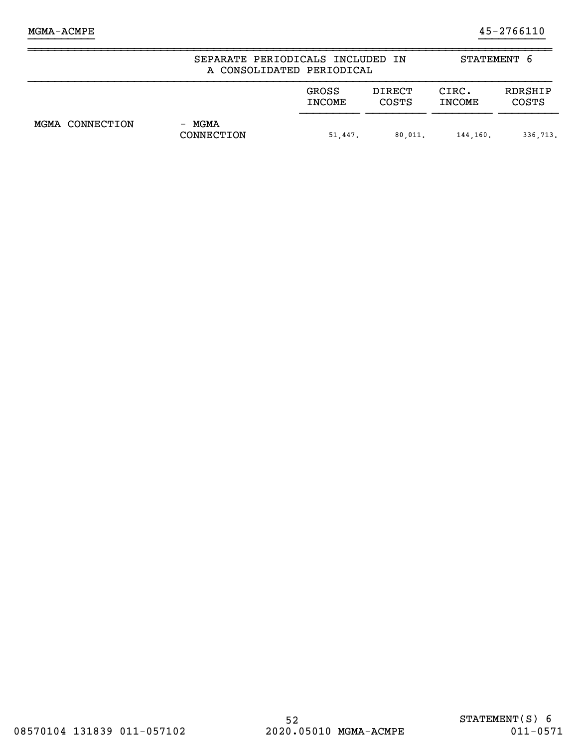MGMA-ACMPE 45-2766110

## SEPARATE PERIODICALS INCLUDED IN A CONSOLIDATED PERIODICAL

STATEMENT 6

| | | GROSS INCOME | DIRECT COSTS | CIRC. INCOME | RDRSHIP COSTS |
|---|---|---|---|---|---|
| MGMA CONNECTION | - MGMA CONNECTION | 51,447. | 80,011. | 144,160. | 336,713. |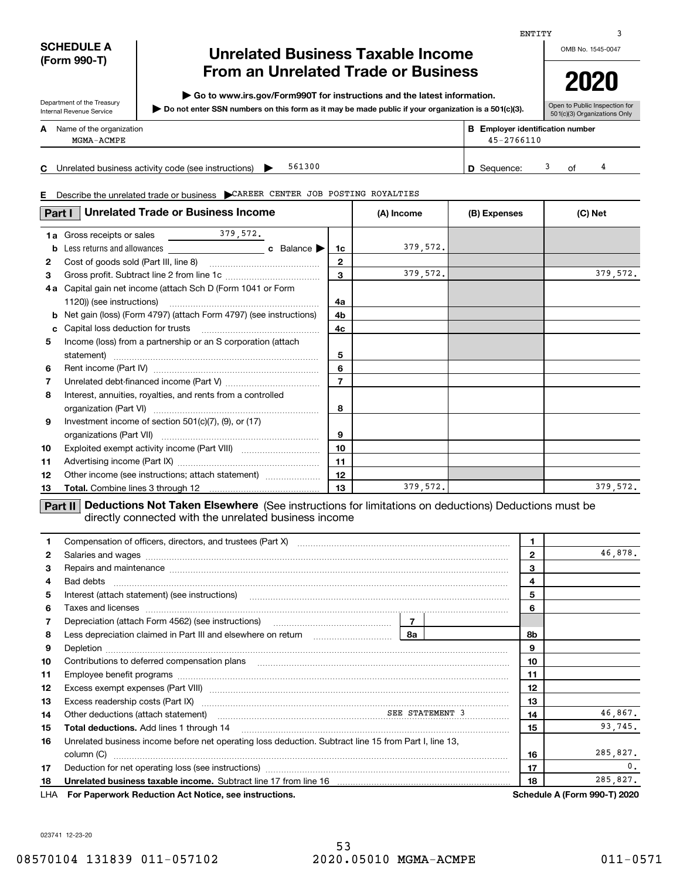ENTITY 3

**SCHEDULE A (Form 990-T)**

Department of the Treasury
Internal Revenue Service

# Unrelated Business Taxable Income From an Unrelated Trade or Business

▶ Go to www.irs.gov/Form990T for instructions and the latest information.

▶ Do not enter SSN numbers on this form as it may be made public if your organization is a 501(c)(3).

OMB No. 1545-0047

**2020**

Open to Public Inspection for 501(c)(3) Organizations Only

**A** Name of the organization: MGMA-ACMPE

**B** Employer identification number: 45-2766110

**C** Unrelated business activity code (see instructions) ▶ 561300

**D** Sequence: 3 of 4

**E** Describe the unrelated trade or business ▶ CAREER CENTER JOB POSTING ROYALTIES

## Part I Unrelated Trade or Business Income

| | | Line | (A) Income | (B) Expenses | (C) Net |
|---|---|---|---|---|---|
| **1a** | Gross receipts or sales 379,572. | | | | |
| **b** | Less returns and allowances ___ **c** Balance ▶ | 1c | 379,572. | | |
| **2** | Cost of goods sold (Part III, line 8) | 2 | | | |
| **3** | Gross profit. Subtract line 2 from line 1c | 3 | 379,572. | | 379,572. |
| **4a** | Capital gain net income (attach Sch D (Form 1041 or Form 1120)) (see instructions) | 4a | | | |
| **b** | Net gain (loss) (Form 4797) (attach Form 4797) (see instructions) | 4b | | | |
| **c** | Capital loss deduction for trusts | 4c | | | |
| **5** | Income (loss) from a partnership or an S corporation (attach statement) | 5 | | | |
| **6** | Rent income (Part IV) | 6 | | | |
| **7** | Unrelated debt-financed income (Part V) | 7 | | | |
| **8** | Interest, annuities, royalties, and rents from a controlled organization (Part VI) | 8 | | | |
| **9** | Investment income of section 501(c)(7), (9), or (17) organizations (Part VII) | 9 | | | |
| **10** | Exploited exempt activity income (Part VIII) | 10 | | | |
| **11** | Advertising income (Part IX) | 11 | | | |
| **12** | Other income (see instructions; attach statement) | 12 | | | |
| **13** | **Total.** Combine lines 3 through 12 | 13 | 379,572. | | 379,572. |

## Part II Deductions Not Taken Elsewhere (See instructions for limitations on deductions) Deductions must be directly connected with the unrelated business income

| | | | | Line | Amount |
|---|---|---|---|---|---|
| **1** | Compensation of officers, directors, and trustees (Part X) | | | 1 | |
| **2** | Salaries and wages | | | 2 | 46,878. |
| **3** | Repairs and maintenance | | | 3 | |
| **4** | Bad debts | | | 4 | |
| **5** | Interest (attach statement) (see instructions) | | | 5 | |
| **6** | Taxes and licenses | | | 6 | |
| **7** | Depreciation (attach Form 4562) (see instructions) | 7 | | | |
| **8** | Less depreciation claimed in Part III and elsewhere on return | 8a | | 8b | |
| **9** | Depletion | | | 9 | |
| **10** | Contributions to deferred compensation plans | | | 10 | |
| **11** | Employee benefit programs | | | 11 | |
| **12** | Excess exempt expenses (Part VIII) | | | 12 | |
| **13** | Excess readership costs (Part IX) | | | 13 | |
| **14** | Other deductions (attach statement) SEE STATEMENT 3 | | | 14 | 46,867. |
| **15** | **Total deductions.** Add lines 1 through 14 | | | 15 | 93,745. |
| **16** | Unrelated business income before net operating loss deduction. Subtract line 15 from Part I, line 13, column (C) | | | 16 | 285,827. |
| **17** | Deduction for net operating loss (see instructions) | | | 17 | 0. |
| **18** | **Unrelated business taxable income.** Subtract line 17 from line 16 | | | 18 | 285,827. |

LHA **For Paperwork Reduction Act Notice, see instructions.** **Schedule A (Form 990-T) 2020**

023741 12-23-20

08570104 131839 011-057102 2020.05010 MGMA-ACMPE 011-0571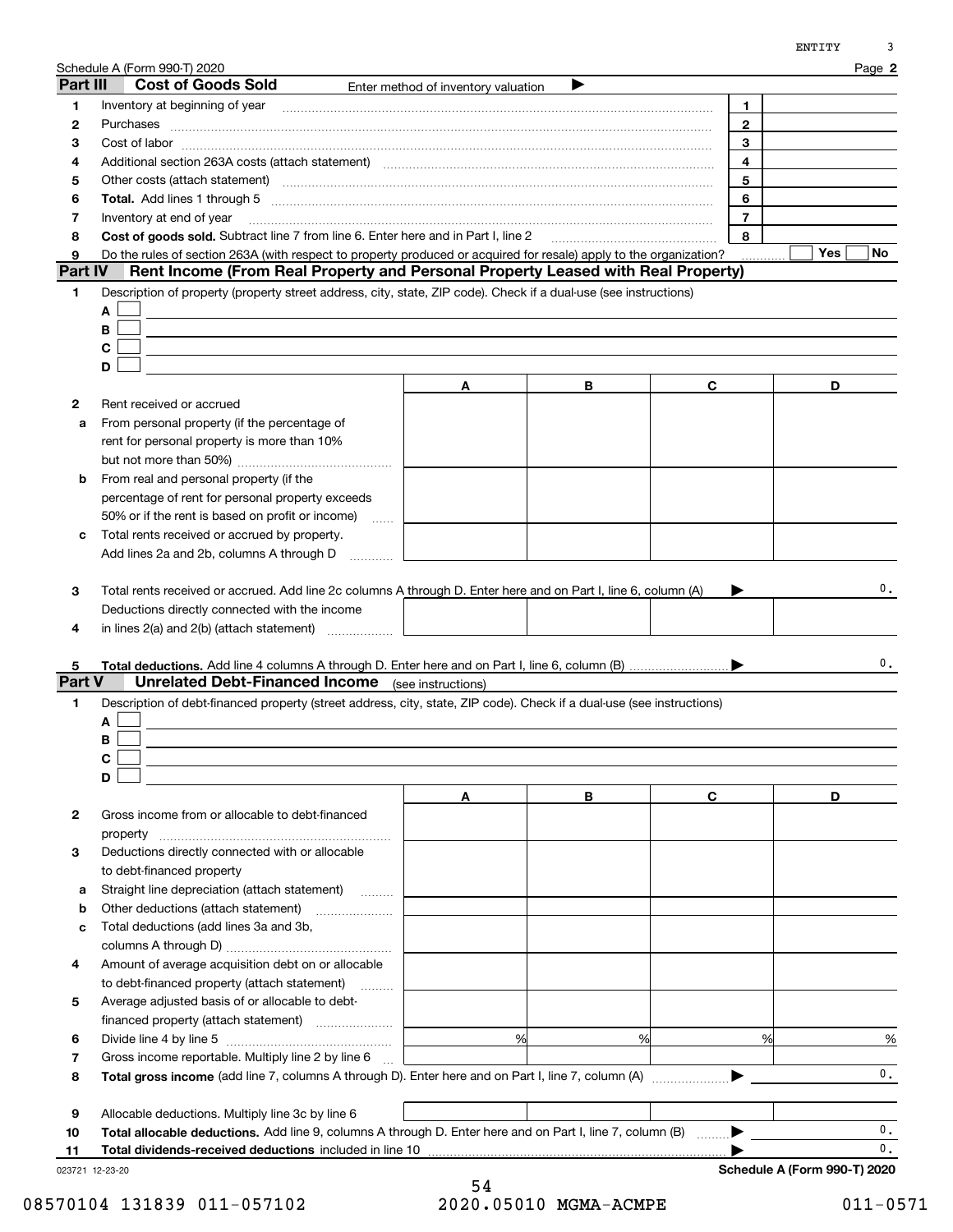Schedule A (Form 990-T) 2020

## Part III Cost of Goods Sold

Enter method of inventory valuation ▶

| | | | |
|---|---|---|---|
| 1 | Inventory at beginning of year | 1 | |
| 2 | Purchases | 2 | |
| 3 | Cost of labor | 3 | |
| 4 | Additional section 263A costs (attach statement) | 4 | |
| 5 | Other costs (attach statement) | 5 | |
| 6 | **Total.** Add lines 1 through 5 | 6 | |
| 7 | Inventory at end of year | 7 | |
| 8 | **Cost of goods sold.** Subtract line 7 from line 6. Enter here and in Part I, line 2 | 8 | |
| 9 | Do the rules of section 263A (with respect to property produced or acquired for resale) apply to the organization? | | ☐ Yes ☐ No |

## Part IV Rent Income (From Real Property and Personal Property Leased with Real Property)

1 Description of property (property street address, city, state, ZIP code). Check if a dual-use (see instructions)

A ☐

B ☐

C ☐

D ☐

| | | A | B | C | D |
|---|---|---|---|---|---|
| 2 | Rent received or accrued | | | | |
| a | From personal property (if the percentage of rent for personal property is more than 10% but not more than 50%) | | | | |
| b | From real and personal property (if the percentage of rent for personal property exceeds 50% or if the rent is based on profit or income) | | | | |
| c | Total rents received or accrued by property. Add lines 2a and 2b, columns A through D | | | | |

3 Total rents received or accrued. Add line 2c columns A through D. Enter here and on Part I, line 6, column (A) ▶ 0.

| | | A | B | C | D |
|---|---|---|---|---|---|
| 4 | Deductions directly connected with the income in lines 2(a) and 2(b) (attach statement) | | | | |

5 **Total deductions.** Add line 4 columns A through D. Enter here and on Part I, line 6, column (B) ▶ 0.

## Part V Unrelated Debt-Financed Income (see instructions)

1 Description of debt-financed property (street address, city, state, ZIP code). Check if a dual-use (see instructions)

A ☐

B ☐

C ☐

D ☐

| | | A | B | C | D |
|---|---|---|---|---|---|
| 2 | Gross income from or allocable to debt-financed property | | | | |
| 3 | Deductions directly connected with or allocable to debt-financed property | | | | |
| a | Straight line depreciation (attach statement) | | | | |
| b | Other deductions (attach statement) | | | | |
| c | Total deductions (add lines 3a and 3b, columns A through D) | | | | |
| 4 | Amount of average acquisition debt on or allocable to debt-financed property (attach statement) | | | | |
| 5 | Average adjusted basis of or allocable to debt-financed property (attach statement) | | | | |
| 6 | Divide line 4 by line 5 | % | % | % | % |
| 7 | Gross income reportable. Multiply line 2 by line 6 | | | | |

8 **Total gross income** (add line 7, columns A through D). Enter here and on Part I, line 7, column (A) ▶ 0.

| | | A | B | C | D |
|---|---|---|---|---|---|
| 9 | Allocable deductions. Multiply line 3c by line 6 | | | | |

10 **Total allocable deductions.** Add line 9, columns A through D. Enter here and on Part I, line 7, column (B) ▶ 0.

11 **Total dividends-received deductions** included in line 10 ▶ 0.

023721 12-23-20

Schedule A (Form 990-T) 2020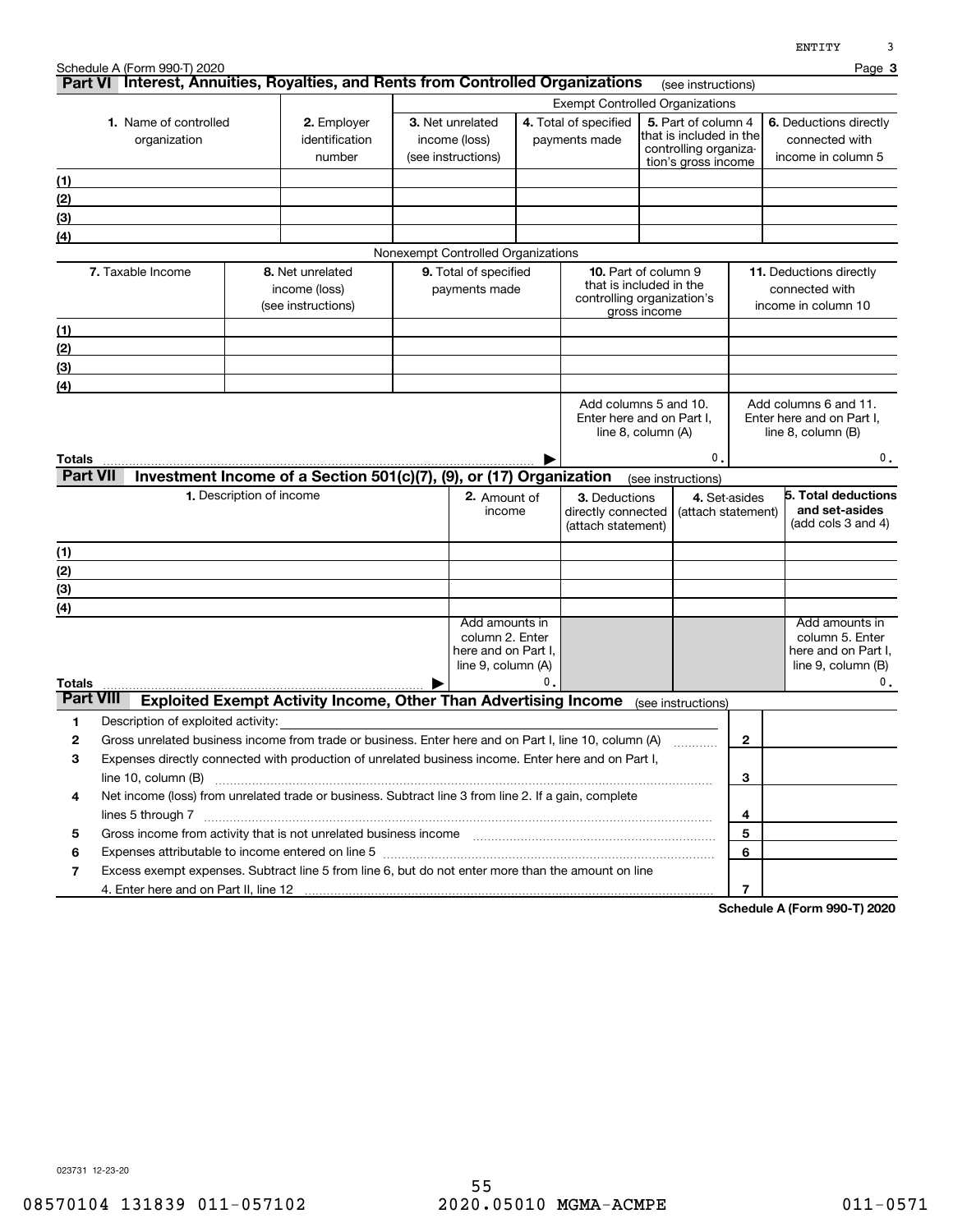Schedule A (Form 990-T) 2020

## Part VI Interest, Annuities, Royalties, and Rents from Controlled Organizations (see instructions)

| 1. Name of controlled organization | 2. Employer identification number | Exempt Controlled Organizations | | | |
|---|---|---|---|---|---|
| | | 3. Net unrelated income (loss) (see instructions) | 4. Total of specified payments made | 5. Part of column 4 that is included in the controlling organization's gross income | 6. Deductions directly connected with income in column 5 |
| (1) | | | | | |
| (2) | | | | | |
| (3) | | | | | |
| (4) | | | | | |

Nonexempt Controlled Organizations

| 7. Taxable Income | 8. Net unrelated income (loss) (see instructions) | 9. Total of specified payments made | 10. Part of column 9 that is included in the controlling organization's gross income | 11. Deductions directly connected with income in column 10 |
|---|---|---|---|---|
| (1) | | | | |
| (2) | | | | |
| (3) | | | | |
| (4) | | | | |
| | | | Add columns 5 and 10. Enter here and on Part I, line 8, column (A) | Add columns 6 and 11. Enter here and on Part I, line 8, column (B) |
| **Totals** | | ▶ | 0. | 0. |

## Part VII Investment Income of a Section 501(c)(7), (9), or (17) Organization (see instructions)

| 1. Description of income | 2. Amount of income | 3. Deductions directly connected (attach statement) | 4. Set-asides (attach statement) | 5. Total deductions and set-asides (add cols 3 and 4) |
|---|---|---|---|---|
| (1) | | | | |
| (2) | | | | |
| (3) | | | | |
| (4) | | | | |
| | Add amounts in column 2. Enter here and on Part I, line 9, column (A) | | | Add amounts in column 5. Enter here and on Part I, line 9, column (B) |
| **Totals** ▶ | 0. | | | 0. |

## Part VIII Exploited Exempt Activity Income, Other Than Advertising Income (see instructions)

| | | | |
|---|---|---|---|
| 1 | Description of exploited activity: | | |
| 2 | Gross unrelated business income from trade or business. Enter here and on Part I, line 10, column (A) | 2 | |
| 3 | Expenses directly connected with production of unrelated business income. Enter here and on Part I, line 10, column (B) | 3 | |
| 4 | Net income (loss) from unrelated trade or business. Subtract line 3 from line 2. If a gain, complete lines 5 through 7 | 4 | |
| 5 | Gross income from activity that is not unrelated business income | 5 | |
| 6 | Expenses attributable to income entered on line 5 | 6 | |
| 7 | Excess exempt expenses. Subtract line 5 from line 6, but do not enter more than the amount on line 4. Enter here and on Part II, line 12 | 7 | |

**Schedule A (Form 990-T) 2020**

023731 12-23-20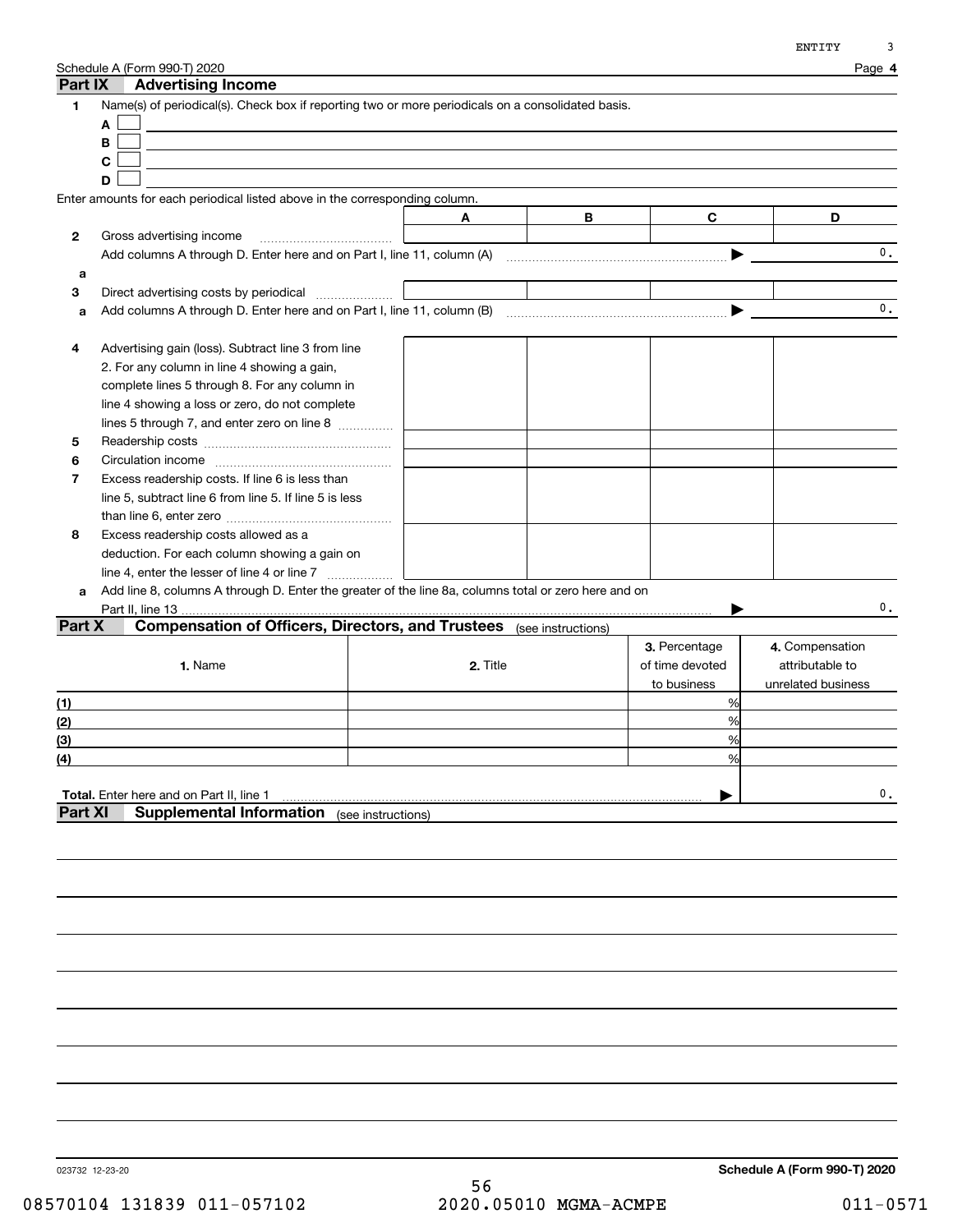Schedule A (Form 990-T) 2020 Page **4**

## Part IX Advertising Income

**1** Name(s) of periodical(s). Check box if reporting two or more periodicals on a consolidated basis.

**A** ☐

**B** ☐

**C** ☐

**D** ☐

Enter amounts for each periodical listed above in the corresponding column.

| | | A | B | C | D |
|---|---|---|---|---|---|
| **2** | Gross advertising income | | | | |
| | Add columns A through D. Enter here and on Part I, line 11, column (A) ▶ | | | | 0. |
| **a** | | | | | |
| **3** | Direct advertising costs by periodical | | | | |
| **a** | Add columns A through D. Enter here and on Part I, line 11, column (B) ▶ | | | | 0. |
| **4** | Advertising gain (loss). Subtract line 3 from line 2. For any column in line 4 showing a gain, complete lines 5 through 8. For any column in line 4 showing a loss or zero, do not complete lines 5 through 7, and enter zero on line 8 | | | | |
| **5** | Readership costs | | | | |
| **6** | Circulation income | | | | |
| **7** | Excess readership costs. If line 6 is less than line 5, subtract line 6 from line 5. If line 5 is less than line 6, enter zero | | | | |
| **8** | Excess readership costs allowed as a deduction. For each column showing a gain on line 4, enter the lesser of line 4 or line 7 | | | | |
| **a** | Add line 8, columns A through D. Enter the greater of the line 8a, columns total or zero here and on Part II, line 13 ▶ | | | | 0. |

## Part X Compensation of Officers, Directors, and Trustees (see instructions)

| | 1. Name | 2. Title | 3. Percentage of time devoted to business | 4. Compensation attributable to unrelated business |
|---|---|---|---|---|
| (1) | | | % | |
| (2) | | | % | |
| (3) | | | % | |
| (4) | | | % | |
| **Total.** Enter here and on Part II, line 1 ▶ | | | | 0. |

## Part XI Supplemental Information (see instructions)

023732 12-23-20

**Schedule A (Form 990-T) 2020**

08570104 131839 011-057102 2020.05010 MGMA-ACMPE 011-0571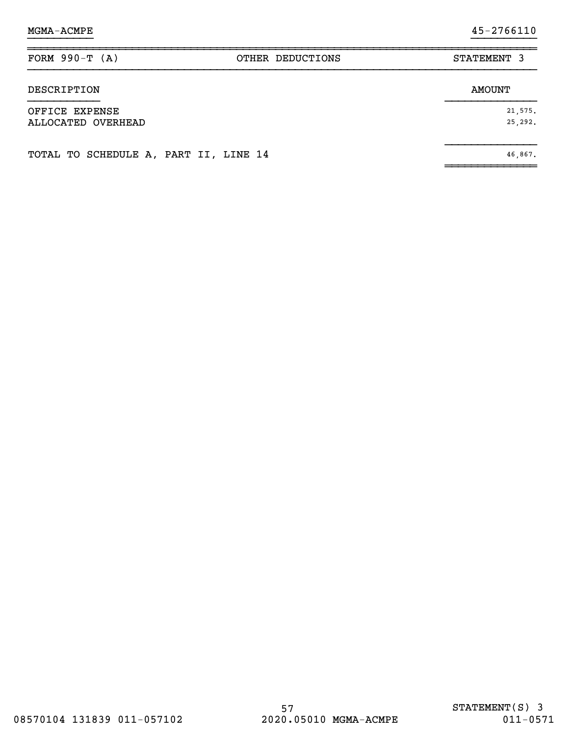| FORM 990-T (A) | OTHER DEDUCTIONS | STATEMENT 3 |
|---|---|---|

| DESCRIPTION | AMOUNT |
|---|---|
| OFFICE EXPENSE | 21,575. |
| ALLOCATED OVERHEAD | 25,292. |
| TOTAL TO SCHEDULE A, PART II, LINE 14 | 46,867. |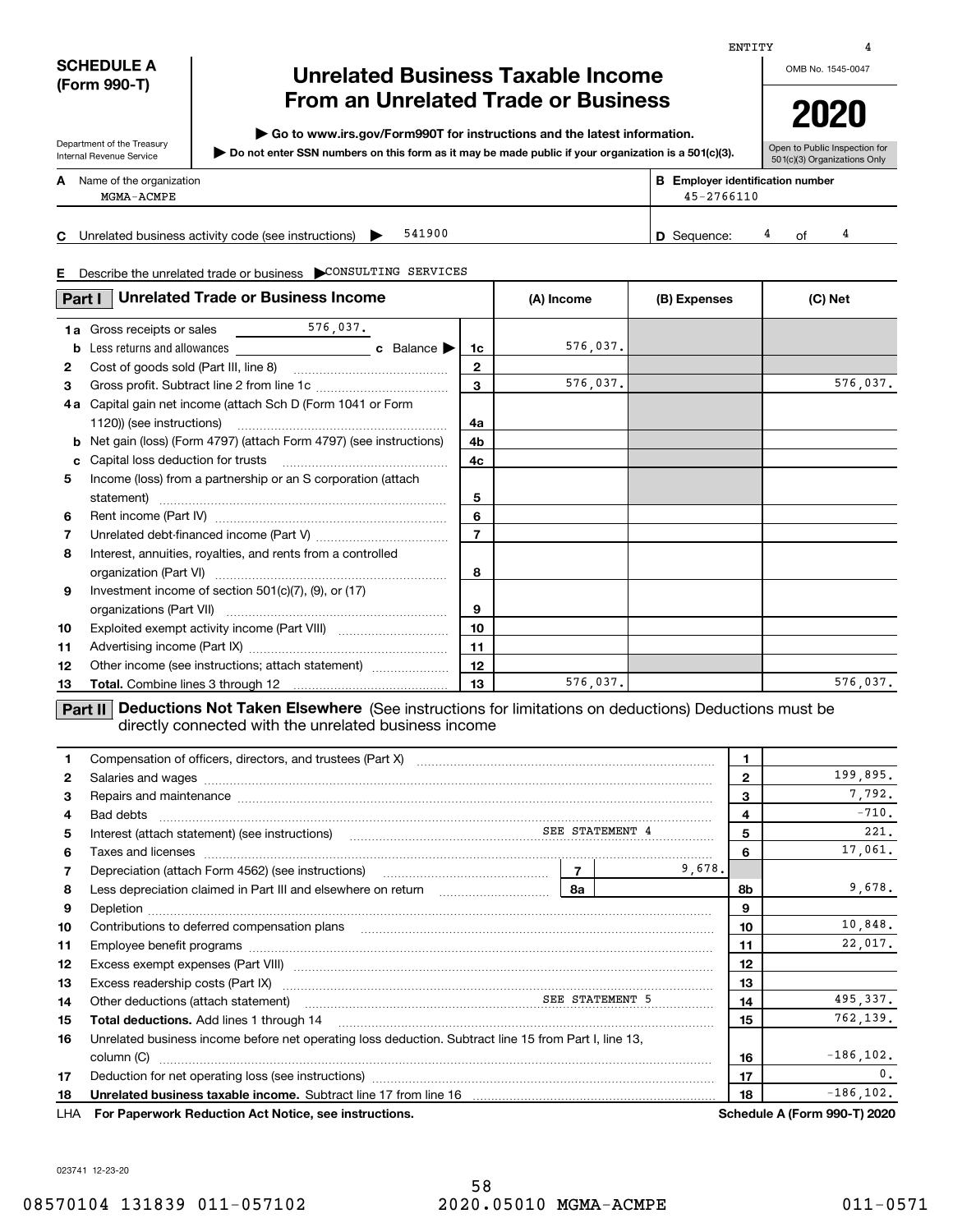ENTITY 4

**SCHEDULE A (Form 990-T)**

Department of the Treasury
Internal Revenue Service

# Unrelated Business Taxable Income From an Unrelated Trade or Business

▶ Go to www.irs.gov/Form990T for instructions and the latest information.

▶ Do not enter SSN numbers on this form as it may be made public if your organization is a 501(c)(3).

OMB No. 1545-0047

**2020**

Open to Public Inspection for 501(c)(3) Organizations Only

**A** Name of the organization: MGMA-ACMPE

**B** Employer identification number: 45-2766110

**C** Unrelated business activity code (see instructions) ▶ 541900

**D** Sequence: 4 of 4

**E** Describe the unrelated trade or business ▶ CONSULTING SERVICES

## Part I Unrelated Trade or Business Income

| | | Line | (A) Income | (B) Expenses | (C) Net |
|---|---|---|---|---|---|
| 1a | Gross receipts or sales 576,037. | | | | |
| b | Less returns and allowances ___ c Balance ▶ | 1c | 576,037. | | |
| 2 | Cost of goods sold (Part III, line 8) | 2 | | | |
| 3 | Gross profit. Subtract line 2 from line 1c | 3 | 576,037. | | 576,037. |
| 4a | Capital gain net income (attach Sch D (Form 1041 or Form 1120)) (see instructions) | 4a | | | |
| b | Net gain (loss) (Form 4797) (attach Form 4797) (see instructions) | 4b | | | |
| c | Capital loss deduction for trusts | 4c | | | |
| 5 | Income (loss) from a partnership or an S corporation (attach statement) | 5 | | | |
| 6 | Rent income (Part IV) | 6 | | | |
| 7 | Unrelated debt-financed income (Part V) | 7 | | | |
| 8 | Interest, annuities, royalties, and rents from a controlled organization (Part VI) | 8 | | | |
| 9 | Investment income of section 501(c)(7), (9), or (17) organizations (Part VII) | 9 | | | |
| 10 | Exploited exempt activity income (Part VIII) | 10 | | | |
| 11 | Advertising income (Part IX) | 11 | | | |
| 12 | Other income (see instructions; attach statement) | 12 | | | |
| 13 | **Total.** Combine lines 3 through 12 | 13 | 576,037. | | 576,037. |

## Part II Deductions Not Taken Elsewhere (See instructions for limitations on deductions) Deductions must be directly connected with the unrelated business income

| | | Line | Amount |
|---|---|---|---|
| 1 | Compensation of officers, directors, and trustees (Part X) | 1 | |
| 2 | Salaries and wages | 2 | 199,895. |
| 3 | Repairs and maintenance | 3 | 7,792. |
| 4 | Bad debts | 4 | -710. |
| 5 | Interest (attach statement) (see instructions) SEE STATEMENT 4 | 5 | 221. |
| 6 | Taxes and licenses | 6 | 17,061. |
| 7 | Depreciation (attach Form 4562) (see instructions) — 7: 9,678. | | |
| 8 | Less depreciation claimed in Part III and elsewhere on return — 8a | 8b | 9,678. |
| 9 | Depletion | 9 | |
| 10 | Contributions to deferred compensation plans | 10 | 10,848. |
| 11 | Employee benefit programs | 11 | 22,017. |
| 12 | Excess exempt expenses (Part VIII) | 12 | |
| 13 | Excess readership costs (Part IX) | 13 | |
| 14 | Other deductions (attach statement) SEE STATEMENT 5 | 14 | 495,337. |
| 15 | **Total deductions.** Add lines 1 through 14 | 15 | 762,139. |
| 16 | Unrelated business income before net operating loss deduction. Subtract line 15 from Part I, line 13, column (C) | 16 | -186,102. |
| 17 | Deduction for net operating loss (see instructions) | 17 | 0. |
| 18 | **Unrelated business taxable income.** Subtract line 17 from line 16 | 18 | -186,102. |

LHA **For Paperwork Reduction Act Notice, see instructions.** **Schedule A (Form 990-T) 2020**

023741 12-23-20

08570104 131839 011-057102 2020.05010 MGMA-ACMPE 011-0571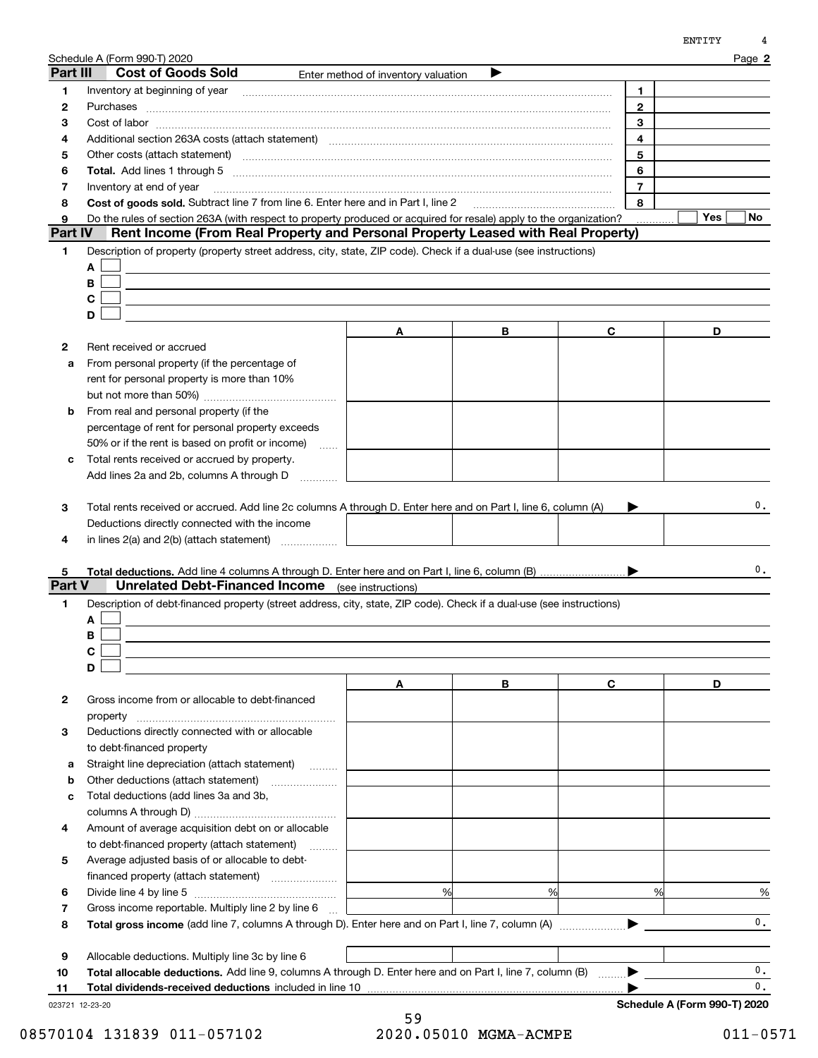Schedule A (Form 990-T) 2020 Page **2**

## Part III Cost of Goods Sold

Enter method of inventory valuation ▶

| | | | |
|---|---|---|---|
| 1 | Inventory at beginning of year | 1 | |
| 2 | Purchases | 2 | |
| 3 | Cost of labor | 3 | |
| 4 | Additional section 263A costs (attach statement) | 4 | |
| 5 | Other costs (attach statement) | 5 | |
| 6 | **Total.** Add lines 1 through 5 | 6 | |
| 7 | Inventory at end of year | 7 | |
| 8 | **Cost of goods sold.** Subtract line 7 from line 6. Enter here and in Part I, line 2 | 8 | |
| 9 | Do the rules of section 263A (with respect to property produced or acquired for resale) apply to the organization? | | Yes ☐ No ☐ |

## Part IV Rent Income (From Real Property and Personal Property Leased with Real Property)

1 Description of property (property street address, city, state, ZIP code). Check if a dual-use (see instructions)

A ☐

B ☐

C ☐

D ☐

| | | A | B | C | D |
|---|---|---|---|---|---|
| 2 | Rent received or accrued | | | | |
| a | From personal property (if the percentage of rent for personal property is more than 10% but not more than 50%) | | | | |
| b | From real and personal property (if the percentage of rent for personal property exceeds 50% or if the rent is based on profit or income) | | | | |
| c | Total rents received or accrued by property. Add lines 2a and 2b, columns A through D | | | | |
| 3 | Total rents received or accrued. Add line 2c columns A through D. Enter here and on Part I, line 6, column (A) ▶ | | | | 0. |
| 4 | Deductions directly connected with the income in lines 2(a) and 2(b) (attach statement) | | | | |
| 5 | **Total deductions.** Add line 4 columns A through D. Enter here and on Part I, line 6, column (B) ▶ | | | | 0. |

## Part V Unrelated Debt-Financed Income (see instructions)

1 Description of debt-financed property (street address, city, state, ZIP code). Check if a dual-use (see instructions)

A ☐

B ☐

C ☐

D ☐

| | | A | B | C | D |
|---|---|---|---|---|---|
| 2 | Gross income from or allocable to debt-financed property | | | | |
| 3 | Deductions directly connected with or allocable to debt-financed property | | | | |
| a | Straight line depreciation (attach statement) | | | | |
| b | Other deductions (attach statement) | | | | |
| c | Total deductions (add lines 3a and 3b, columns A through D) | | | | |
| 4 | Amount of average acquisition debt on or allocable to debt-financed property (attach statement) | | | | |
| 5 | Average adjusted basis of or allocable to debt-financed property (attach statement) | | | | |
| 6 | Divide line 4 by line 5 | % | % | % | % |
| 7 | Gross income reportable. Multiply line 2 by line 6 | | | | |
| 8 | **Total gross income** (add line 7, columns A through D). Enter here and on Part I, line 7, column (A) ▶ | | | | 0. |
| 9 | Allocable deductions. Multiply line 3c by line 6 | | | | |
| 10 | **Total allocable deductions.** Add line 9, columns A through D. Enter here and on Part I, line 7, column (B) ▶ | | | | 0. |
| 11 | **Total dividends-received deductions** included in line 10 ▶ | | | | 0. |

023721 12-23-20 **Schedule A (Form 990-T) 2020**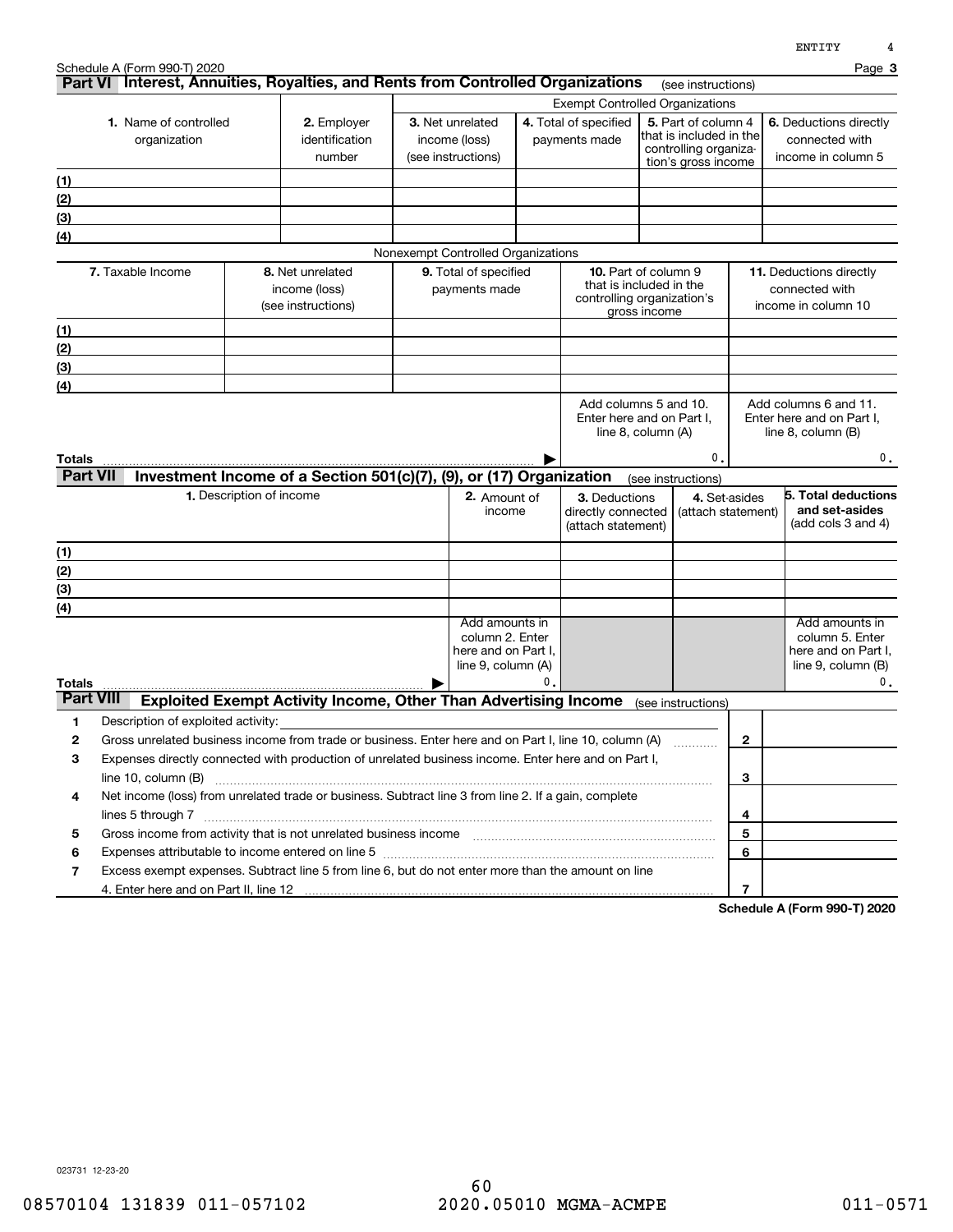Schedule A (Form 990-T) 2020

## Part VI Interest, Annuities, Royalties, and Rents from Controlled Organizations (see instructions)

| 1. Name of controlled organization | 2. Employer identification number | Exempt Controlled Organizations | | | |
|---|---|---|---|---|---|
| | | 3. Net unrelated income (loss) (see instructions) | 4. Total of specified payments made | 5. Part of column 4 that is included in the controlling organization's gross income | 6. Deductions directly connected with income in column 5 |
| (1) | | | | | |
| (2) | | | | | |
| (3) | | | | | |
| (4) | | | | | |

Nonexempt Controlled Organizations

| 7. Taxable Income | 8. Net unrelated income (loss) (see instructions) | 9. Total of specified payments made | 10. Part of column 9 that is included in the controlling organization's gross income | 11. Deductions directly connected with income in column 10 |
|---|---|---|---|---|
| (1) | | | | |
| (2) | | | | |
| (3) | | | | |
| (4) | | | | |
| | | | Add columns 5 and 10. Enter here and on Part I, line 8, column (A) | Add columns 6 and 11. Enter here and on Part I, line 8, column (B) |
| Totals | | ▶ | 0. | 0. |

## Part VII Investment Income of a Section 501(c)(7), (9), or (17) Organization (see instructions)

| 1. Description of income | 2. Amount of income | 3. Deductions directly connected (attach statement) | 4. Set-asides (attach statement) | 5. Total deductions and set-asides (add cols 3 and 4) |
|---|---|---|---|---|
| (1) | | | | |
| (2) | | | | |
| (3) | | | | |
| (4) | | | | |
| | Add amounts in column 2. Enter here and on Part I, line 9, column (A) | | | Add amounts in column 5. Enter here and on Part I, line 9, column (B) |
| Totals ▶ | 0. | | | 0. |

## Part VIII Exploited Exempt Activity Income, Other Than Advertising Income (see instructions)

| | | Line | Amount |
|---|---|---|---|
| 1 | Description of exploited activity: | | |
| 2 | Gross unrelated business income from trade or business. Enter here and on Part I, line 10, column (A) | 2 | |
| 3 | Expenses directly connected with production of unrelated business income. Enter here and on Part I, line 10, column (B) | 3 | |
| 4 | Net income (loss) from unrelated trade or business. Subtract line 3 from line 2. If a gain, complete lines 5 through 7 | 4 | |
| 5 | Gross income from activity that is not unrelated business income | 5 | |
| 6 | Expenses attributable to income entered on line 5 | 6 | |
| 7 | Excess exempt expenses. Subtract line 5 from line 6, but do not enter more than the amount on line 4. Enter here and on Part II, line 12 | 7 | |

Schedule A (Form 990-T) 2020

023731 12-23-20

08570104 131839 011-057102 2020.05010 MGMA-ACMPE 011-0571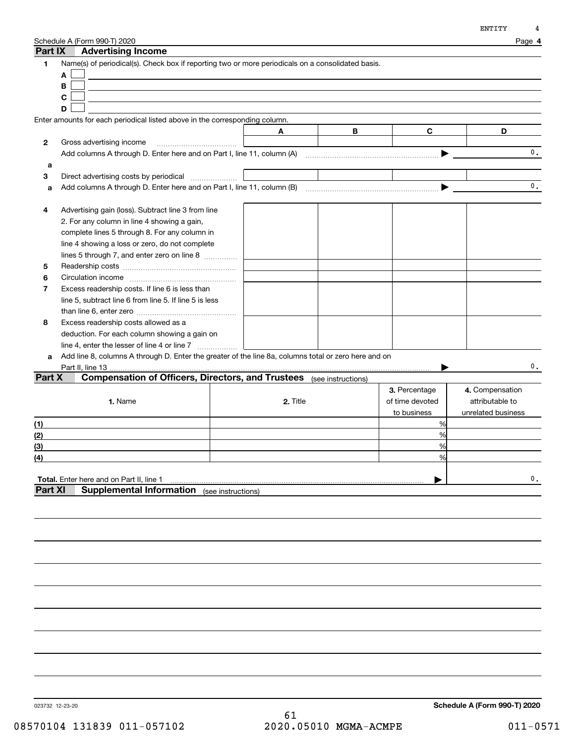Schedule A (Form 990-T) 2020

## Part IX Advertising Income

**1** Name(s) of periodical(s). Check box if reporting two or more periodicals on a consolidated basis.

A ☐

B ☐

C ☐

D ☐

Enter amounts for each periodical listed above in the corresponding column.

| | A | B | C | D |
|---|---|---|---|---|
| **2** Gross advertising income | | | | |
| **a** Add columns A through D. Enter here and on Part I, line 11, column (A) ▶ | | | | 0. |
| **3** Direct advertising costs by periodical | | | | |
| **a** Add columns A through D. Enter here and on Part I, line 11, column (B) ▶ | | | | 0. |
| **4** Advertising gain (loss). Subtract line 3 from line 2. For any column in line 4 showing a gain, complete lines 5 through 8. For any column in line 4 showing a loss or zero, do not complete lines 5 through 7, and enter zero on line 8 | | | | |
| **5** Readership costs | | | | |
| **6** Circulation income | | | | |
| **7** Excess readership costs. If line 6 is less than line 5, subtract line 6 from line 5. If line 5 is less than line 6, enter zero | | | | |
| **8** Excess readership costs allowed as a deduction. For each column showing a gain on line 4, enter the lesser of line 4 or line 7 | | | | |
| **a** Add line 8, columns A through D. Enter the greater of the line 8a, columns total or zero here and on Part II, line 13 ▶ | | | | 0. |

## Part X Compensation of Officers, Directors, and Trustees (see instructions)

| 1. Name | 2. Title | 3. Percentage of time devoted to business | 4. Compensation attributable to unrelated business |
|---|---|---|---|
| (1) | | % | |
| (2) | | % | |
| (3) | | % | |
| (4) | | % | |
| **Total.** Enter here and on Part II, line 1 ▶ | | | 0. |

## Part XI Supplemental Information (see instructions)

023732 12-23-20

**Schedule A (Form 990-T) 2020**

08570104 131839 011-057102 2020.05010 MGMA-ACMPE 011-0571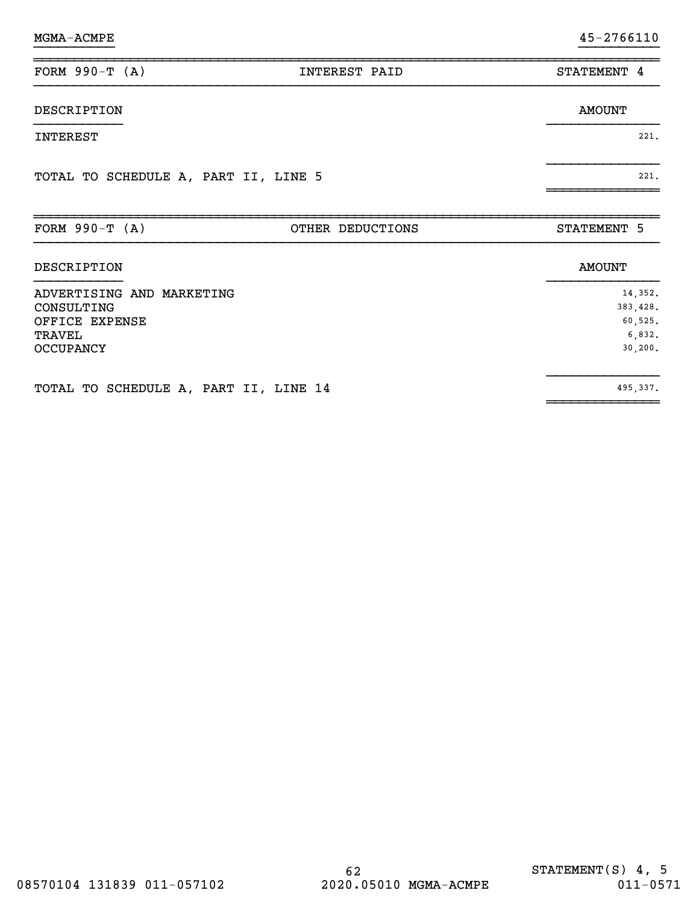MGMA-ACMPE 45-2766110

| FORM 990-T (A) | INTEREST PAID | STATEMENT 4 |
|---|---|---|
| DESCRIPTION | | AMOUNT |
| INTEREST | | 221. |
| TOTAL TO SCHEDULE A, PART II, LINE 5 | | 221. |

| FORM 990-T (A) | OTHER DEDUCTIONS | STATEMENT 5 |
|---|---|---|
| DESCRIPTION | | AMOUNT |
| ADVERTISING AND MARKETING | | 14,352. |
| CONSULTING | | 383,428. |
| OFFICE EXPENSE | | 60,525. |
| TRAVEL | | 6,832. |
| OCCUPANCY | | 30,200. |
| TOTAL TO SCHEDULE A, PART II, LINE 14 | | 495,337. |

STATEMENT(S) 4, 5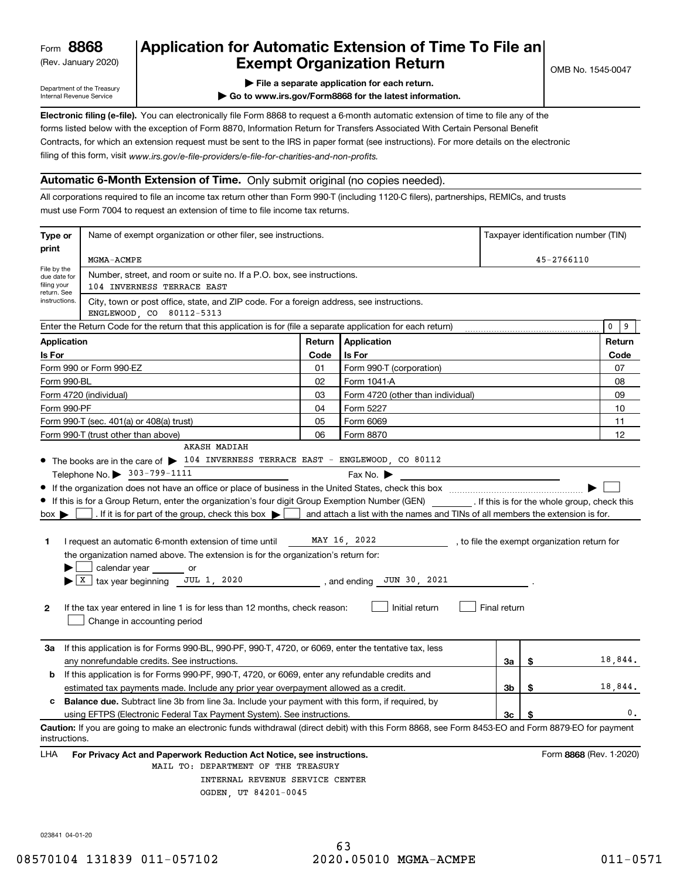Form **8868**
(Rev. January 2020)

Department of the Treasury
Internal Revenue Service

# Application for Automatic Extension of Time To File an Exempt Organization Return

▶ File a separate application for each return.
▶ Go to www.irs.gov/Form8868 for the latest information.

OMB No. 1545-0047

**Electronic filing (e-file).** You can electronically file Form 8868 to request a 6-month automatic extension of time to file any of the forms listed below with the exception of Form 8870, Information Return for Transfers Associated With Certain Personal Benefit Contracts, for which an extension request must be sent to the IRS in paper format (see instructions). For more details on the electronic filing of this form, visit *www.irs.gov/e-file-providers/e-file-for-charities-and-non-profits.*

## Automatic 6-Month Extension of Time. Only submit original (no copies needed).

All corporations required to file an income tax return other than Form 990-T (including 1120-C filers), partnerships, REMICs, and trusts must use Form 7004 to request an extension of time to file income tax returns.

| Type or print | Name of exempt organization or other filer, see instructions. | Taxpayer identification number (TIN) |
|---|---|---|
| | MGMA-ACMPE | 45-2766110 |
| File by the due date for filing your return. See instructions. | Number, street, and room or suite no. If a P.O. box, see instructions. 104 INVERNESS TERRACE EAST | |
| | City, town or post office, state, and ZIP code. For a foreign address, see instructions. ENGLEWOOD, CO 80112-5313 | |

Enter the Return Code for the return that this application is for (file a separate application for each return) ..... 0 9

| Application Is For | Return Code | Application Is For | Return Code |
|---|---|---|---|
| Form 990 or Form 990-EZ | 01 | Form 990-T (corporation) | 07 |
| Form 990-BL | 02 | Form 1041-A | 08 |
| Form 4720 (individual) | 03 | Form 4720 (other than individual) | 09 |
| Form 990-PF | 04 | Form 5227 | 10 |
| Form 990-T (sec. 401(a) or 408(a) trust) | 05 | Form 6069 | 11 |
| Form 990-T (trust other than above) | 06 | Form 8870 | 12 |

- The books are in the care of ▶ AKASH MADIAH 104 INVERNESS TERRACE EAST - ENGLEWOOD, CO 80112
  Telephone No. ▶ 303-799-1111  Fax No. ▶
- If the organization does not have an office or place of business in the United States, check this box ..... ▶ ☐
- If this is for a Group Return, enter the organization's four digit Group Exemption Number (GEN) ______ . If this is for the whole group, check this box ▶ ☐ . If it is for part of the group, check this box ▶ ☐ and attach a list with the names and TINs of all members the extension is for.

**1** I request an automatic 6-month extension of time until MAY 16, 2022 , to file the exempt organization return for the organization named above. The extension is for the organization's return for:
▶ ☐ calendar year ______ or
▶ ☒ tax year beginning JUL 1, 2020 , and ending JUN 30, 2021 .

**2** If the tax year entered in line 1 is for less than 12 months, check reason: ☐ Initial return ☐ Final return
☐ Change in accounting period

| | | | |
|---|---|---|---|
| **3a** If this application is for Forms 990-BL, 990-PF, 990-T, 4720, or 6069, enter the tentative tax, less any nonrefundable credits. See instructions. | **3a** | $ | 18,844. |
| **b** If this application is for Forms 990-PF, 990-T, 4720, or 6069, enter any refundable credits and estimated tax payments made. Include any prior year overpayment allowed as a credit. | **3b** | $ | 18,844. |
| **c Balance due.** Subtract line 3b from line 3a. Include your payment with this form, if required, by using EFTPS (Electronic Federal Tax Payment System). See instructions. | **3c** | $ | 0. |

**Caution:** If you are going to make an electronic funds withdrawal (direct debit) with this Form 8868, see Form 8453-EO and Form 8879-EO for payment instructions.

LHA **For Privacy Act and Paperwork Reduction Act Notice, see instructions.** Form **8868** (Rev. 1-2020)

MAIL TO: DEPARTMENT OF THE TREASURY
INTERNAL REVENUE SERVICE CENTER
OGDEN, UT 84201-0045

023841 04-01-20